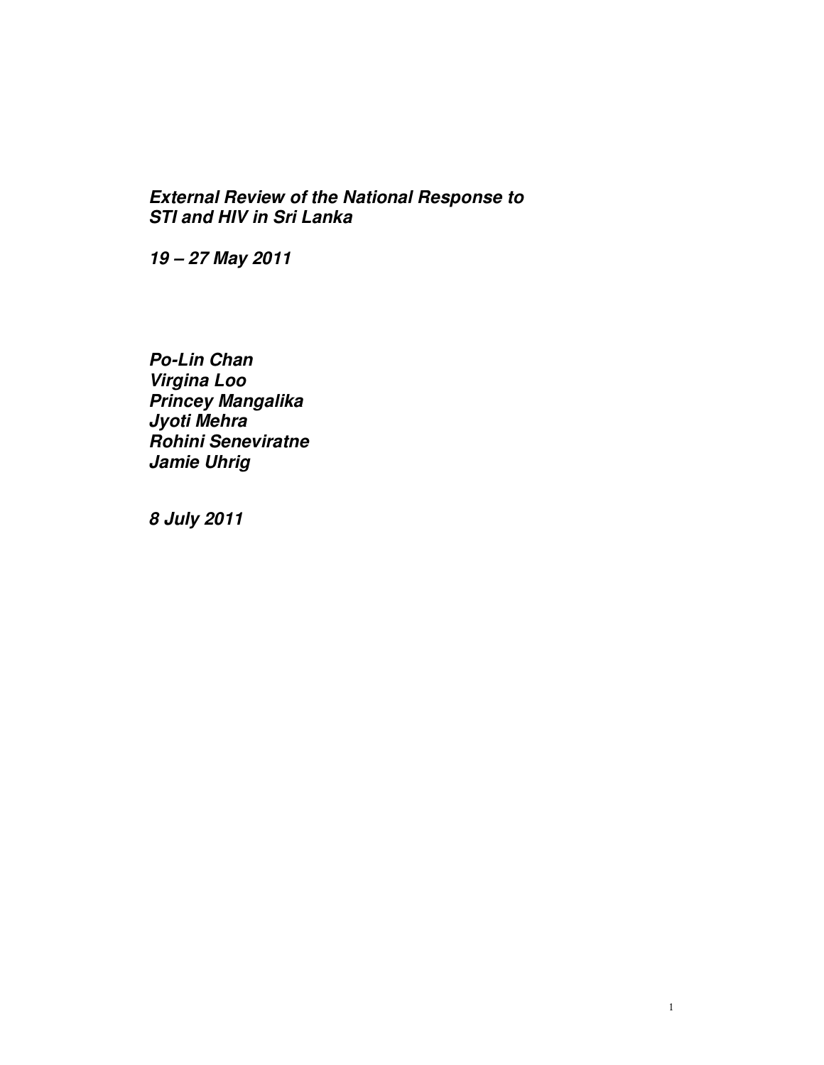# *External Review of the National Response to STI and HIV in Sri Lanka*

***19 – 27 May 2011***

***Po-Lin Chan***
***Virgina Loo***
***Princey Mangalika***
***Jyoti Mehra***
***Rohini Seneviratne***
***Jamie Uhrig***

***8 July 2011***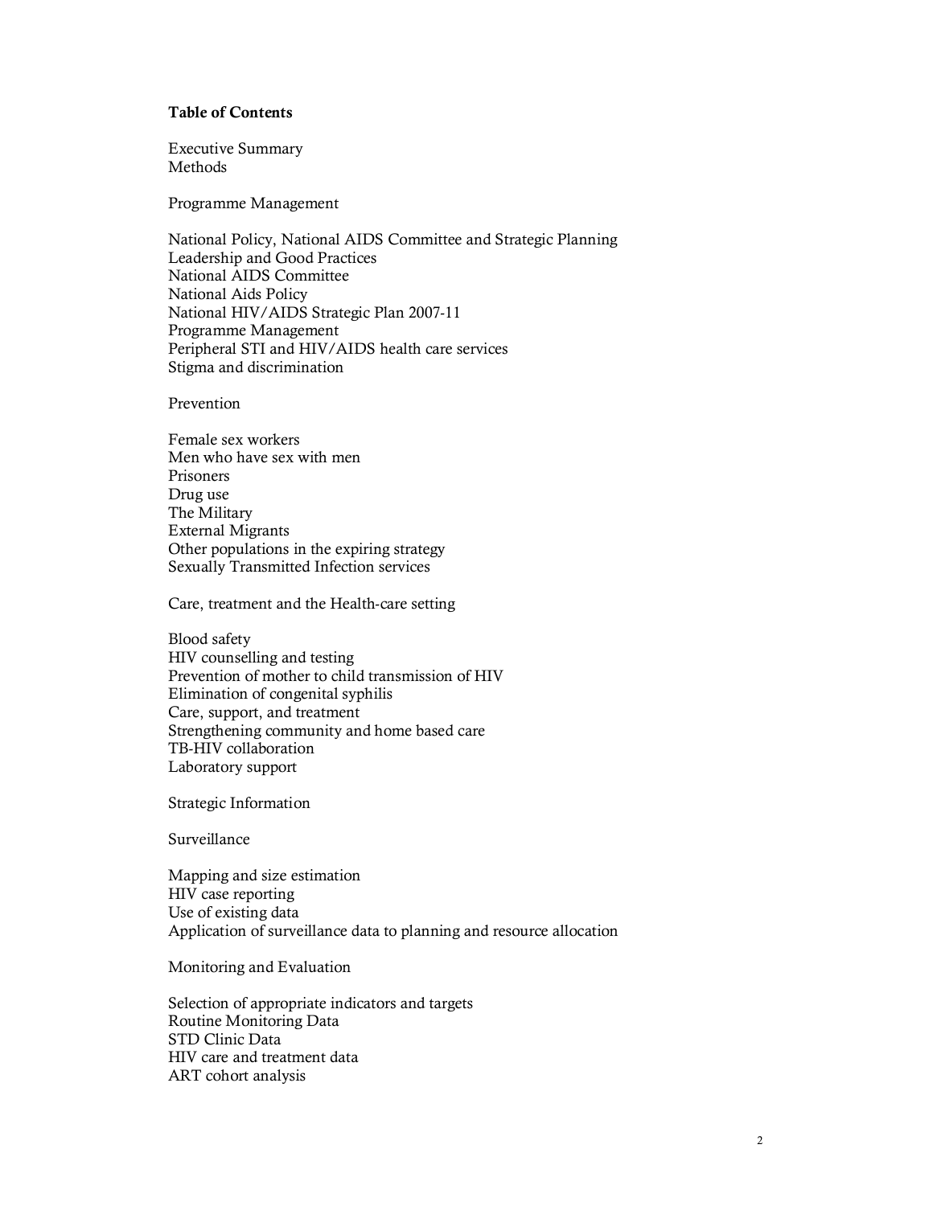**Table of Contents**

Executive Summary
Methods

Programme Management

National Policy, National AIDS Committee and Strategic Planning
Leadership and Good Practices
National AIDS Committee
National Aids Policy
National HIV/AIDS Strategic Plan 2007-11
Programme Management
Peripheral STI and HIV/AIDS health care services
Stigma and discrimination

Prevention

Female sex workers
Men who have sex with men
Prisoners
Drug use
The Military
External Migrants
Other populations in the expiring strategy
Sexually Transmitted Infection services

Care, treatment and the Health-care setting

Blood safety
HIV counselling and testing
Prevention of mother to child transmission of HIV
Elimination of congenital syphilis
Care, support, and treatment
Strengthening community and home based care
TB-HIV collaboration
Laboratory support

Strategic Information

Surveillance

Mapping and size estimation
HIV case reporting
Use of existing data
Application of surveillance data to planning and resource allocation

Monitoring and Evaluation

Selection of appropriate indicators and targets
Routine Monitoring Data
STD Clinic Data
HIV care and treatment data
ART cohort analysis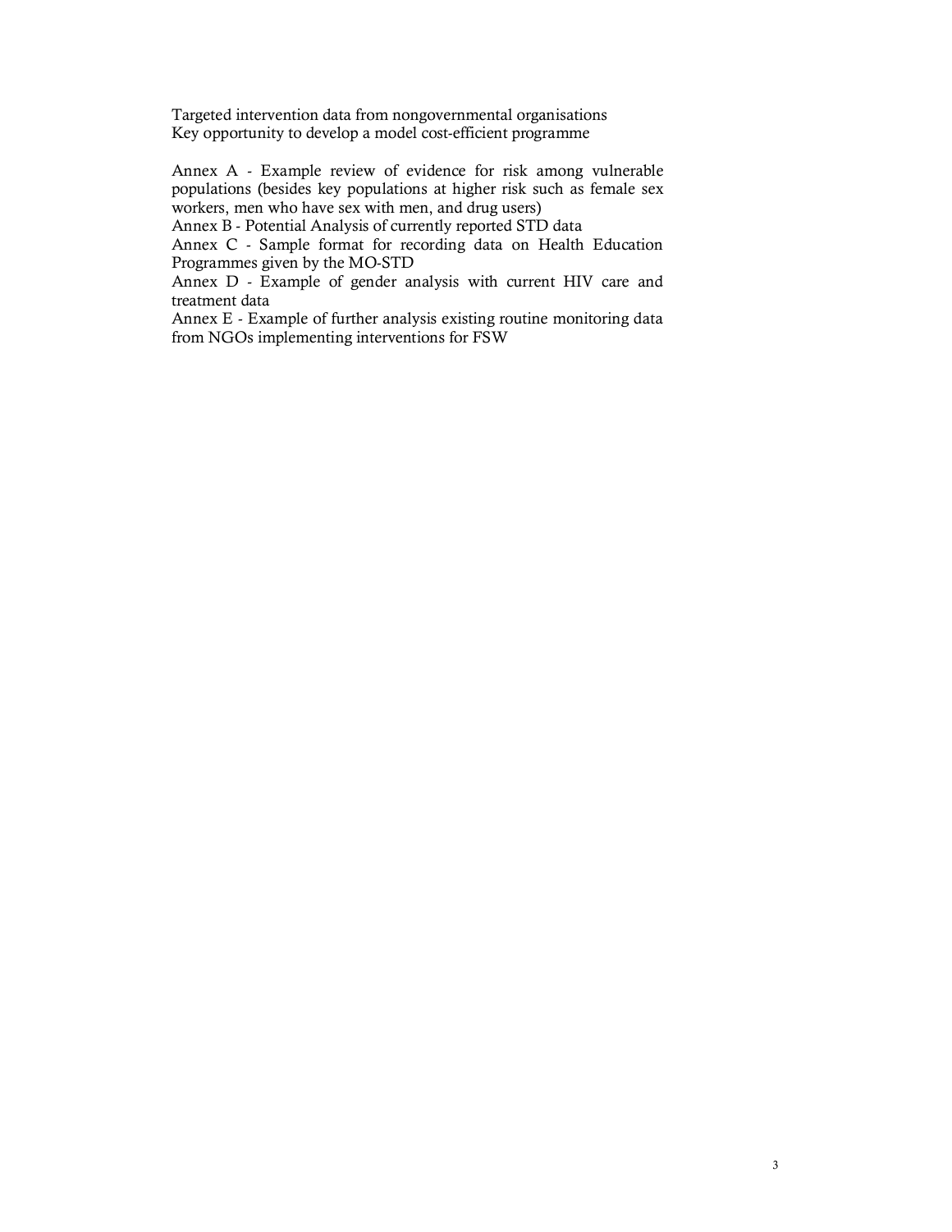Targeted intervention data from nongovernmental organisations
Key opportunity to develop a model cost-efficient programme

Annex A - Example review of evidence for risk among vulnerable populations (besides key populations at higher risk such as female sex workers, men who have sex with men, and drug users)
Annex B - Potential Analysis of currently reported STD data
Annex C - Sample format for recording data on Health Education Programmes given by the MO-STD
Annex D - Example of gender analysis with current HIV care and treatment data
Annex E - Example of further analysis existing routine monitoring data from NGOs implementing interventions for FSW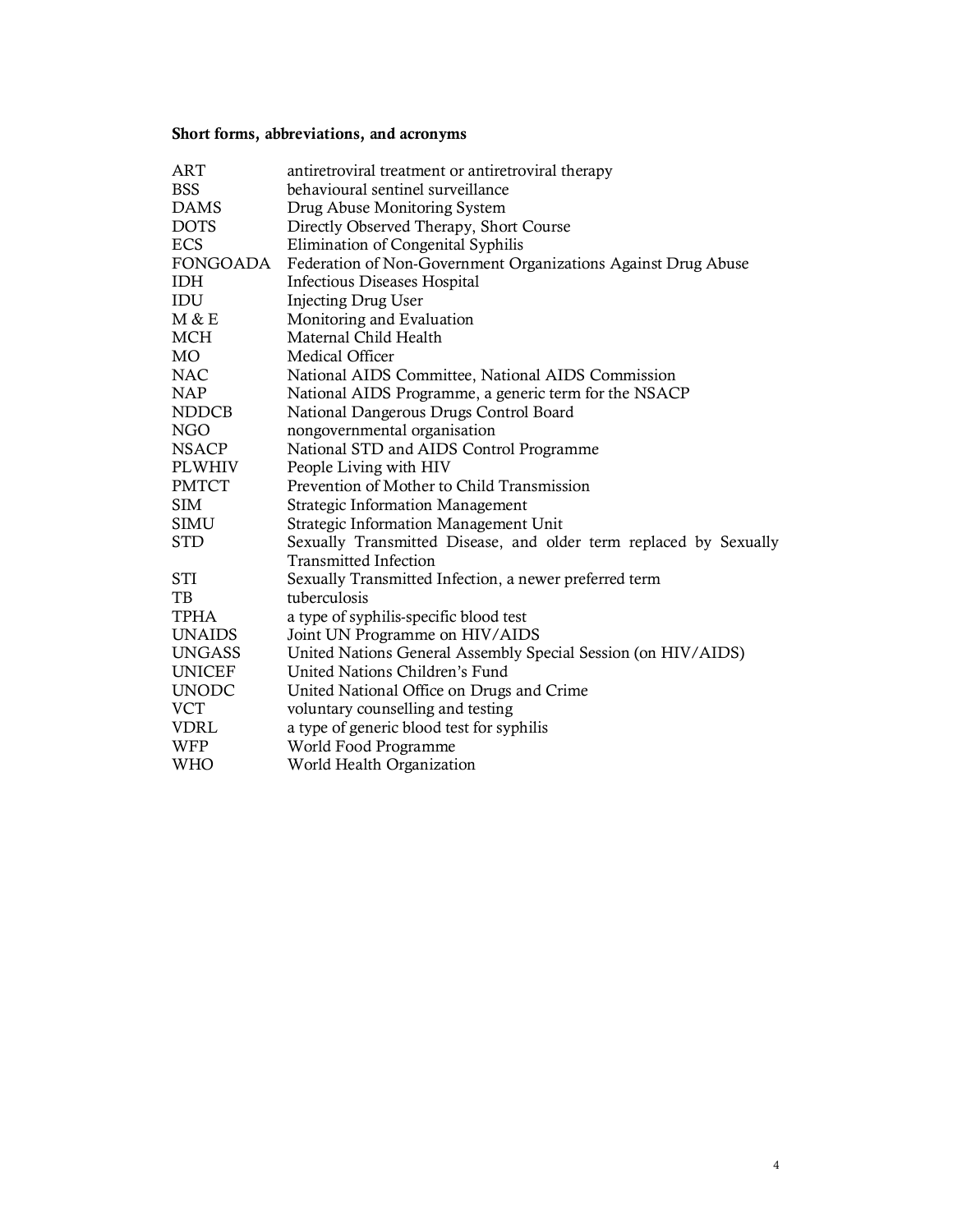**Short forms, abbreviations, and acronyms**

| | |
|---|---|
| ART | antiretroviral treatment or antiretroviral therapy |
| BSS | behavioural sentinel surveillance |
| DAMS | Drug Abuse Monitoring System |
| DOTS | Directly Observed Therapy, Short Course |
| ECS | Elimination of Congenital Syphilis |
| FONGOADA | Federation of Non-Government Organizations Against Drug Abuse |
| IDH | Infectious Diseases Hospital |
| IDU | Injecting Drug User |
| M & E | Monitoring and Evaluation |
| MCH | Maternal Child Health |
| MO | Medical Officer |
| NAC | National AIDS Committee, National AIDS Commission |
| NAP | National AIDS Programme, a generic term for the NSACP |
| NDDCB | National Dangerous Drugs Control Board |
| NGO | nongovernmental organisation |
| NSACP | National STD and AIDS Control Programme |
| PLWHIV | People Living with HIV |
| PMTCT | Prevention of Mother to Child Transmission |
| SIM | Strategic Information Management |
| SIMU | Strategic Information Management Unit |
| STD | Sexually Transmitted Disease, and older term replaced by Sexually Transmitted Infection |
| STI | Sexually Transmitted Infection, a newer preferred term |
| TB | tuberculosis |
| TPHA | a type of syphilis-specific blood test |
| UNAIDS | Joint UN Programme on HIV/AIDS |
| UNGASS | United Nations General Assembly Special Session (on HIV/AIDS) |
| UNICEF | United Nations Children's Fund |
| UNODC | United National Office on Drugs and Crime |
| VCT | voluntary counselling and testing |
| VDRL | a type of generic blood test for syphilis |
| WFP | World Food Programme |
| WHO | World Health Organization |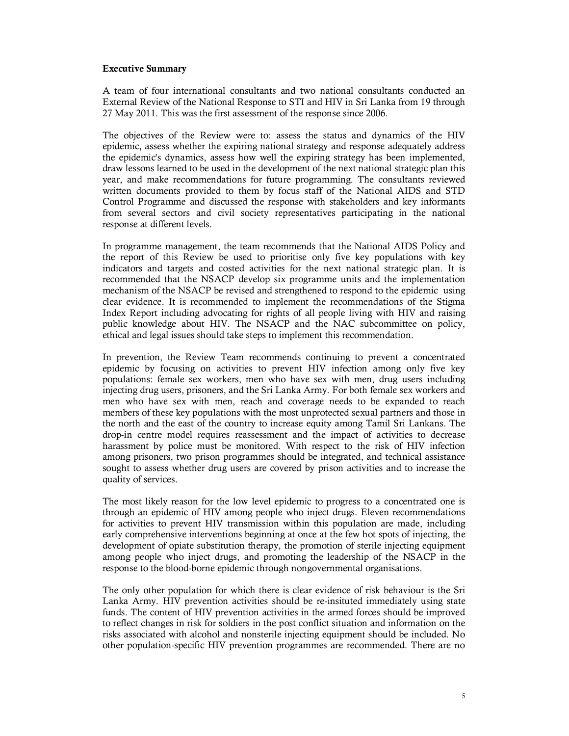**Executive Summary**

A team of four international consultants and two national consultants conducted an External Review of the National Response to STI and HIV in Sri Lanka from 19 through 27 May 2011. This was the first assessment of the response since 2006.

The objectives of the Review were to: assess the status and dynamics of the HIV epidemic, assess whether the expiring national strategy and response adequately address the epidemic's dynamics, assess how well the expiring strategy has been implemented, draw lessons learned to be used in the development of the next national strategic plan this year, and make recommendations for future programming. The consultants reviewed written documents provided to them by focus staff of the National AIDS and STD Control Programme and discussed the response with stakeholders and key informants from several sectors and civil society representatives participating in the national response at different levels.

In programme management, the team recommends that the National AIDS Policy and the report of this Review be used to prioritise only five key populations with key indicators and targets and costed activities for the next national strategic plan. It is recommended that the NSACP develop six programme units and the implementation mechanism of the NSACP be revised and strengthened to respond to the epidemic using clear evidence. It is recommended to implement the recommendations of the Stigma Index Report including advocating for rights of all people living with HIV and raising public knowledge about HIV. The NSACP and the NAC subcommittee on policy, ethical and legal issues should take steps to implement this recommendation.

In prevention, the Review Team recommends continuing to prevent a concentrated epidemic by focusing on activities to prevent HIV infection among only five key populations: female sex workers, men who have sex with men, drug users including injecting drug users, prisoners, and the Sri Lanka Army. For both female sex workers and men who have sex with men, reach and coverage needs to be expanded to reach members of these key populations with the most unprotected sexual partners and those in the north and the east of the country to increase equity among Tamil Sri Lankans. The drop-in centre model requires reassessment and the impact of activities to decrease harassment by police must be monitored. With respect to the risk of HIV infection among prisoners, two prison programmes should be integrated, and technical assistance sought to assess whether drug users are covered by prison activities and to increase the quality of services.

The most likely reason for the low level epidemic to progress to a concentrated one is through an epidemic of HIV among people who inject drugs. Eleven recommendations for activities to prevent HIV transmission within this population are made, including early comprehensive interventions beginning at once at the few hot spots of injecting, the development of opiate substitution therapy, the promotion of sterile injecting equipment among people who inject drugs, and promoting the leadership of the NSACP in the response to the blood-borne epidemic through nongovernmental organisations.

The only other population for which there is clear evidence of risk behaviour is the Sri Lanka Army. HIV prevention activities should be re-insituted immediately using state funds. The content of HIV prevention activities in the armed forces should be improved to reflect changes in risk for soldiers in the post conflict situation and information on the risks associated with alcohol and nonsterile injecting equipment should be included. No other population-specific HIV prevention programmes are recommended. There are no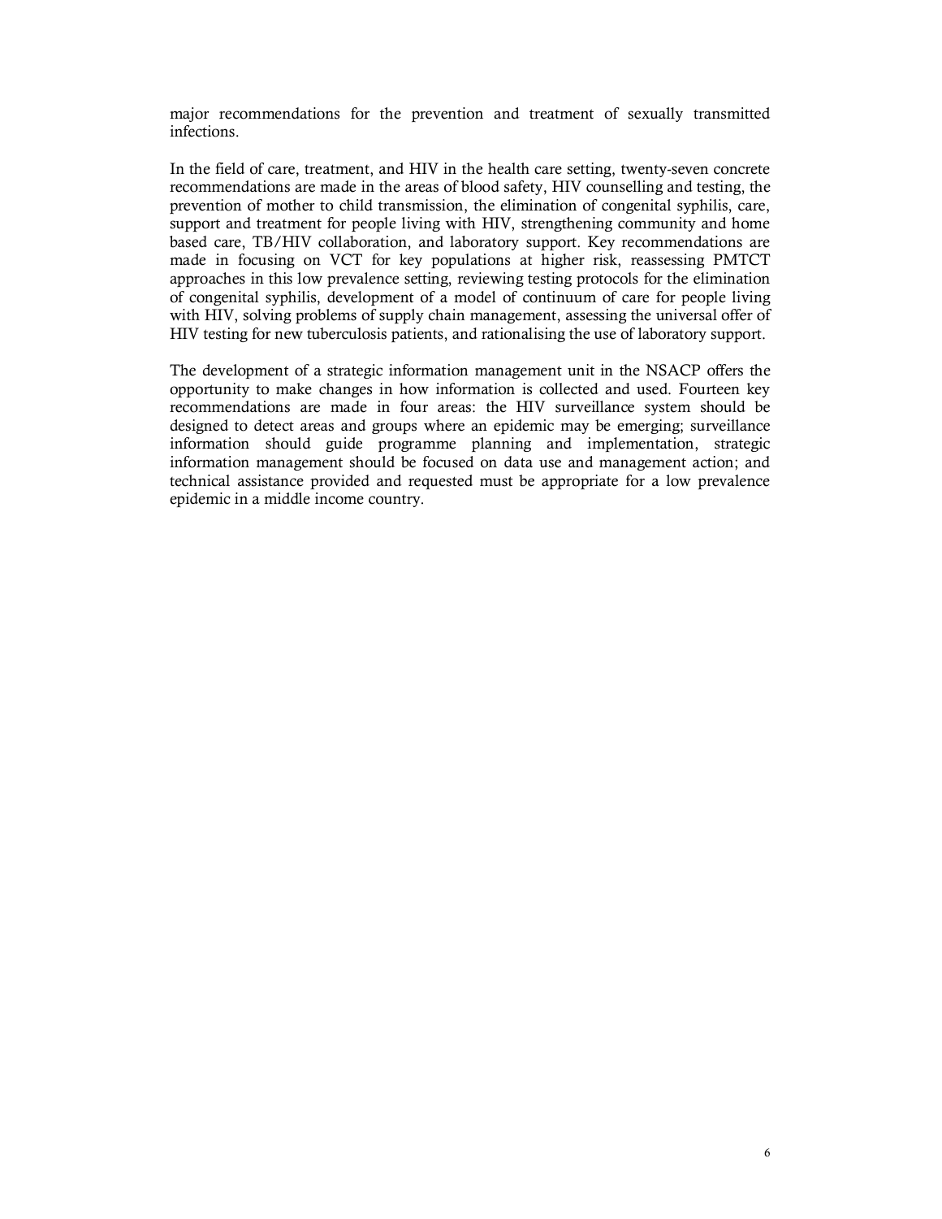major recommendations for the prevention and treatment of sexually transmitted infections.

In the field of care, treatment, and HIV in the health care setting, twenty-seven concrete recommendations are made in the areas of blood safety, HIV counselling and testing, the prevention of mother to child transmission, the elimination of congenital syphilis, care, support and treatment for people living with HIV, strengthening community and home based care, TB/HIV collaboration, and laboratory support. Key recommendations are made in focusing on VCT for key populations at higher risk, reassessing PMTCT approaches in this low prevalence setting, reviewing testing protocols for the elimination of congenital syphilis, development of a model of continuum of care for people living with HIV, solving problems of supply chain management, assessing the universal offer of HIV testing for new tuberculosis patients, and rationalising the use of laboratory support.

The development of a strategic information management unit in the NSACP offers the opportunity to make changes in how information is collected and used. Fourteen key recommendations are made in four areas: the HIV surveillance system should be designed to detect areas and groups where an epidemic may be emerging; surveillance information should guide programme planning and implementation, strategic information management should be focused on data use and management action; and technical assistance provided and requested must be appropriate for a low prevalence epidemic in a middle income country.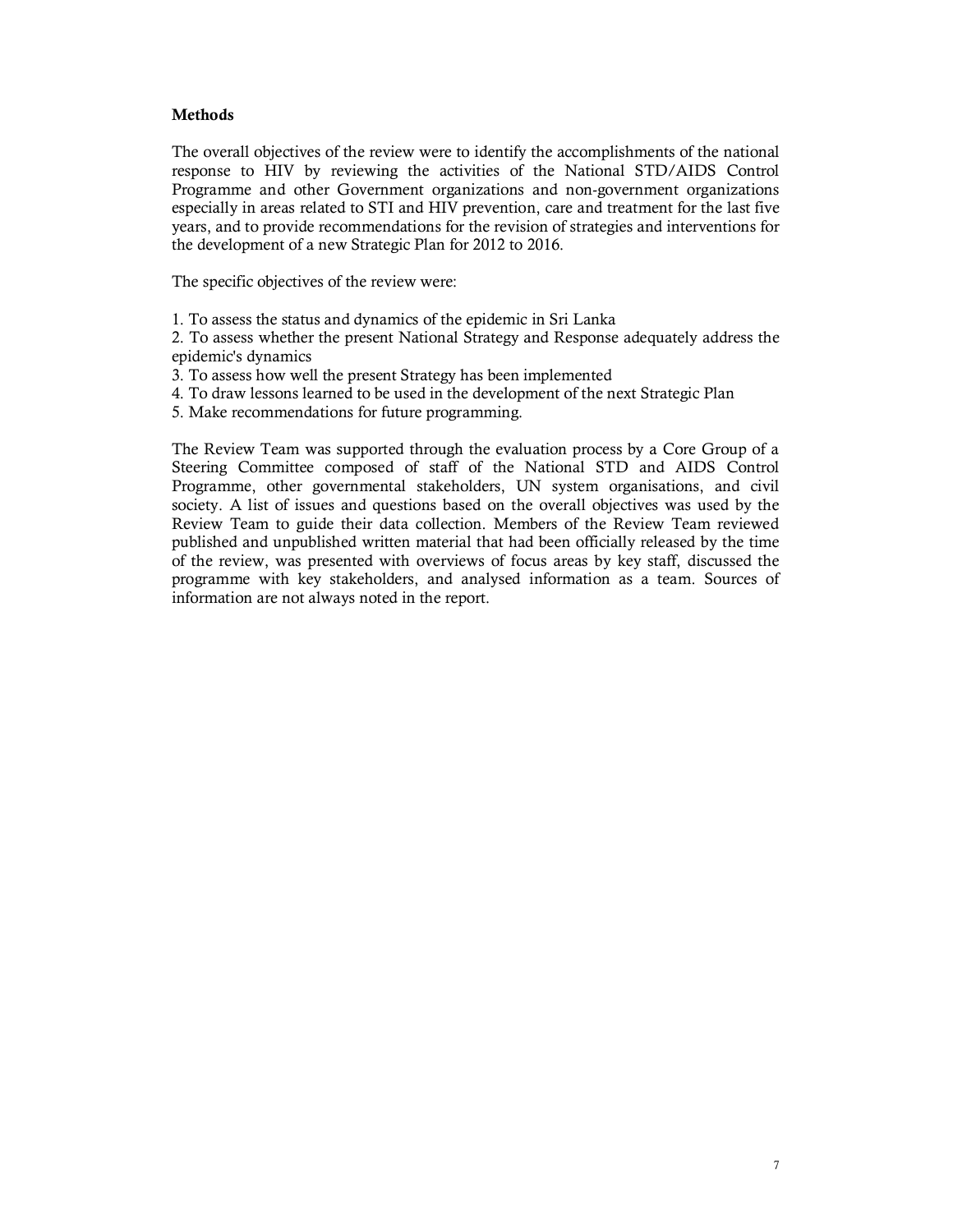## Methods

The overall objectives of the review were to identify the accomplishments of the national response to HIV by reviewing the activities of the National STD/AIDS Control Programme and other Government organizations and non-government organizations especially in areas related to STI and HIV prevention, care and treatment for the last five years, and to provide recommendations for the revision of strategies and interventions for the development of a new Strategic Plan for 2012 to 2016.

The specific objectives of the review were:

1. To assess the status and dynamics of the epidemic in Sri Lanka
2. To assess whether the present National Strategy and Response adequately address the epidemic's dynamics
3. To assess how well the present Strategy has been implemented
4. To draw lessons learned to be used in the development of the next Strategic Plan
5. Make recommendations for future programming.

The Review Team was supported through the evaluation process by a Core Group of a Steering Committee composed of staff of the National STD and AIDS Control Programme, other governmental stakeholders, UN system organisations, and civil society. A list of issues and questions based on the overall objectives was used by the Review Team to guide their data collection. Members of the Review Team reviewed published and unpublished written material that had been officially released by the time of the review, was presented with overviews of focus areas by key staff, discussed the programme with key stakeholders, and analysed information as a team. Sources of information are not always noted in the report.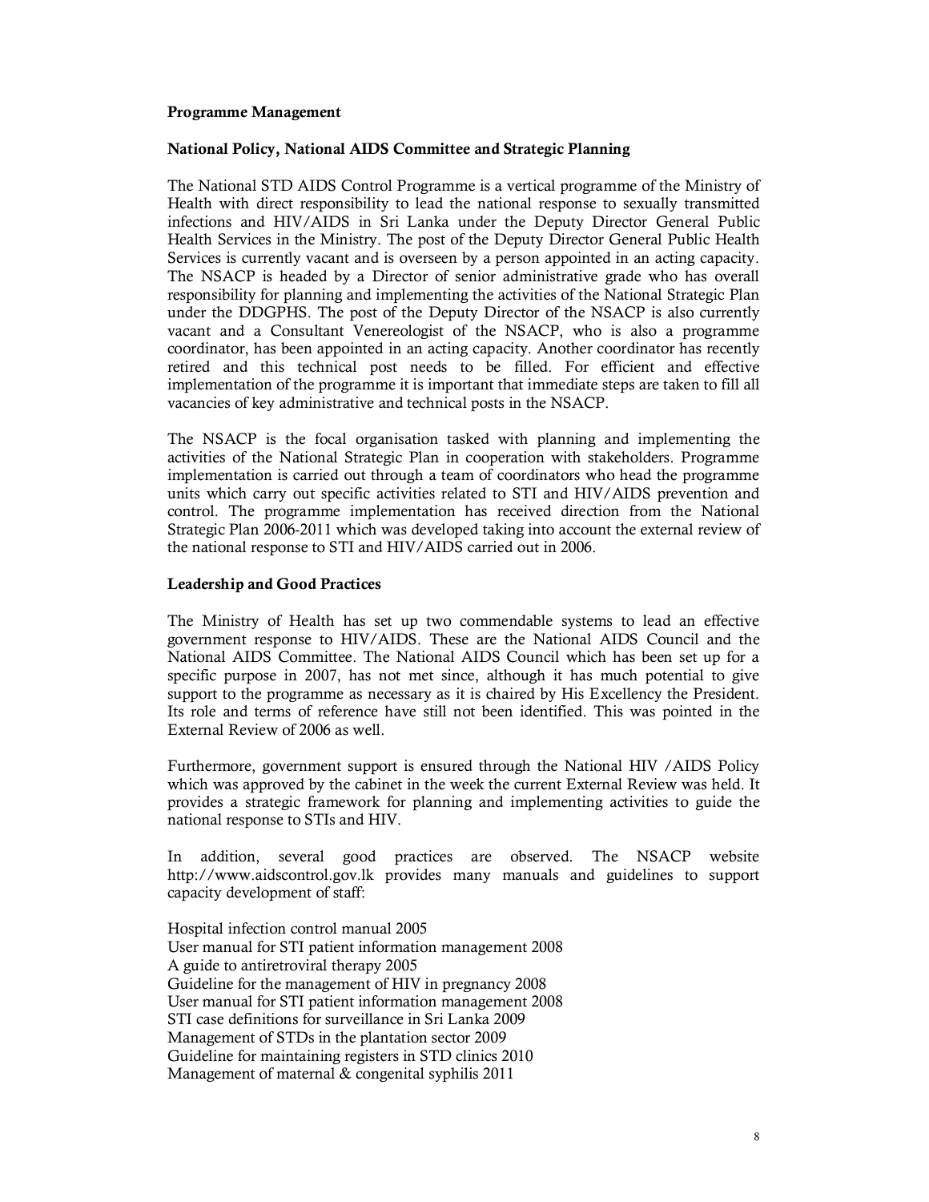**Programme Management**

**National Policy, National AIDS Committee and Strategic Planning**

The National STD AIDS Control Programme is a vertical programme of the Ministry of Health with direct responsibility to lead the national response to sexually transmitted infections and HIV/AIDS in Sri Lanka under the Deputy Director General Public Health Services in the Ministry. The post of the Deputy Director General Public Health Services is currently vacant and is overseen by a person appointed in an acting capacity. The NSACP is headed by a Director of senior administrative grade who has overall responsibility for planning and implementing the activities of the National Strategic Plan under the DDGPHS. The post of the Deputy Director of the NSACP is also currently vacant and a Consultant Venereologist of the NSACP, who is also a programme coordinator, has been appointed in an acting capacity. Another coordinator has recently retired and this technical post needs to be filled. For efficient and effective implementation of the programme it is important that immediate steps are taken to fill all vacancies of key administrative and technical posts in the NSACP.

The NSACP is the focal organisation tasked with planning and implementing the activities of the National Strategic Plan in cooperation with stakeholders. Programme implementation is carried out through a team of coordinators who head the programme units which carry out specific activities related to STI and HIV/AIDS prevention and control. The programme implementation has received direction from the National Strategic Plan 2006-2011 which was developed taking into account the external review of the national response to STI and HIV/AIDS carried out in 2006.

**Leadership and Good Practices**

The Ministry of Health has set up two commendable systems to lead an effective government response to HIV/AIDS. These are the National AIDS Council and the National AIDS Committee. The National AIDS Council which has been set up for a specific purpose in 2007, has not met since, although it has much potential to give support to the programme as necessary as it is chaired by His Excellency the President. Its role and terms of reference have still not been identified. This was pointed in the External Review of 2006 as well.

Furthermore, government support is ensured through the National HIV /AIDS Policy which was approved by the cabinet in the week the current External Review was held. It provides a strategic framework for planning and implementing activities to guide the national response to STIs and HIV.

In addition, several good practices are observed. The NSACP website http://www.aidscontrol.gov.lk provides many manuals and guidelines to support capacity development of staff:

Hospital infection control manual 2005
User manual for STI patient information management 2008
A guide to antiretroviral therapy 2005
Guideline for the management of HIV in pregnancy 2008
User manual for STI patient information management 2008
STI case definitions for surveillance in Sri Lanka 2009
Management of STDs in the plantation sector 2009
Guideline for maintaining registers in STD clinics 2010
Management of maternal & congenital syphilis 2011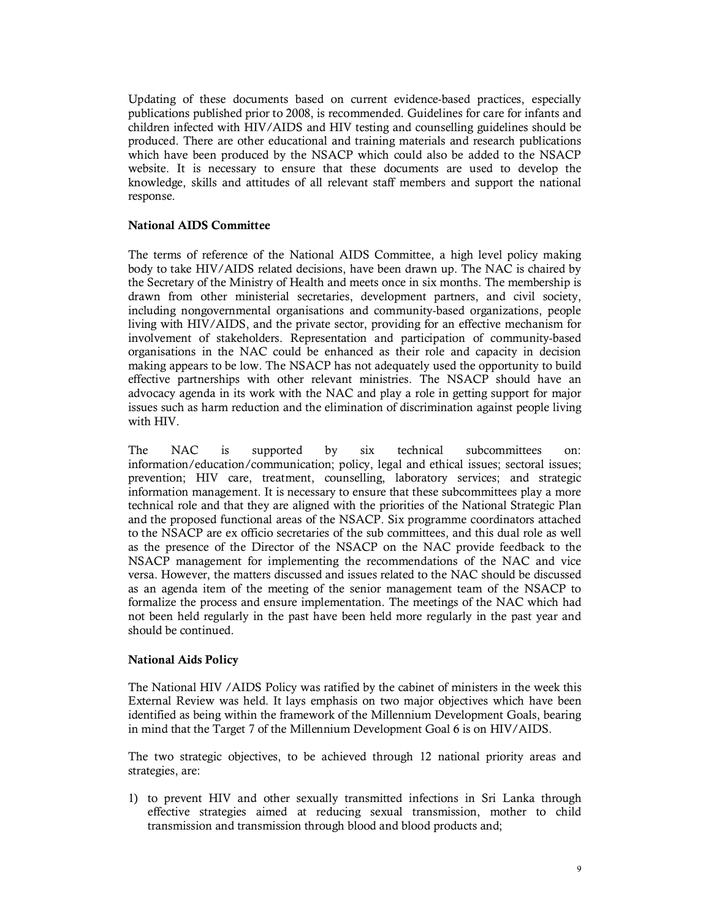Updating of these documents based on current evidence-based practices, especially publications published prior to 2008, is recommended. Guidelines for care for infants and children infected with HIV/AIDS and HIV testing and counselling guidelines should be produced. There are other educational and training materials and research publications which have been produced by the NSACP which could also be added to the NSACP website. It is necessary to ensure that these documents are used to develop the knowledge, skills and attitudes of all relevant staff members and support the national response.

### National AIDS Committee

The terms of reference of the National AIDS Committee, a high level policy making body to take HIV/AIDS related decisions, have been drawn up. The NAC is chaired by the Secretary of the Ministry of Health and meets once in six months. The membership is drawn from other ministerial secretaries, development partners, and civil society, including nongovernmental organisations and community-based organizations, people living with HIV/AIDS, and the private sector, providing for an effective mechanism for involvement of stakeholders. Representation and participation of community-based organisations in the NAC could be enhanced as their role and capacity in decision making appears to be low. The NSACP has not adequately used the opportunity to build effective partnerships with other relevant ministries. The NSACP should have an advocacy agenda in its work with the NAC and play a role in getting support for major issues such as harm reduction and the elimination of discrimination against people living with HIV.

The NAC is supported by six technical subcommittees on: information/education/communication; policy, legal and ethical issues; sectoral issues; prevention; HIV care, treatment, counselling, laboratory services; and strategic information management. It is necessary to ensure that these subcommittees play a more technical role and that they are aligned with the priorities of the National Strategic Plan and the proposed functional areas of the NSACP. Six programme coordinators attached to the NSACP are ex officio secretaries of the sub committees, and this dual role as well as the presence of the Director of the NSACP on the NAC provide feedback to the NSACP management for implementing the recommendations of the NAC and vice versa. However, the matters discussed and issues related to the NAC should be discussed as an agenda item of the meeting of the senior management team of the NSACP to formalize the process and ensure implementation. The meetings of the NAC which had not been held regularly in the past have been held more regularly in the past year and should be continued.

### National Aids Policy

The National HIV /AIDS Policy was ratified by the cabinet of ministers in the week this External Review was held. It lays emphasis on two major objectives which have been identified as being within the framework of the Millennium Development Goals, bearing in mind that the Target 7 of the Millennium Development Goal 6 is on HIV/AIDS.

The two strategic objectives, to be achieved through 12 national priority areas and strategies, are:

1) to prevent HIV and other sexually transmitted infections in Sri Lanka through effective strategies aimed at reducing sexual transmission, mother to child transmission and transmission through blood and blood products and;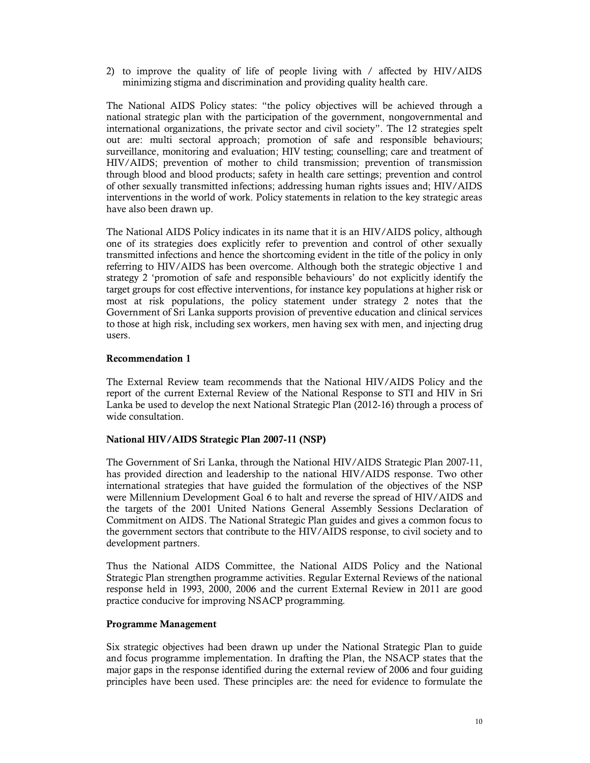2) to improve the quality of life of people living with / affected by HIV/AIDS minimizing stigma and discrimination and providing quality health care.

The National AIDS Policy states: "the policy objectives will be achieved through a national strategic plan with the participation of the government, nongovernmental and international organizations, the private sector and civil society". The 12 strategies spelt out are: multi sectoral approach; promotion of safe and responsible behaviours; surveillance, monitoring and evaluation; HIV testing; counselling; care and treatment of HIV/AIDS; prevention of mother to child transmission; prevention of transmission through blood and blood products; safety in health care settings; prevention and control of other sexually transmitted infections; addressing human rights issues and; HIV/AIDS interventions in the world of work. Policy statements in relation to the key strategic areas have also been drawn up.

The National AIDS Policy indicates in its name that it is an HIV/AIDS policy, although one of its strategies does explicitly refer to prevention and control of other sexually transmitted infections and hence the shortcoming evident in the title of the policy in only referring to HIV/AIDS has been overcome. Although both the strategic objective 1 and strategy 2 'promotion of safe and responsible behaviours' do not explicitly identify the target groups for cost effective interventions, for instance key populations at higher risk or most at risk populations, the policy statement under strategy 2 notes that the Government of Sri Lanka supports provision of preventive education and clinical services to those at high risk, including sex workers, men having sex with men, and injecting drug users.

**Recommendation 1**

The External Review team recommends that the National HIV/AIDS Policy and the report of the current External Review of the National Response to STI and HIV in Sri Lanka be used to develop the next National Strategic Plan (2012-16) through a process of wide consultation.

**National HIV/AIDS Strategic Plan 2007-11 (NSP)**

The Government of Sri Lanka, through the National HIV/AIDS Strategic Plan 2007-11, has provided direction and leadership to the national HIV/AIDS response. Two other international strategies that have guided the formulation of the objectives of the NSP were Millennium Development Goal 6 to halt and reverse the spread of HIV/AIDS and the targets of the 2001 United Nations General Assembly Sessions Declaration of Commitment on AIDS. The National Strategic Plan guides and gives a common focus to the government sectors that contribute to the HIV/AIDS response, to civil society and to development partners.

Thus the National AIDS Committee, the National AIDS Policy and the National Strategic Plan strengthen programme activities. Regular External Reviews of the national response held in 1993, 2000, 2006 and the current External Review in 2011 are good practice conducive for improving NSACP programming.

**Programme Management**

Six strategic objectives had been drawn up under the National Strategic Plan to guide and focus programme implementation. In drafting the Plan, the NSACP states that the major gaps in the response identified during the external review of 2006 and four guiding principles have been used. These principles are: the need for evidence to formulate the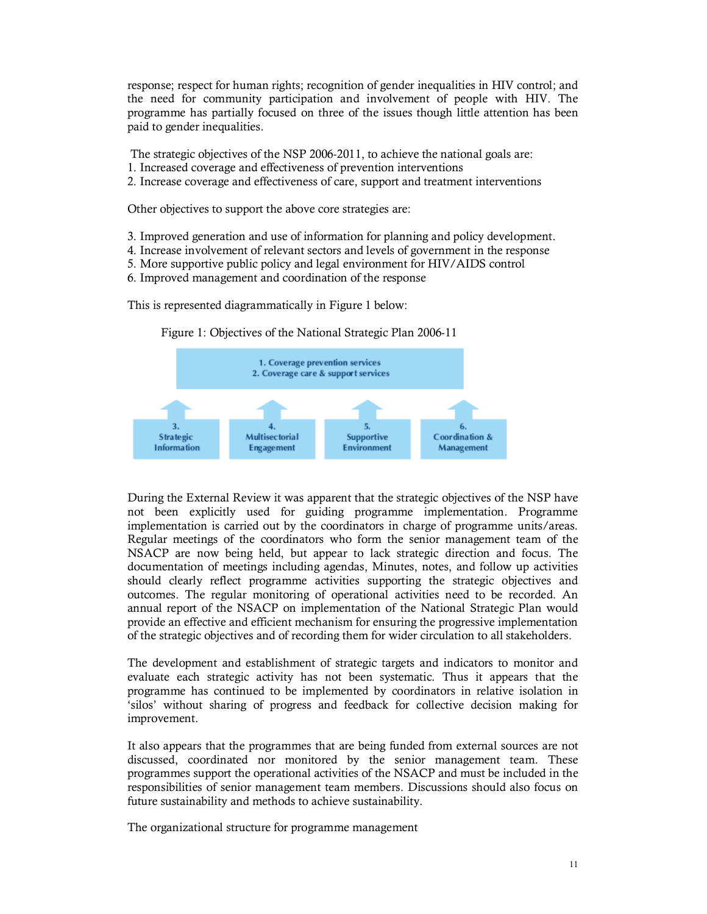response; respect for human rights; recognition of gender inequalities in HIV control; and the need for community participation and involvement of people with HIV. The programme has partially focused on three of the issues though little attention has been paid to gender inequalities.

The strategic objectives of the NSP 2006-2011, to achieve the national goals are:

1. Increased coverage and effectiveness of prevention interventions
2. Increase coverage and effectiveness of care, support and treatment interventions

Other objectives to support the above core strategies are:

3. Improved generation and use of information for planning and policy development.
4. Increase involvement of relevant sectors and levels of government in the response
5. More supportive public policy and legal environment for HIV/AIDS control
6. Improved management and coordination of the response

This is represented diagrammatically in Figure 1 below:

Figure 1: Objectives of the National Strategic Plan 2006-11

1. Coverage prevention services
2. Coverage care & support services

3. Strategic Information | 4. Multisectorial Engagement | 5. Supportive Environment | 6. Coordination & Management

During the External Review it was apparent that the strategic objectives of the NSP have not been explicitly used for guiding programme implementation. Programme implementation is carried out by the coordinators in charge of programme units/areas. Regular meetings of the coordinators who form the senior management team of the NSACP are now being held, but appear to lack strategic direction and focus. The documentation of meetings including agendas, Minutes, notes, and follow up activities should clearly reflect programme activities supporting the strategic objectives and outcomes. The regular monitoring of operational activities need to be recorded. An annual report of the NSACP on implementation of the National Strategic Plan would provide an effective and efficient mechanism for ensuring the progressive implementation of the strategic objectives and of recording them for wider circulation to all stakeholders.

The development and establishment of strategic targets and indicators to monitor and evaluate each strategic activity has not been systematic. Thus it appears that the programme has continued to be implemented by coordinators in relative isolation in 'silos' without sharing of progress and feedback for collective decision making for improvement.

It also appears that the programmes that are being funded from external sources are not discussed, coordinated nor monitored by the senior management team. These programmes support the operational activities of the NSACP and must be included in the responsibilities of senior management team members. Discussions should also focus on future sustainability and methods to achieve sustainability.

The organizational structure for programme management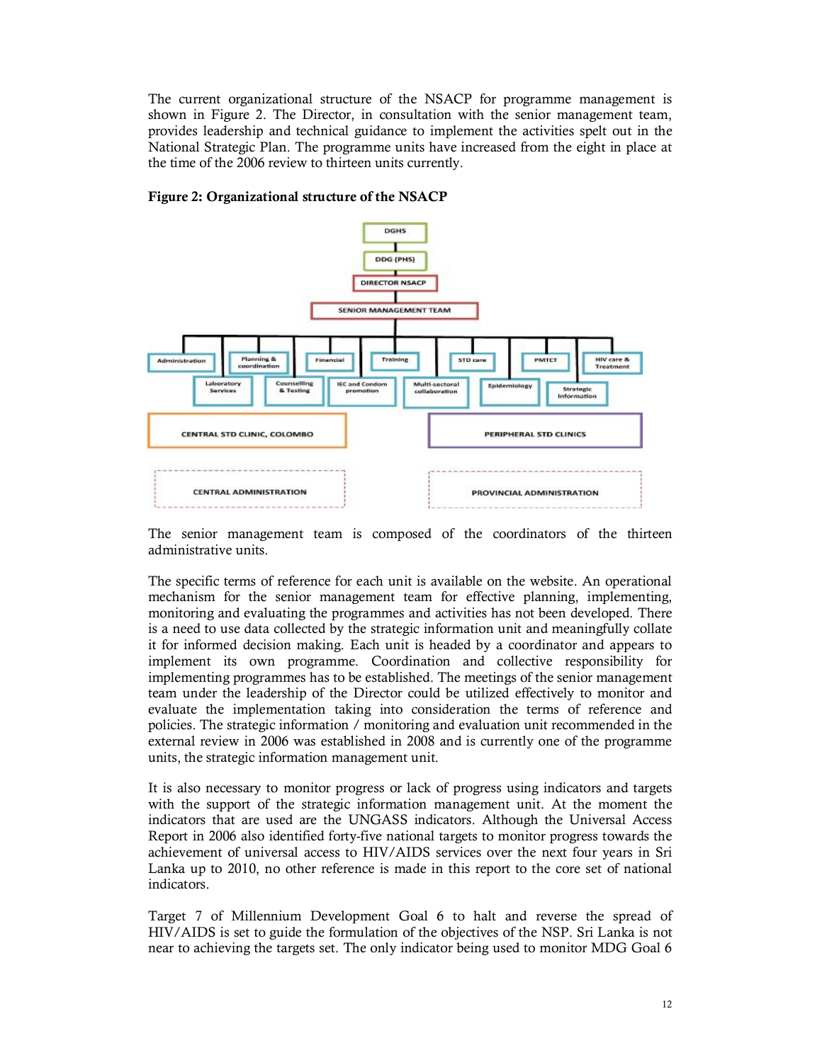The current organizational structure of the NSACP for programme management is shown in Figure 2. The Director, in consultation with the senior management team, provides leadership and technical guidance to implement the activities spelt out in the National Strategic Plan. The programme units have increased from the eight in place at the time of the 2006 review to thirteen units currently.

**Figure 2: Organizational structure of the NSACP**

The senior management team is composed of the coordinators of the thirteen administrative units.

The specific terms of reference for each unit is available on the website. An operational mechanism for the senior management team for effective planning, implementing, monitoring and evaluating the programmes and activities has not been developed. There is a need to use data collected by the strategic information unit and meaningfully collate it for informed decision making. Each unit is headed by a coordinator and appears to implement its own programme. Coordination and collective responsibility for implementing programmes has to be established. The meetings of the senior management team under the leadership of the Director could be utilized effectively to monitor and evaluate the implementation taking into consideration the terms of reference and policies. The strategic information / monitoring and evaluation unit recommended in the external review in 2006 was established in 2008 and is currently one of the programme units, the strategic information management unit.

It is also necessary to monitor progress or lack of progress using indicators and targets with the support of the strategic information management unit. At the moment the indicators that are used are the UNGASS indicators. Although the Universal Access Report in 2006 also identified forty-five national targets to monitor progress towards the achievement of universal access to HIV/AIDS services over the next four years in Sri Lanka up to 2010, no other reference is made in this report to the core set of national indicators.

Target 7 of Millennium Development Goal 6 to halt and reverse the spread of HIV/AIDS is set to guide the formulation of the objectives of the NSP. Sri Lanka is not near to achieving the targets set. The only indicator being used to monitor MDG Goal 6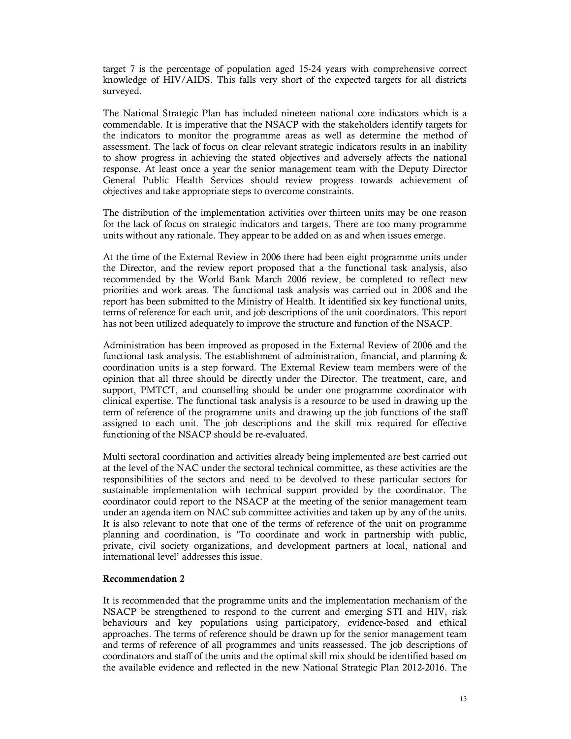target 7 is the percentage of population aged 15-24 years with comprehensive correct knowledge of HIV/AIDS. This falls very short of the expected targets for all districts surveyed.

The National Strategic Plan has included nineteen national core indicators which is a commendable. It is imperative that the NSACP with the stakeholders identify targets for the indicators to monitor the programme areas as well as determine the method of assessment. The lack of focus on clear relevant strategic indicators results in an inability to show progress in achieving the stated objectives and adversely affects the national response. At least once a year the senior management team with the Deputy Director General Public Health Services should review progress towards achievement of objectives and take appropriate steps to overcome constraints.

The distribution of the implementation activities over thirteen units may be one reason for the lack of focus on strategic indicators and targets. There are too many programme units without any rationale. They appear to be added on as and when issues emerge.

At the time of the External Review in 2006 there had been eight programme units under the Director, and the review report proposed that a the functional task analysis, also recommended by the World Bank March 2006 review, be completed to reflect new priorities and work areas. The functional task analysis was carried out in 2008 and the report has been submitted to the Ministry of Health. It identified six key functional units, terms of reference for each unit, and job descriptions of the unit coordinators. This report has not been utilized adequately to improve the structure and function of the NSACP.

Administration has been improved as proposed in the External Review of 2006 and the functional task analysis. The establishment of administration, financial, and planning & coordination units is a step forward. The External Review team members were of the opinion that all three should be directly under the Director. The treatment, care, and support, PMTCT, and counselling should be under one programme coordinator with clinical expertise. The functional task analysis is a resource to be used in drawing up the term of reference of the programme units and drawing up the job functions of the staff assigned to each unit. The job descriptions and the skill mix required for effective functioning of the NSACP should be re-evaluated.

Multi sectoral coordination and activities already being implemented are best carried out at the level of the NAC under the sectoral technical committee, as these activities are the responsibilities of the sectors and need to be devolved to these particular sectors for sustainable implementation with technical support provided by the coordinator. The coordinator could report to the NSACP at the meeting of the senior management team under an agenda item on NAC sub committee activities and taken up by any of the units. It is also relevant to note that one of the terms of reference of the unit on programme planning and coordination, is 'To coordinate and work in partnership with public, private, civil society organizations, and development partners at local, national and international level' addresses this issue.

**Recommendation 2**

It is recommended that the programme units and the implementation mechanism of the NSACP be strengthened to respond to the current and emerging STI and HIV, risk behaviours and key populations using participatory, evidence-based and ethical approaches. The terms of reference should be drawn up for the senior management team and terms of reference of all programmes and units reassessed. The job descriptions of coordinators and staff of the units and the optimal skill mix should be identified based on the available evidence and reflected in the new National Strategic Plan 2012-2016. The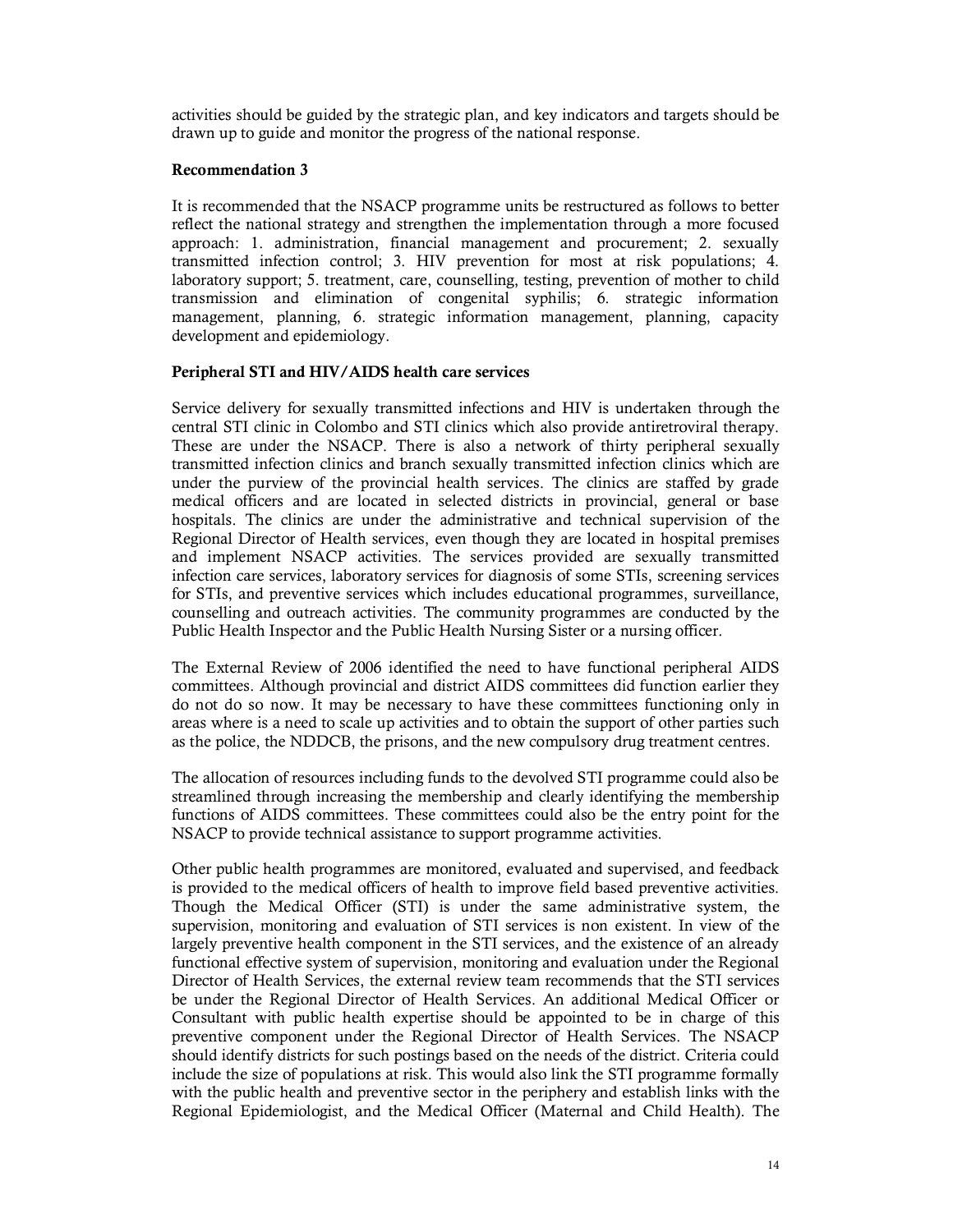activities should be guided by the strategic plan, and key indicators and targets should be drawn up to guide and monitor the progress of the national response.

**Recommendation 3**

It is recommended that the NSACP programme units be restructured as follows to better reflect the national strategy and strengthen the implementation through a more focused approach: 1. administration, financial management and procurement; 2. sexually transmitted infection control; 3. HIV prevention for most at risk populations; 4. laboratory support; 5. treatment, care, counselling, testing, prevention of mother to child transmission and elimination of congenital syphilis; 6. strategic information management, planning, 6. strategic information management, planning, capacity development and epidemiology.

**Peripheral STI and HIV/AIDS health care services**

Service delivery for sexually transmitted infections and HIV is undertaken through the central STI clinic in Colombo and STI clinics which also provide antiretroviral therapy. These are under the NSACP. There is also a network of thirty peripheral sexually transmitted infection clinics and branch sexually transmitted infection clinics which are under the purview of the provincial health services. The clinics are staffed by grade medical officers and are located in selected districts in provincial, general or base hospitals. The clinics are under the administrative and technical supervision of the Regional Director of Health services, even though they are located in hospital premises and implement NSACP activities. The services provided are sexually transmitted infection care services, laboratory services for diagnosis of some STIs, screening services for STIs, and preventive services which includes educational programmes, surveillance, counselling and outreach activities. The community programmes are conducted by the Public Health Inspector and the Public Health Nursing Sister or a nursing officer.

The External Review of 2006 identified the need to have functional peripheral AIDS committees. Although provincial and district AIDS committees did function earlier they do not do so now. It may be necessary to have these committees functioning only in areas where is a need to scale up activities and to obtain the support of other parties such as the police, the NDDCB, the prisons, and the new compulsory drug treatment centres.

The allocation of resources including funds to the devolved STI programme could also be streamlined through increasing the membership and clearly identifying the membership functions of AIDS committees. These committees could also be the entry point for the NSACP to provide technical assistance to support programme activities.

Other public health programmes are monitored, evaluated and supervised, and feedback is provided to the medical officers of health to improve field based preventive activities. Though the Medical Officer (STI) is under the same administrative system, the supervision, monitoring and evaluation of STI services is non existent. In view of the largely preventive health component in the STI services, and the existence of an already functional effective system of supervision, monitoring and evaluation under the Regional Director of Health Services, the external review team recommends that the STI services be under the Regional Director of Health Services. An additional Medical Officer or Consultant with public health expertise should be appointed to be in charge of this preventive component under the Regional Director of Health Services. The NSACP should identify districts for such postings based on the needs of the district. Criteria could include the size of populations at risk. This would also link the STI programme formally with the public health and preventive sector in the periphery and establish links with the Regional Epidemiologist, and the Medical Officer (Maternal and Child Health). The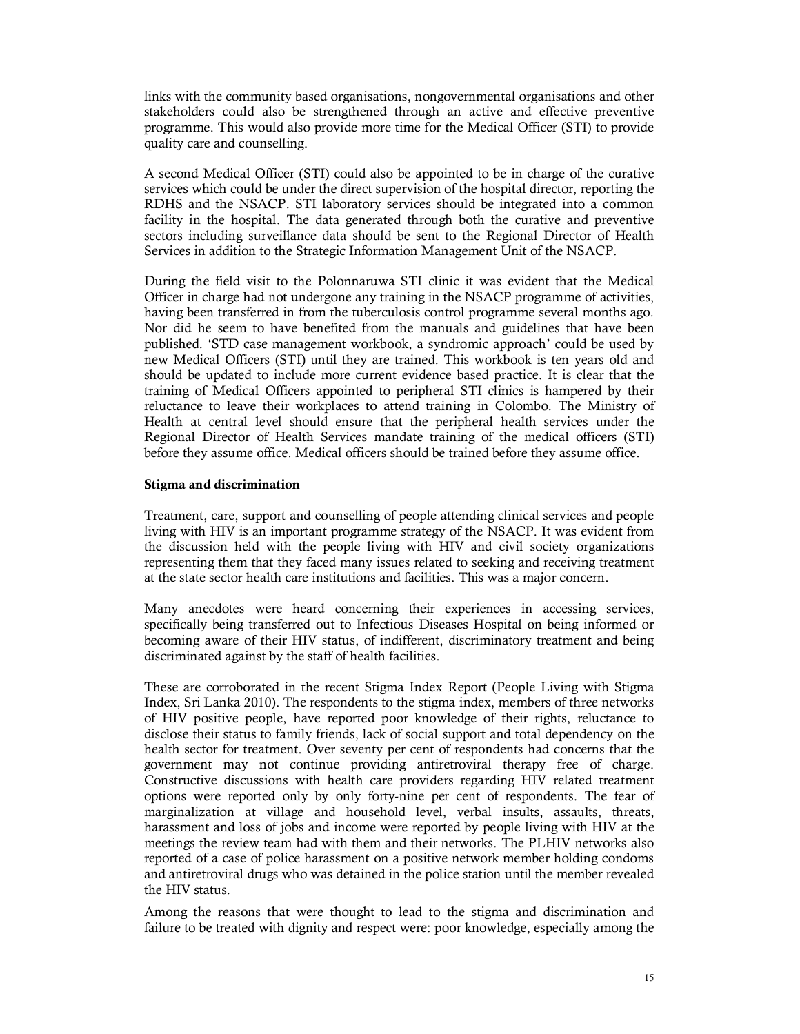links with the community based organisations, nongovernmental organisations and other stakeholders could also be strengthened through an active and effective preventive programme. This would also provide more time for the Medical Officer (STI) to provide quality care and counselling.

A second Medical Officer (STI) could also be appointed to be in charge of the curative services which could be under the direct supervision of the hospital director, reporting the RDHS and the NSACP. STI laboratory services should be integrated into a common facility in the hospital. The data generated through both the curative and preventive sectors including surveillance data should be sent to the Regional Director of Health Services in addition to the Strategic Information Management Unit of the NSACP.

During the field visit to the Polonnaruwa STI clinic it was evident that the Medical Officer in charge had not undergone any training in the NSACP programme of activities, having been transferred in from the tuberculosis control programme several months ago. Nor did he seem to have benefited from the manuals and guidelines that have been published. 'STD case management workbook, a syndromic approach' could be used by new Medical Officers (STI) until they are trained. This workbook is ten years old and should be updated to include more current evidence based practice. It is clear that the training of Medical Officers appointed to peripheral STI clinics is hampered by their reluctance to leave their workplaces to attend training in Colombo. The Ministry of Health at central level should ensure that the peripheral health services under the Regional Director of Health Services mandate training of the medical officers (STI) before they assume office. Medical officers should be trained before they assume office.

**Stigma and discrimination**

Treatment, care, support and counselling of people attending clinical services and people living with HIV is an important programme strategy of the NSACP. It was evident from the discussion held with the people living with HIV and civil society organizations representing them that they faced many issues related to seeking and receiving treatment at the state sector health care institutions and facilities. This was a major concern.

Many anecdotes were heard concerning their experiences in accessing services, specifically being transferred out to Infectious Diseases Hospital on being informed or becoming aware of their HIV status, of indifferent, discriminatory treatment and being discriminated against by the staff of health facilities.

These are corroborated in the recent Stigma Index Report (People Living with Stigma Index, Sri Lanka 2010). The respondents to the stigma index, members of three networks of HIV positive people, have reported poor knowledge of their rights, reluctance to disclose their status to family friends, lack of social support and total dependency on the health sector for treatment. Over seventy per cent of respondents had concerns that the government may not continue providing antiretroviral therapy free of charge. Constructive discussions with health care providers regarding HIV related treatment options were reported only by only forty-nine per cent of respondents. The fear of marginalization at village and household level, verbal insults, assaults, threats, harassment and loss of jobs and income were reported by people living with HIV at the meetings the review team had with them and their networks. The PLHIV networks also reported of a case of police harassment on a positive network member holding condoms and antiretroviral drugs who was detained in the police station until the member revealed the HIV status.

Among the reasons that were thought to lead to the stigma and discrimination and failure to be treated with dignity and respect were: poor knowledge, especially among the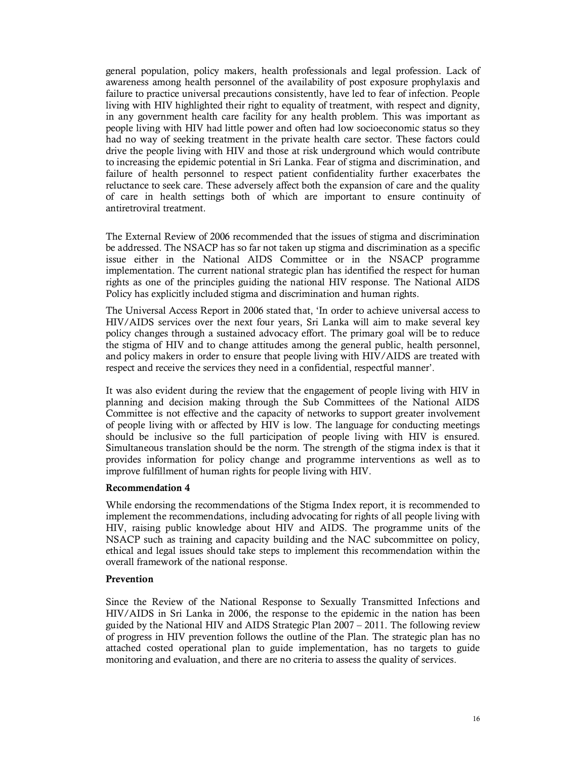general population, policy makers, health professionals and legal profession. Lack of awareness among health personnel of the availability of post exposure prophylaxis and failure to practice universal precautions consistently, have led to fear of infection. People living with HIV highlighted their right to equality of treatment, with respect and dignity, in any government health care facility for any health problem. This was important as people living with HIV had little power and often had low socioeconomic status so they had no way of seeking treatment in the private health care sector. These factors could drive the people living with HIV and those at risk underground which would contribute to increasing the epidemic potential in Sri Lanka. Fear of stigma and discrimination, and failure of health personnel to respect patient confidentiality further exacerbates the reluctance to seek care. These adversely affect both the expansion of care and the quality of care in health settings both of which are important to ensure continuity of antiretroviral treatment.

The External Review of 2006 recommended that the issues of stigma and discrimination be addressed. The NSACP has so far not taken up stigma and discrimination as a specific issue either in the National AIDS Committee or in the NSACP programme implementation. The current national strategic plan has identified the respect for human rights as one of the principles guiding the national HIV response. The National AIDS Policy has explicitly included stigma and discrimination and human rights.

The Universal Access Report in 2006 stated that, 'In order to achieve universal access to HIV/AIDS services over the next four years, Sri Lanka will aim to make several key policy changes through a sustained advocacy effort. The primary goal will be to reduce the stigma of HIV and to change attitudes among the general public, health personnel, and policy makers in order to ensure that people living with HIV/AIDS are treated with respect and receive the services they need in a confidential, respectful manner'.

It was also evident during the review that the engagement of people living with HIV in planning and decision making through the Sub Committees of the National AIDS Committee is not effective and the capacity of networks to support greater involvement of people living with or affected by HIV is low. The language for conducting meetings should be inclusive so the full participation of people living with HIV is ensured. Simultaneous translation should be the norm. The strength of the stigma index is that it provides information for policy change and programme interventions as well as to improve fulfillment of human rights for people living with HIV.

**Recommendation 4**

While endorsing the recommendations of the Stigma Index report, it is recommended to implement the recommendations, including advocating for rights of all people living with HIV, raising public knowledge about HIV and AIDS. The programme units of the NSACP such as training and capacity building and the NAC subcommittee on policy, ethical and legal issues should take steps to implement this recommendation within the overall framework of the national response.

**Prevention**

Since the Review of the National Response to Sexually Transmitted Infections and HIV/AIDS in Sri Lanka in 2006, the response to the epidemic in the nation has been guided by the National HIV and AIDS Strategic Plan 2007 – 2011. The following review of progress in HIV prevention follows the outline of the Plan. The strategic plan has no attached costed operational plan to guide implementation, has no targets to guide monitoring and evaluation, and there are no criteria to assess the quality of services.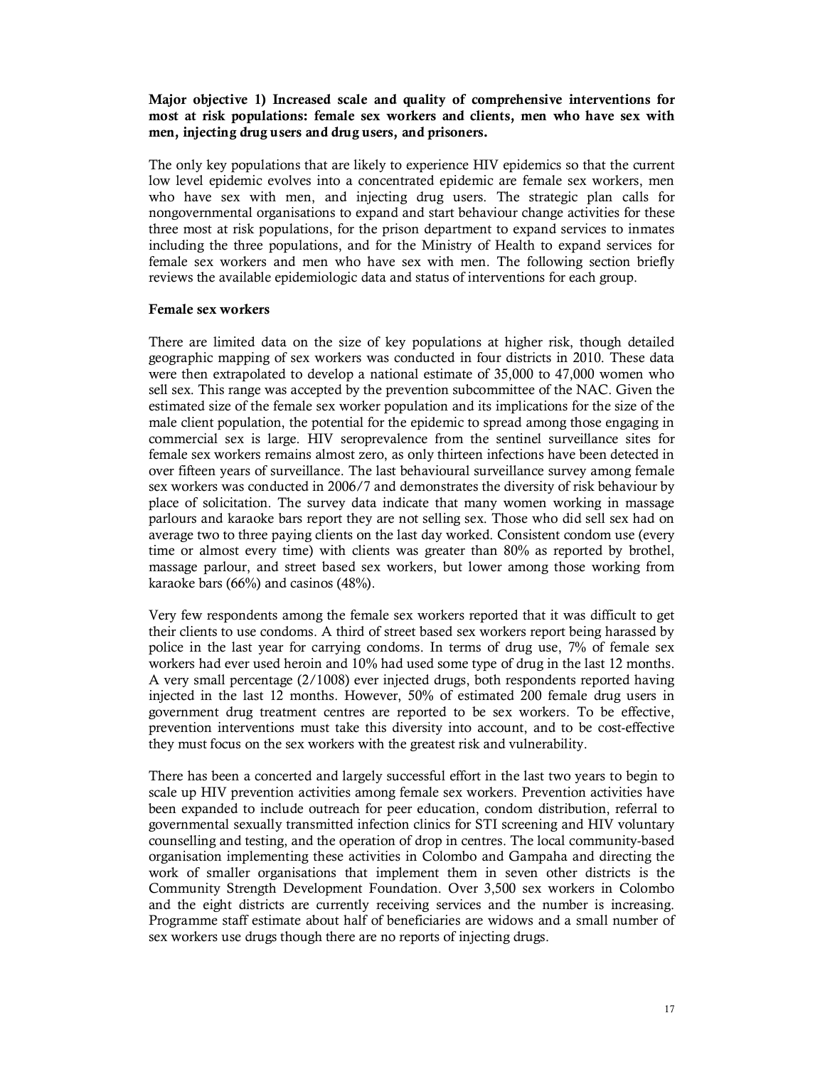**Major objective 1) Increased scale and quality of comprehensive interventions for most at risk populations: female sex workers and clients, men who have sex with men, injecting drug users and drug users, and prisoners.**

The only key populations that are likely to experience HIV epidemics so that the current low level epidemic evolves into a concentrated epidemic are female sex workers, men who have sex with men, and injecting drug users. The strategic plan calls for nongovernmental organisations to expand and start behaviour change activities for these three most at risk populations, for the prison department to expand services to inmates including the three populations, and for the Ministry of Health to expand services for female sex workers and men who have sex with men. The following section briefly reviews the available epidemiologic data and status of interventions for each group.

**Female sex workers**

There are limited data on the size of key populations at higher risk, though detailed geographic mapping of sex workers was conducted in four districts in 2010. These data were then extrapolated to develop a national estimate of 35,000 to 47,000 women who sell sex. This range was accepted by the prevention subcommittee of the NAC. Given the estimated size of the female sex worker population and its implications for the size of the male client population, the potential for the epidemic to spread among those engaging in commercial sex is large. HIV seroprevalence from the sentinel surveillance sites for female sex workers remains almost zero, as only thirteen infections have been detected in over fifteen years of surveillance. The last behavioural surveillance survey among female sex workers was conducted in 2006/7 and demonstrates the diversity of risk behaviour by place of solicitation. The survey data indicate that many women working in massage parlours and karaoke bars report they are not selling sex. Those who did sell sex had on average two to three paying clients on the last day worked. Consistent condom use (every time or almost every time) with clients was greater than 80% as reported by brothel, massage parlour, and street based sex workers, but lower among those working from karaoke bars (66%) and casinos (48%).

Very few respondents among the female sex workers reported that it was difficult to get their clients to use condoms. A third of street based sex workers report being harassed by police in the last year for carrying condoms. In terms of drug use, 7% of female sex workers had ever used heroin and 10% had used some type of drug in the last 12 months. A very small percentage (2/1008) ever injected drugs, both respondents reported having injected in the last 12 months. However, 50% of estimated 200 female drug users in government drug treatment centres are reported to be sex workers. To be effective, prevention interventions must take this diversity into account, and to be cost-effective they must focus on the sex workers with the greatest risk and vulnerability.

There has been a concerted and largely successful effort in the last two years to begin to scale up HIV prevention activities among female sex workers. Prevention activities have been expanded to include outreach for peer education, condom distribution, referral to governmental sexually transmitted infection clinics for STI screening and HIV voluntary counselling and testing, and the operation of drop in centres. The local community-based organisation implementing these activities in Colombo and Gampaha and directing the work of smaller organisations that implement them in seven other districts is the Community Strength Development Foundation. Over 3,500 sex workers in Colombo and the eight districts are currently receiving services and the number is increasing. Programme staff estimate about half of beneficiaries are widows and a small number of sex workers use drugs though there are no reports of injecting drugs.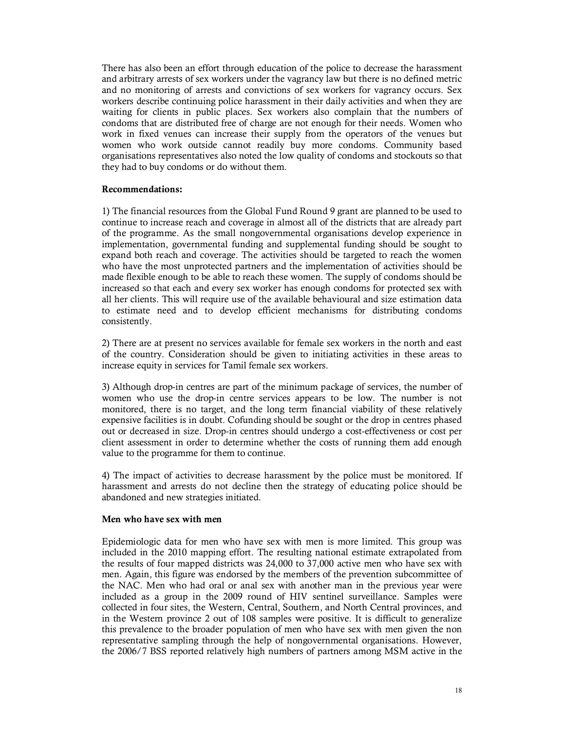There has also been an effort through education of the police to decrease the harassment and arbitrary arrests of sex workers under the vagrancy law but there is no defined metric and no monitoring of arrests and convictions of sex workers for vagrancy occurs. Sex workers describe continuing police harassment in their daily activities and when they are waiting for clients in public places. Sex workers also complain that the numbers of condoms that are distributed free of charge are not enough for their needs. Women who work in fixed venues can increase their supply from the operators of the venues but women who work outside cannot readily buy more condoms. Community based organisations representatives also noted the low quality of condoms and stockouts so that they had to buy condoms or do without them.

**Recommendations:**

1) The financial resources from the Global Fund Round 9 grant are planned to be used to continue to increase reach and coverage in almost all of the districts that are already part of the programme. As the small nongovernmental organisations develop experience in implementation, governmental funding and supplemental funding should be sought to expand both reach and coverage. The activities should be targeted to reach the women who have the most unprotected partners and the implementation of activities should be made flexible enough to be able to reach these women. The supply of condoms should be increased so that each and every sex worker has enough condoms for protected sex with all her clients. This will require use of the available behavioural and size estimation data to estimate need and to develop efficient mechanisms for distributing condoms consistently.

2) There are at present no services available for female sex workers in the north and east of the country. Consideration should be given to initiating activities in these areas to increase equity in services for Tamil female sex workers.

3) Although drop-in centres are part of the minimum package of services, the number of women who use the drop-in centre services appears to be low. The number is not monitored, there is no target, and the long term financial viability of these relatively expensive facilities is in doubt. Cofunding should be sought or the drop in centres phased out or decreased in size. Drop-in centres should undergo a cost-effectiveness or cost per client assessment in order to determine whether the costs of running them add enough value to the programme for them to continue.

4) The impact of activities to decrease harassment by the police must be monitored. If harassment and arrests do not decline then the strategy of educating police should be abandoned and new strategies initiated.

**Men who have sex with men**

Epidemiologic data for men who have sex with men is more limited. This group was included in the 2010 mapping effort. The resulting national estimate extrapolated from the results of four mapped districts was 24,000 to 37,000 active men who have sex with men. Again, this figure was endorsed by the members of the prevention subcommittee of the NAC. Men who had oral or anal sex with another man in the previous year were included as a group in the 2009 round of HIV sentinel surveillance. Samples were collected in four sites, the Western, Central, Southern, and North Central provinces, and in the Western province 2 out of 108 samples were positive. It is difficult to generalize this prevalence to the broader population of men who have sex with men given the non representative sampling through the help of nongovernmental organisations. However, the 2006/7 BSS reported relatively high numbers of partners among MSM active in the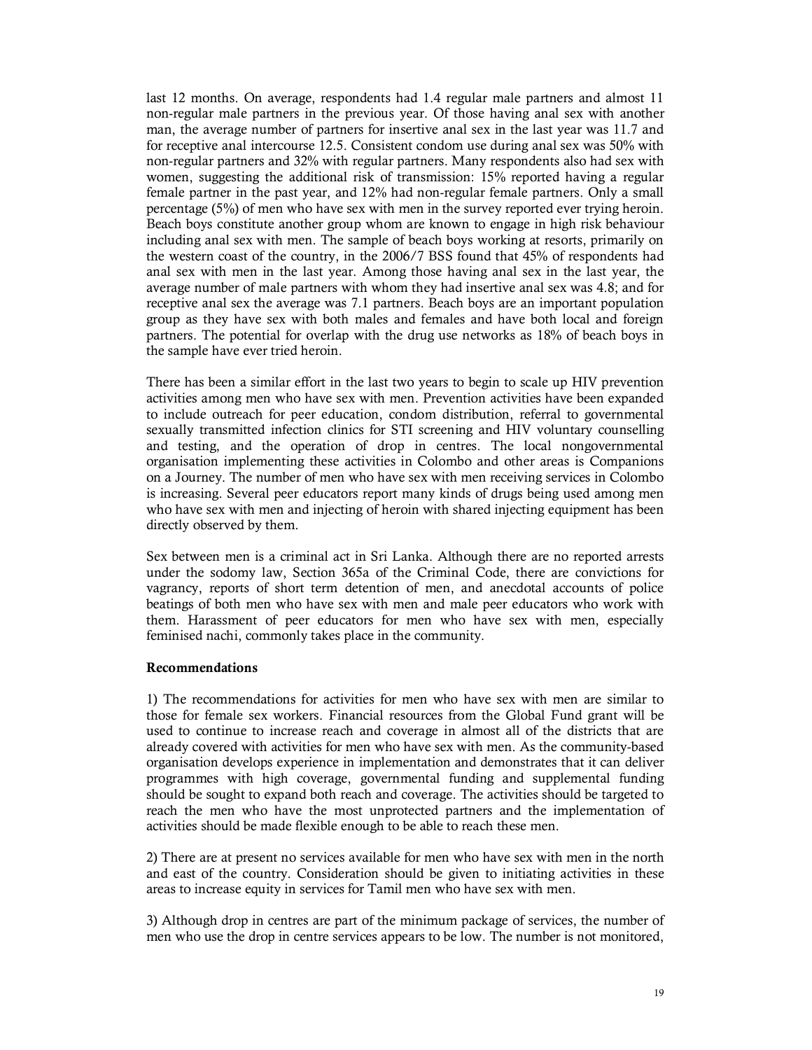last 12 months. On average, respondents had 1.4 regular male partners and almost 11 non-regular male partners in the previous year. Of those having anal sex with another man, the average number of partners for insertive anal sex in the last year was 11.7 and for receptive anal intercourse 12.5. Consistent condom use during anal sex was 50% with non-regular partners and 32% with regular partners. Many respondents also had sex with women, suggesting the additional risk of transmission: 15% reported having a regular female partner in the past year, and 12% had non-regular female partners. Only a small percentage (5%) of men who have sex with men in the survey reported ever trying heroin. Beach boys constitute another group whom are known to engage in high risk behaviour including anal sex with men. The sample of beach boys working at resorts, primarily on the western coast of the country, in the 2006/7 BSS found that 45% of respondents had anal sex with men in the last year. Among those having anal sex in the last year, the average number of male partners with whom they had insertive anal sex was 4.8; and for receptive anal sex the average was 7.1 partners. Beach boys are an important population group as they have sex with both males and females and have both local and foreign partners. The potential for overlap with the drug use networks as 18% of beach boys in the sample have ever tried heroin.

There has been a similar effort in the last two years to begin to scale up HIV prevention activities among men who have sex with men. Prevention activities have been expanded to include outreach for peer education, condom distribution, referral to governmental sexually transmitted infection clinics for STI screening and HIV voluntary counselling and testing, and the operation of drop in centres. The local nongovernmental organisation implementing these activities in Colombo and other areas is Companions on a Journey. The number of men who have sex with men receiving services in Colombo is increasing. Several peer educators report many kinds of drugs being used among men who have sex with men and injecting of heroin with shared injecting equipment has been directly observed by them.

Sex between men is a criminal act in Sri Lanka. Although there are no reported arrests under the sodomy law, Section 365a of the Criminal Code, there are convictions for vagrancy, reports of short term detention of men, and anecdotal accounts of police beatings of both men who have sex with men and male peer educators who work with them. Harassment of peer educators for men who have sex with men, especially feminised nachi, commonly takes place in the community.

**Recommendations**

1) The recommendations for activities for men who have sex with men are similar to those for female sex workers. Financial resources from the Global Fund grant will be used to continue to increase reach and coverage in almost all of the districts that are already covered with activities for men who have sex with men. As the community-based organisation develops experience in implementation and demonstrates that it can deliver programmes with high coverage, governmental funding and supplemental funding should be sought to expand both reach and coverage. The activities should be targeted to reach the men who have the most unprotected partners and the implementation of activities should be made flexible enough to be able to reach these men.

2) There are at present no services available for men who have sex with men in the north and east of the country. Consideration should be given to initiating activities in these areas to increase equity in services for Tamil men who have sex with men.

3) Although drop in centres are part of the minimum package of services, the number of men who use the drop in centre services appears to be low. The number is not monitored,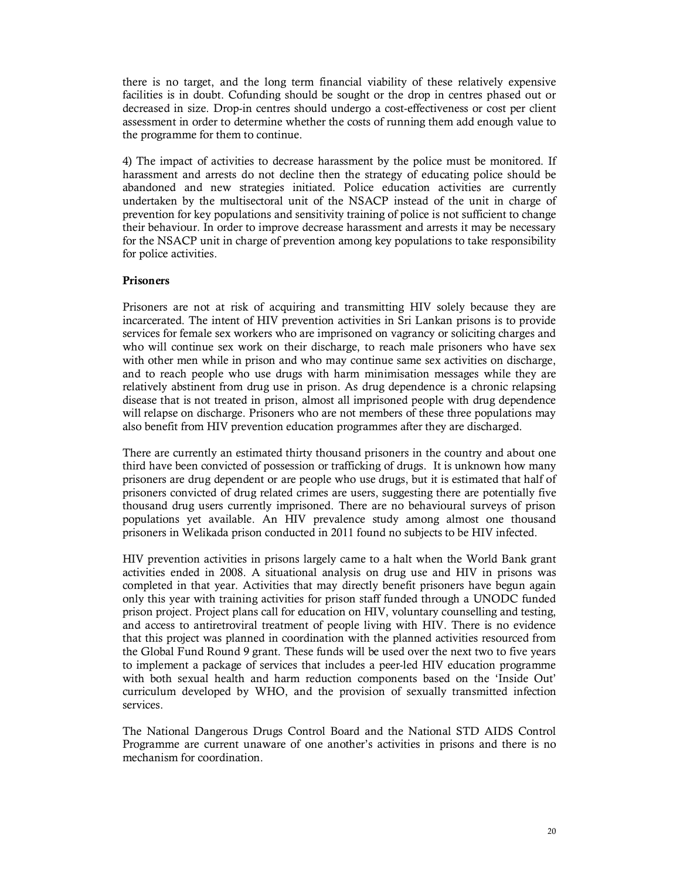there is no target, and the long term financial viability of these relatively expensive facilities is in doubt. Cofunding should be sought or the drop in centres phased out or decreased in size. Drop-in centres should undergo a cost-effectiveness or cost per client assessment in order to determine whether the costs of running them add enough value to the programme for them to continue.

4) The impact of activities to decrease harassment by the police must be monitored. If harassment and arrests do not decline then the strategy of educating police should be abandoned and new strategies initiated. Police education activities are currently undertaken by the multisectoral unit of the NSACP instead of the unit in charge of prevention for key populations and sensitivity training of police is not sufficient to change their behaviour. In order to improve decrease harassment and arrests it may be necessary for the NSACP unit in charge of prevention among key populations to take responsibility for police activities.

**Prisoners**

Prisoners are not at risk of acquiring and transmitting HIV solely because they are incarcerated. The intent of HIV prevention activities in Sri Lankan prisons is to provide services for female sex workers who are imprisoned on vagrancy or soliciting charges and who will continue sex work on their discharge, to reach male prisoners who have sex with other men while in prison and who may continue same sex activities on discharge, and to reach people who use drugs with harm minimisation messages while they are relatively abstinent from drug use in prison. As drug dependence is a chronic relapsing disease that is not treated in prison, almost all imprisoned people with drug dependence will relapse on discharge. Prisoners who are not members of these three populations may also benefit from HIV prevention education programmes after they are discharged.

There are currently an estimated thirty thousand prisoners in the country and about one third have been convicted of possession or trafficking of drugs. It is unknown how many prisoners are drug dependent or are people who use drugs, but it is estimated that half of prisoners convicted of drug related crimes are users, suggesting there are potentially five thousand drug users currently imprisoned. There are no behavioural surveys of prison populations yet available. An HIV prevalence study among almost one thousand prisoners in Welikada prison conducted in 2011 found no subjects to be HIV infected.

HIV prevention activities in prisons largely came to a halt when the World Bank grant activities ended in 2008. A situational analysis on drug use and HIV in prisons was completed in that year. Activities that may directly benefit prisoners have begun again only this year with training activities for prison staff funded through a UNODC funded prison project. Project plans call for education on HIV, voluntary counselling and testing, and access to antiretroviral treatment of people living with HIV. There is no evidence that this project was planned in coordination with the planned activities resourced from the Global Fund Round 9 grant. These funds will be used over the next two to five years to implement a package of services that includes a peer-led HIV education programme with both sexual health and harm reduction components based on the 'Inside Out' curriculum developed by WHO, and the provision of sexually transmitted infection services.

The National Dangerous Drugs Control Board and the National STD AIDS Control Programme are current unaware of one another's activities in prisons and there is no mechanism for coordination.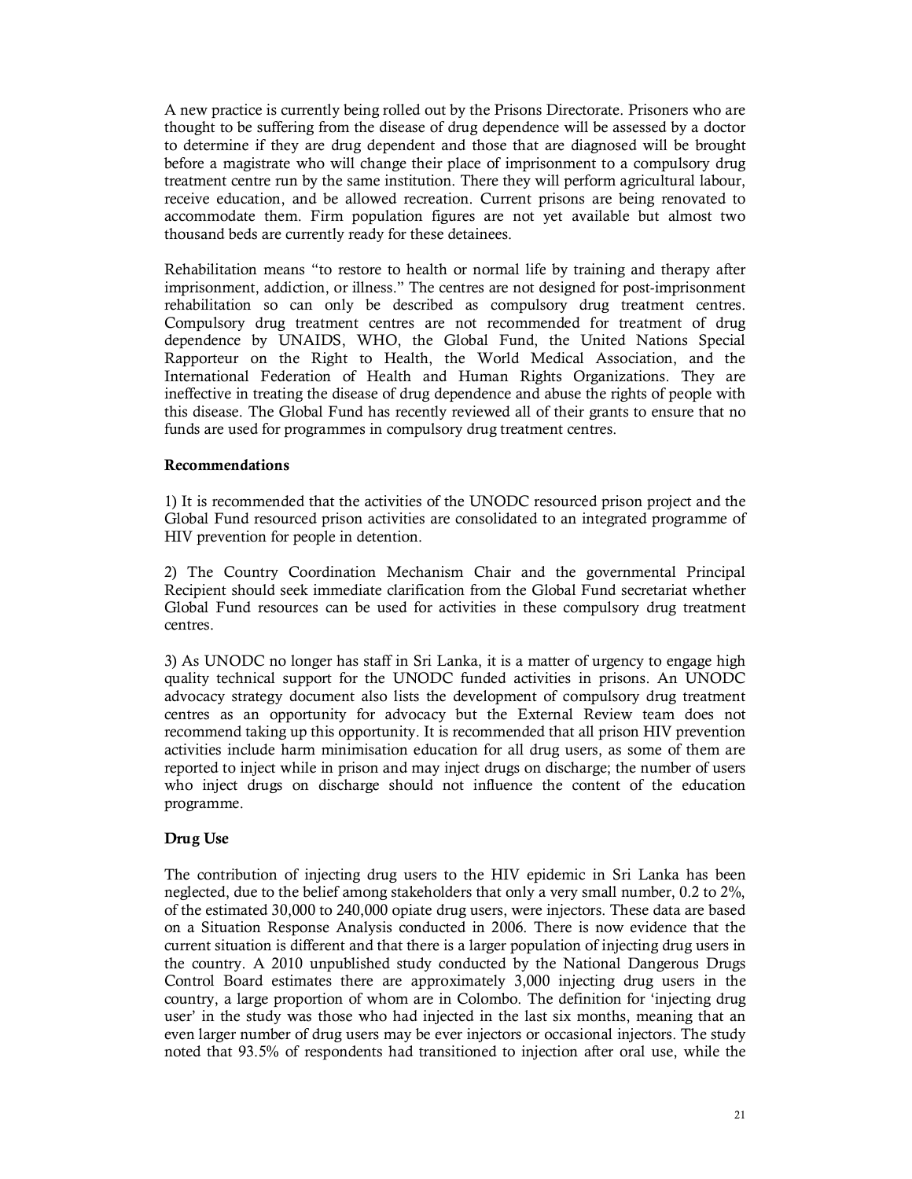A new practice is currently being rolled out by the Prisons Directorate. Prisoners who are thought to be suffering from the disease of drug dependence will be assessed by a doctor to determine if they are drug dependent and those that are diagnosed will be brought before a magistrate who will change their place of imprisonment to a compulsory drug treatment centre run by the same institution. There they will perform agricultural labour, receive education, and be allowed recreation. Current prisons are being renovated to accommodate them. Firm population figures are not yet available but almost two thousand beds are currently ready for these detainees.

Rehabilitation means "to restore to health or normal life by training and therapy after imprisonment, addiction, or illness." The centres are not designed for post-imprisonment rehabilitation so can only be described as compulsory drug treatment centres. Compulsory drug treatment centres are not recommended for treatment of drug dependence by UNAIDS, WHO, the Global Fund, the United Nations Special Rapporteur on the Right to Health, the World Medical Association, and the International Federation of Health and Human Rights Organizations. They are ineffective in treating the disease of drug dependence and abuse the rights of people with this disease. The Global Fund has recently reviewed all of their grants to ensure that no funds are used for programmes in compulsory drug treatment centres.

**Recommendations**

1) It is recommended that the activities of the UNODC resourced prison project and the Global Fund resourced prison activities are consolidated to an integrated programme of HIV prevention for people in detention.

2) The Country Coordination Mechanism Chair and the governmental Principal Recipient should seek immediate clarification from the Global Fund secretariat whether Global Fund resources can be used for activities in these compulsory drug treatment centres.

3) As UNODC no longer has staff in Sri Lanka, it is a matter of urgency to engage high quality technical support for the UNODC funded activities in prisons. An UNODC advocacy strategy document also lists the development of compulsory drug treatment centres as an opportunity for advocacy but the External Review team does not recommend taking up this opportunity. It is recommended that all prison HIV prevention activities include harm minimisation education for all drug users, as some of them are reported to inject while in prison and may inject drugs on discharge; the number of users who inject drugs on discharge should not influence the content of the education programme.

**Drug Use**

The contribution of injecting drug users to the HIV epidemic in Sri Lanka has been neglected, due to the belief among stakeholders that only a very small number, 0.2 to 2%, of the estimated 30,000 to 240,000 opiate drug users, were injectors. These data are based on a Situation Response Analysis conducted in 2006. There is now evidence that the current situation is different and that there is a larger population of injecting drug users in the country. A 2010 unpublished study conducted by the National Dangerous Drugs Control Board estimates there are approximately 3,000 injecting drug users in the country, a large proportion of whom are in Colombo. The definition for 'injecting drug user' in the study was those who had injected in the last six months, meaning that an even larger number of drug users may be ever injectors or occasional injectors. The study noted that 93.5% of respondents had transitioned to injection after oral use, while the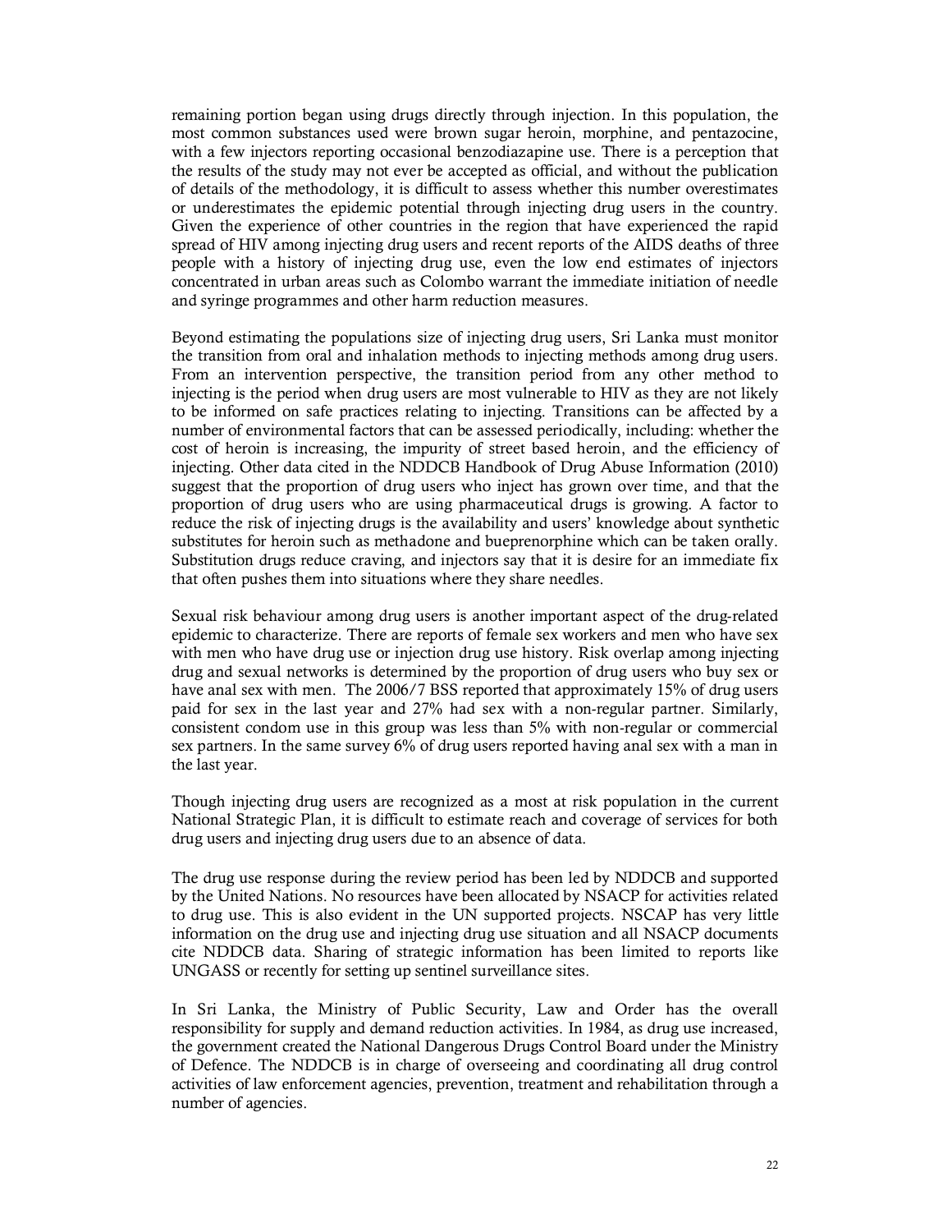remaining portion began using drugs directly through injection. In this population, the most common substances used were brown sugar heroin, morphine, and pentazocine, with a few injectors reporting occasional benzodiazapine use. There is a perception that the results of the study may not ever be accepted as official, and without the publication of details of the methodology, it is difficult to assess whether this number overestimates or underestimates the epidemic potential through injecting drug users in the country. Given the experience of other countries in the region that have experienced the rapid spread of HIV among injecting drug users and recent reports of the AIDS deaths of three people with a history of injecting drug use, even the low end estimates of injectors concentrated in urban areas such as Colombo warrant the immediate initiation of needle and syringe programmes and other harm reduction measures.

Beyond estimating the populations size of injecting drug users, Sri Lanka must monitor the transition from oral and inhalation methods to injecting methods among drug users. From an intervention perspective, the transition period from any other method to injecting is the period when drug users are most vulnerable to HIV as they are not likely to be informed on safe practices relating to injecting. Transitions can be affected by a number of environmental factors that can be assessed periodically, including: whether the cost of heroin is increasing, the impurity of street based heroin, and the efficiency of injecting. Other data cited in the NDDCB Handbook of Drug Abuse Information (2010) suggest that the proportion of drug users who inject has grown over time, and that the proportion of drug users who are using pharmaceutical drugs is growing. A factor to reduce the risk of injecting drugs is the availability and users' knowledge about synthetic substitutes for heroin such as methadone and bueprenorphine which can be taken orally. Substitution drugs reduce craving, and injectors say that it is desire for an immediate fix that often pushes them into situations where they share needles.

Sexual risk behaviour among drug users is another important aspect of the drug-related epidemic to characterize. There are reports of female sex workers and men who have sex with men who have drug use or injection drug use history. Risk overlap among injecting drug and sexual networks is determined by the proportion of drug users who buy sex or have anal sex with men. The 2006/7 BSS reported that approximately 15% of drug users paid for sex in the last year and 27% had sex with a non-regular partner. Similarly, consistent condom use in this group was less than 5% with non-regular or commercial sex partners. In the same survey 6% of drug users reported having anal sex with a man in the last year.

Though injecting drug users are recognized as a most at risk population in the current National Strategic Plan, it is difficult to estimate reach and coverage of services for both drug users and injecting drug users due to an absence of data.

The drug use response during the review period has been led by NDDCB and supported by the United Nations. No resources have been allocated by NSACP for activities related to drug use. This is also evident in the UN supported projects. NSCAP has very little information on the drug use and injecting drug use situation and all NSACP documents cite NDDCB data. Sharing of strategic information has been limited to reports like UNGASS or recently for setting up sentinel surveillance sites.

In Sri Lanka, the Ministry of Public Security, Law and Order has the overall responsibility for supply and demand reduction activities. In 1984, as drug use increased, the government created the National Dangerous Drugs Control Board under the Ministry of Defence. The NDDCB is in charge of overseeing and coordinating all drug control activities of law enforcement agencies, prevention, treatment and rehabilitation through a number of agencies.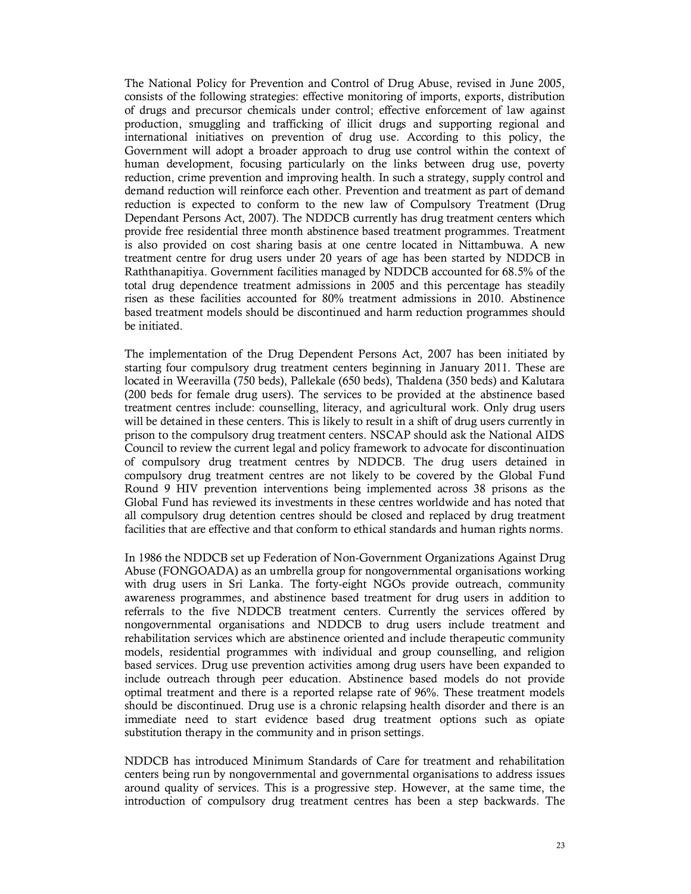The National Policy for Prevention and Control of Drug Abuse, revised in June 2005, consists of the following strategies: effective monitoring of imports, exports, distribution of drugs and precursor chemicals under control; effective enforcement of law against production, smuggling and trafficking of illicit drugs and supporting regional and international initiatives on prevention of drug use. According to this policy, the Government will adopt a broader approach to drug use control within the context of human development, focusing particularly on the links between drug use, poverty reduction, crime prevention and improving health. In such a strategy, supply control and demand reduction will reinforce each other. Prevention and treatment as part of demand reduction is expected to conform to the new law of Compulsory Treatment (Drug Dependant Persons Act, 2007). The NDDCB currently has drug treatment centers which provide free residential three month abstinence based treatment programmes. Treatment is also provided on cost sharing basis at one centre located in Nittambuwa. A new treatment centre for drug users under 20 years of age has been started by NDDCB in Raththanapitiya. Government facilities managed by NDDCB accounted for 68.5% of the total drug dependence treatment admissions in 2005 and this percentage has steadily risen as these facilities accounted for 80% treatment admissions in 2010. Abstinence based treatment models should be discontinued and harm reduction programmes should be initiated.

The implementation of the Drug Dependent Persons Act, 2007 has been initiated by starting four compulsory drug treatment centers beginning in January 2011. These are located in Weeravilla (750 beds), Pallekale (650 beds), Thaldena (350 beds) and Kalutara (200 beds for female drug users). The services to be provided at the abstinence based treatment centres include: counselling, literacy, and agricultural work. Only drug users will be detained in these centers. This is likely to result in a shift of drug users currently in prison to the compulsory drug treatment centers. NSCAP should ask the National AIDS Council to review the current legal and policy framework to advocate for discontinuation of compulsory drug treatment centres by NDDCB. The drug users detained in compulsory drug treatment centres are not likely to be covered by the Global Fund Round 9 HIV prevention interventions being implemented across 38 prisons as the Global Fund has reviewed its investments in these centres worldwide and has noted that all compulsory drug detention centres should be closed and replaced by drug treatment facilities that are effective and that conform to ethical standards and human rights norms.

In 1986 the NDDCB set up Federation of Non-Government Organizations Against Drug Abuse (FONGOADA) as an umbrella group for nongovernmental organisations working with drug users in Sri Lanka. The forty-eight NGOs provide outreach, community awareness programmes, and abstinence based treatment for drug users in addition to referrals to the five NDDCB treatment centers. Currently the services offered by nongovernmental organisations and NDDCB to drug users include treatment and rehabilitation services which are abstinence oriented and include therapeutic community models, residential programmes with individual and group counselling, and religion based services. Drug use prevention activities among drug users have been expanded to include outreach through peer education. Abstinence based models do not provide optimal treatment and there is a reported relapse rate of 96%. These treatment models should be discontinued. Drug use is a chronic relapsing health disorder and there is an immediate need to start evidence based drug treatment options such as opiate substitution therapy in the community and in prison settings.

NDDCB has introduced Minimum Standards of Care for treatment and rehabilitation centers being run by nongovernmental and governmental organisations to address issues around quality of services. This is a progressive step. However, at the same time, the introduction of compulsory drug treatment centres has been a step backwards. The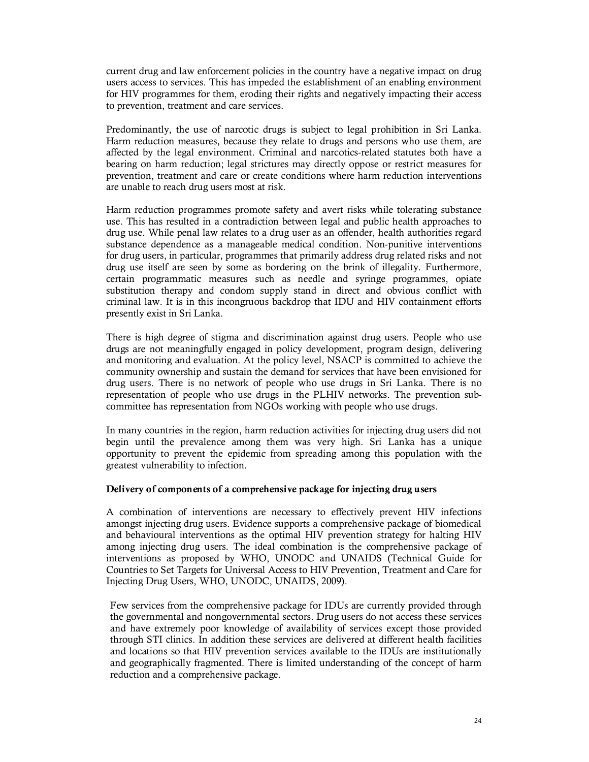current drug and law enforcement policies in the country have a negative impact on drug users access to services. This has impeded the establishment of an enabling environment for HIV programmes for them, eroding their rights and negatively impacting their access to prevention, treatment and care services.

Predominantly, the use of narcotic drugs is subject to legal prohibition in Sri Lanka. Harm reduction measures, because they relate to drugs and persons who use them, are affected by the legal environment. Criminal and narcotics-related statutes both have a bearing on harm reduction; legal strictures may directly oppose or restrict measures for prevention, treatment and care or create conditions where harm reduction interventions are unable to reach drug users most at risk.

Harm reduction programmes promote safety and avert risks while tolerating substance use. This has resulted in a contradiction between legal and public health approaches to drug use. While penal law relates to a drug user as an offender, health authorities regard substance dependence as a manageable medical condition. Non-punitive interventions for drug users, in particular, programmes that primarily address drug related risks and not drug use itself are seen by some as bordering on the brink of illegality. Furthermore, certain programmatic measures such as needle and syringe programmes, opiate substitution therapy and condom supply stand in direct and obvious conflict with criminal law. It is in this incongruous backdrop that IDU and HIV containment efforts presently exist in Sri Lanka.

There is high degree of stigma and discrimination against drug users. People who use drugs are not meaningfully engaged in policy development, program design, delivering and monitoring and evaluation. At the policy level, NSACP is committed to achieve the community ownership and sustain the demand for services that have been envisioned for drug users. There is no network of people who use drugs in Sri Lanka. There is no representation of people who use drugs in the PLHIV networks. The prevention sub-committee has representation from NGOs working with people who use drugs.

In many countries in the region, harm reduction activities for injecting drug users did not begin until the prevalence among them was very high. Sri Lanka has a unique opportunity to prevent the epidemic from spreading among this population with the greatest vulnerability to infection.

**Delivery of components of a comprehensive package for injecting drug users**

A combination of interventions are necessary to effectively prevent HIV infections amongst injecting drug users. Evidence supports a comprehensive package of biomedical and behavioural interventions as the optimal HIV prevention strategy for halting HIV among injecting drug users. The ideal combination is the comprehensive package of interventions as proposed by WHO, UNODC and UNAIDS (Technical Guide for Countries to Set Targets for Universal Access to HIV Prevention, Treatment and Care for Injecting Drug Users, WHO, UNODC, UNAIDS, 2009).

Few services from the comprehensive package for IDUs are currently provided through the governmental and nongovernmental sectors. Drug users do not access these services and have extremely poor knowledge of availability of services except those provided through STI clinics. In addition these services are delivered at different health facilities and locations so that HIV prevention services available to the IDUs are institutionally and geographically fragmented. There is limited understanding of the concept of harm reduction and a comprehensive package.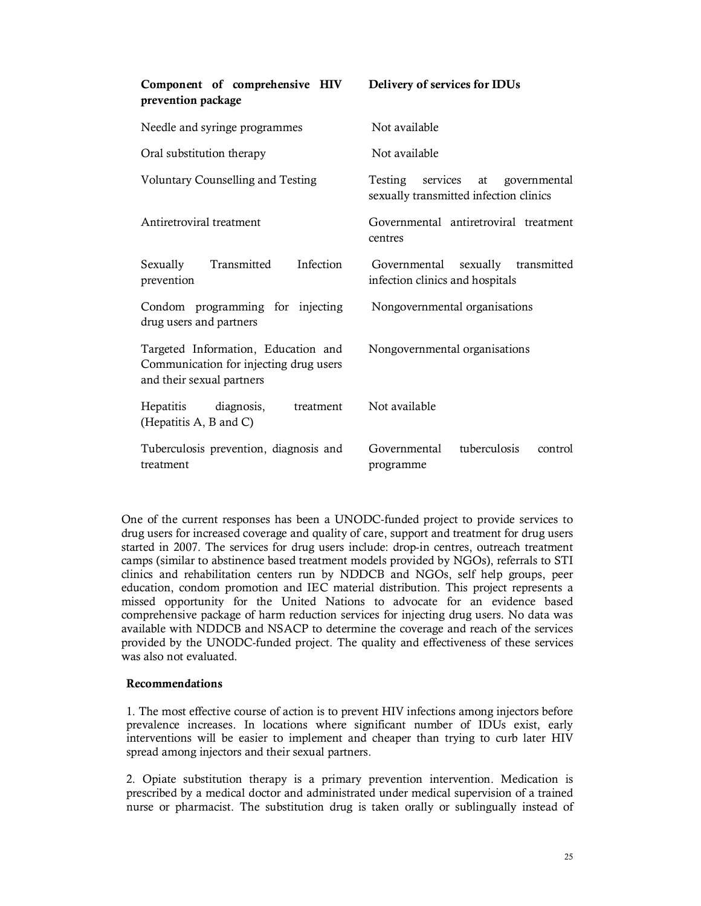| Component of comprehensive HIV prevention package | Delivery of services for IDUs |
| --- | --- |
| Needle and syringe programmes | Not available |
| Oral substitution therapy | Not available |
| Voluntary Counselling and Testing | Testing services at governmental sexually transmitted infection clinics |
| Antiretroviral treatment | Governmental antiretroviral treatment centres |
| Sexually Transmitted Infection prevention | Governmental sexually transmitted infection clinics and hospitals |
| Condom programming for injecting drug users and partners | Nongovernmental organisations |
| Targeted Information, Education and Communication for injecting drug users and their sexual partners | Nongovernmental organisations |
| Hepatitis diagnosis, treatment (Hepatitis A, B and C) | Not available |
| Tuberculosis prevention, diagnosis and treatment | Governmental tuberculosis control programme |

One of the current responses has been a UNODC-funded project to provide services to drug users for increased coverage and quality of care, support and treatment for drug users started in 2007. The services for drug users include: drop-in centres, outreach treatment camps (similar to abstinence based treatment models provided by NGOs), referrals to STI clinics and rehabilitation centers run by NDDCB and NGOs, self help groups, peer education, condom promotion and IEC material distribution. This project represents a missed opportunity for the United Nations to advocate for an evidence based comprehensive package of harm reduction services for injecting drug users. No data was available with NDDCB and NSACP to determine the coverage and reach of the services provided by the UNODC-funded project. The quality and effectiveness of these services was also not evaluated.

**Recommendations**

1. The most effective course of action is to prevent HIV infections among injectors before prevalence increases. In locations where significant number of IDUs exist, early interventions will be easier to implement and cheaper than trying to curb later HIV spread among injectors and their sexual partners.

2. Opiate substitution therapy is a primary prevention intervention. Medication is prescribed by a medical doctor and administrated under medical supervision of a trained nurse or pharmacist. The substitution drug is taken orally or sublingually instead of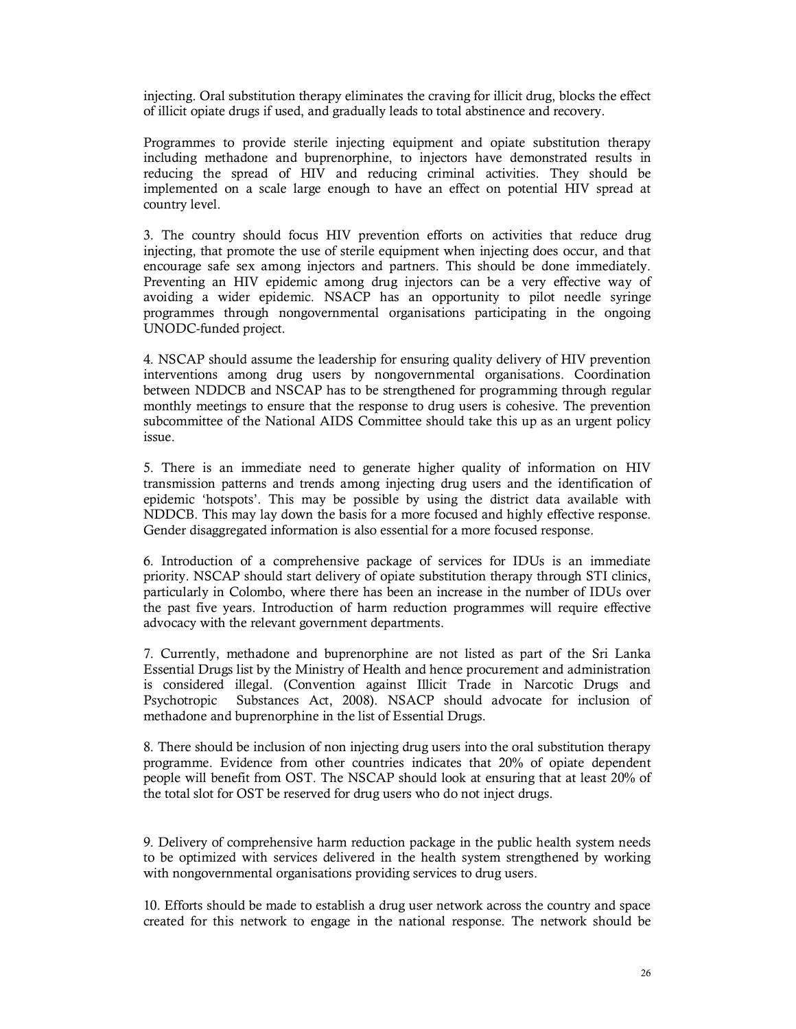injecting. Oral substitution therapy eliminates the craving for illicit drug, blocks the effect of illicit opiate drugs if used, and gradually leads to total abstinence and recovery.

Programmes to provide sterile injecting equipment and opiate substitution therapy including methadone and buprenorphine, to injectors have demonstrated results in reducing the spread of HIV and reducing criminal activities. They should be implemented on a scale large enough to have an effect on potential HIV spread at country level.

3. The country should focus HIV prevention efforts on activities that reduce drug injecting, that promote the use of sterile equipment when injecting does occur, and that encourage safe sex among injectors and partners. This should be done immediately. Preventing an HIV epidemic among drug injectors can be a very effective way of avoiding a wider epidemic. NSACP has an opportunity to pilot needle syringe programmes through nongovernmental organisations participating in the ongoing UNODC-funded project.

4. NSCAP should assume the leadership for ensuring quality delivery of HIV prevention interventions among drug users by nongovernmental organisations. Coordination between NDDCB and NSCAP has to be strengthened for programming through regular monthly meetings to ensure that the response to drug users is cohesive. The prevention subcommittee of the National AIDS Committee should take this up as an urgent policy issue.

5. There is an immediate need to generate higher quality of information on HIV transmission patterns and trends among injecting drug users and the identification of epidemic 'hotspots'. This may be possible by using the district data available with NDDCB. This may lay down the basis for a more focused and highly effective response. Gender disaggregated information is also essential for a more focused response.

6. Introduction of a comprehensive package of services for IDUs is an immediate priority. NSCAP should start delivery of opiate substitution therapy through STI clinics, particularly in Colombo, where there has been an increase in the number of IDUs over the past five years. Introduction of harm reduction programmes will require effective advocacy with the relevant government departments.

7. Currently, methadone and buprenorphine are not listed as part of the Sri Lanka Essential Drugs list by the Ministry of Health and hence procurement and administration is considered illegal. (Convention against Illicit Trade in Narcotic Drugs and Psychotropic Substances Act, 2008). NSACP should advocate for inclusion of methadone and buprenorphine in the list of Essential Drugs.

8. There should be inclusion of non injecting drug users into the oral substitution therapy programme. Evidence from other countries indicates that 20% of opiate dependent people will benefit from OST. The NSCAP should look at ensuring that at least 20% of the total slot for OST be reserved for drug users who do not inject drugs.

9. Delivery of comprehensive harm reduction package in the public health system needs to be optimized with services delivered in the health system strengthened by working with nongovernmental organisations providing services to drug users.

10. Efforts should be made to establish a drug user network across the country and space created for this network to engage in the national response. The network should be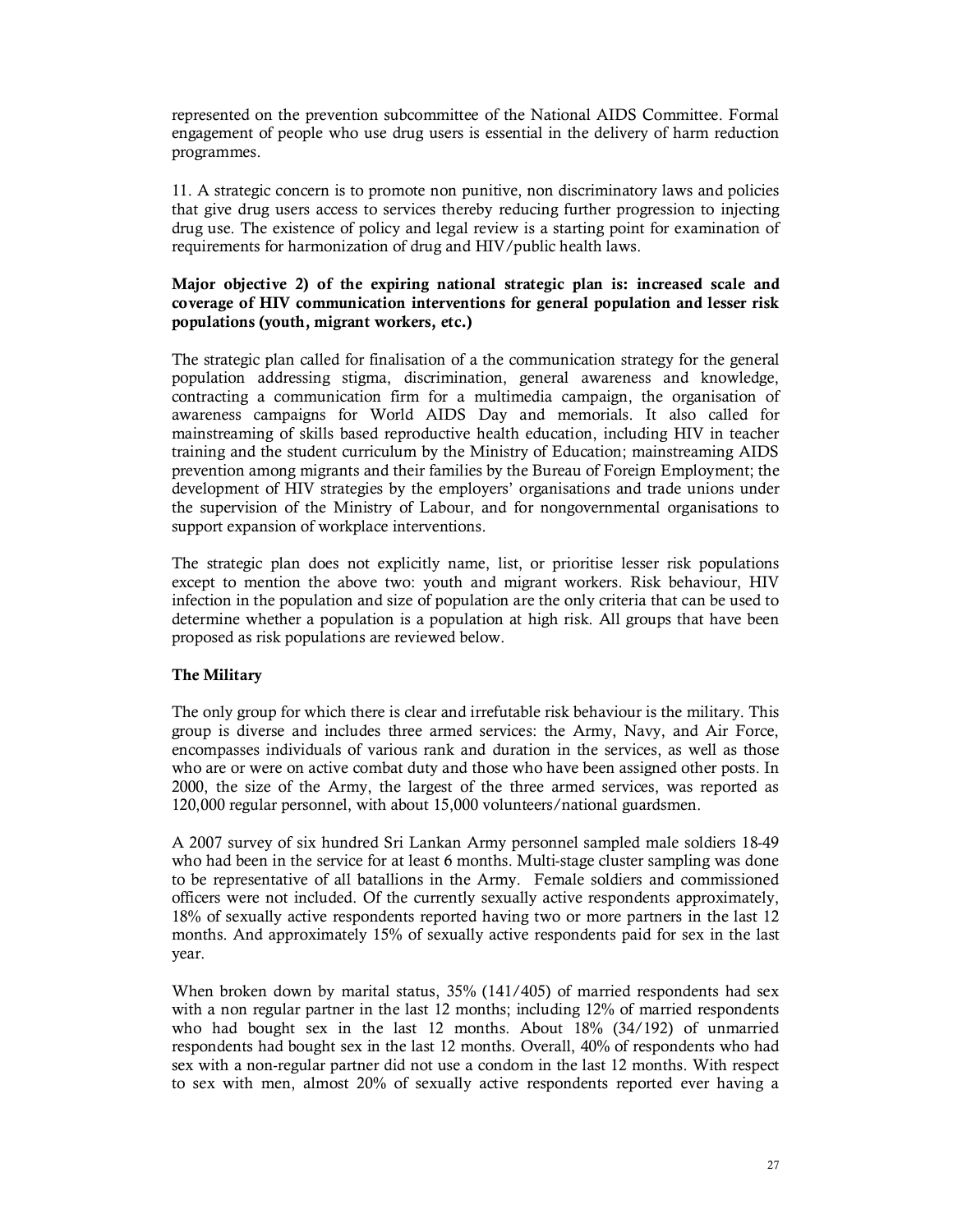represented on the prevention subcommittee of the National AIDS Committee. Formal engagement of people who use drug users is essential in the delivery of harm reduction programmes.

11. A strategic concern is to promote non punitive, non discriminatory laws and policies that give drug users access to services thereby reducing further progression to injecting drug use. The existence of policy and legal review is a starting point for examination of requirements for harmonization of drug and HIV/public health laws.

**Major objective 2) of the expiring national strategic plan is: increased scale and coverage of HIV communication interventions for general population and lesser risk populations (youth, migrant workers, etc.)**

The strategic plan called for finalisation of a the communication strategy for the general population addressing stigma, discrimination, general awareness and knowledge, contracting a communication firm for a multimedia campaign, the organisation of awareness campaigns for World AIDS Day and memorials. It also called for mainstreaming of skills based reproductive health education, including HIV in teacher training and the student curriculum by the Ministry of Education; mainstreaming AIDS prevention among migrants and their families by the Bureau of Foreign Employment; the development of HIV strategies by the employers' organisations and trade unions under the supervision of the Ministry of Labour, and for nongovernmental organisations to support expansion of workplace interventions.

The strategic plan does not explicitly name, list, or prioritise lesser risk populations except to mention the above two: youth and migrant workers. Risk behaviour, HIV infection in the population and size of population are the only criteria that can be used to determine whether a population is a population at high risk. All groups that have been proposed as risk populations are reviewed below.

**The Military**

The only group for which there is clear and irrefutable risk behaviour is the military. This group is diverse and includes three armed services: the Army, Navy, and Air Force, encompasses individuals of various rank and duration in the services, as well as those who are or were on active combat duty and those who have been assigned other posts. In 2000, the size of the Army, the largest of the three armed services, was reported as 120,000 regular personnel, with about 15,000 volunteers/national guardsmen.

A 2007 survey of six hundred Sri Lankan Army personnel sampled male soldiers 18-49 who had been in the service for at least 6 months. Multi-stage cluster sampling was done to be representative of all batallions in the Army. Female soldiers and commissioned officers were not included. Of the currently sexually active respondents approximately, 18% of sexually active respondents reported having two or more partners in the last 12 months. And approximately 15% of sexually active respondents paid for sex in the last year.

When broken down by marital status, 35% (141/405) of married respondents had sex with a non regular partner in the last 12 months; including 12% of married respondents who had bought sex in the last 12 months. About 18% (34/192) of unmarried respondents had bought sex in the last 12 months. Overall, 40% of respondents who had sex with a non-regular partner did not use a condom in the last 12 months. With respect to sex with men, almost 20% of sexually active respondents reported ever having a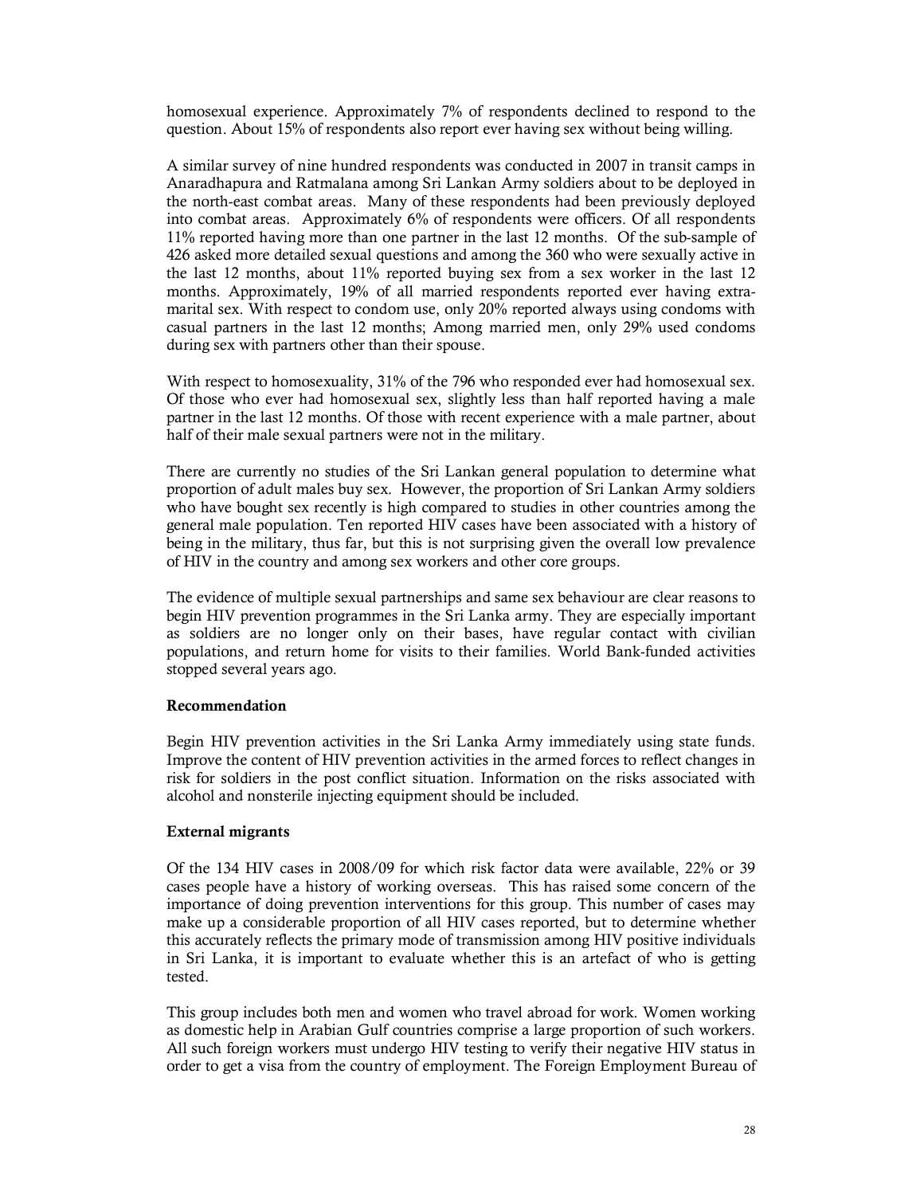homosexual experience. Approximately 7% of respondents declined to respond to the question. About 15% of respondents also report ever having sex without being willing.

A similar survey of nine hundred respondents was conducted in 2007 in transit camps in Anaradhapura and Ratmalana among Sri Lankan Army soldiers about to be deployed in the north-east combat areas. Many of these respondents had been previously deployed into combat areas. Approximately 6% of respondents were officers. Of all respondents 11% reported having more than one partner in the last 12 months. Of the sub-sample of 426 asked more detailed sexual questions and among the 360 who were sexually active in the last 12 months, about 11% reported buying sex from a sex worker in the last 12 months. Approximately, 19% of all married respondents reported ever having extra-marital sex. With respect to condom use, only 20% reported always using condoms with casual partners in the last 12 months; Among married men, only 29% used condoms during sex with partners other than their spouse.

With respect to homosexuality, 31% of the 796 who responded ever had homosexual sex. Of those who ever had homosexual sex, slightly less than half reported having a male partner in the last 12 months. Of those with recent experience with a male partner, about half of their male sexual partners were not in the military.

There are currently no studies of the Sri Lankan general population to determine what proportion of adult males buy sex. However, the proportion of Sri Lankan Army soldiers who have bought sex recently is high compared to studies in other countries among the general male population. Ten reported HIV cases have been associated with a history of being in the military, thus far, but this is not surprising given the overall low prevalence of HIV in the country and among sex workers and other core groups.

The evidence of multiple sexual partnerships and same sex behaviour are clear reasons to begin HIV prevention programmes in the Sri Lanka army. They are especially important as soldiers are no longer only on their bases, have regular contact with civilian populations, and return home for visits to their families. World Bank-funded activities stopped several years ago.

**Recommendation**

Begin HIV prevention activities in the Sri Lanka Army immediately using state funds. Improve the content of HIV prevention activities in the armed forces to reflect changes in risk for soldiers in the post conflict situation. Information on the risks associated with alcohol and nonsterile injecting equipment should be included.

**External migrants**

Of the 134 HIV cases in 2008/09 for which risk factor data were available, 22% or 39 cases people have a history of working overseas. This has raised some concern of the importance of doing prevention interventions for this group. This number of cases may make up a considerable proportion of all HIV cases reported, but to determine whether this accurately reflects the primary mode of transmission among HIV positive individuals in Sri Lanka, it is important to evaluate whether this is an artefact of who is getting tested.

This group includes both men and women who travel abroad for work. Women working as domestic help in Arabian Gulf countries comprise a large proportion of such workers. All such foreign workers must undergo HIV testing to verify their negative HIV status in order to get a visa from the country of employment. The Foreign Employment Bureau of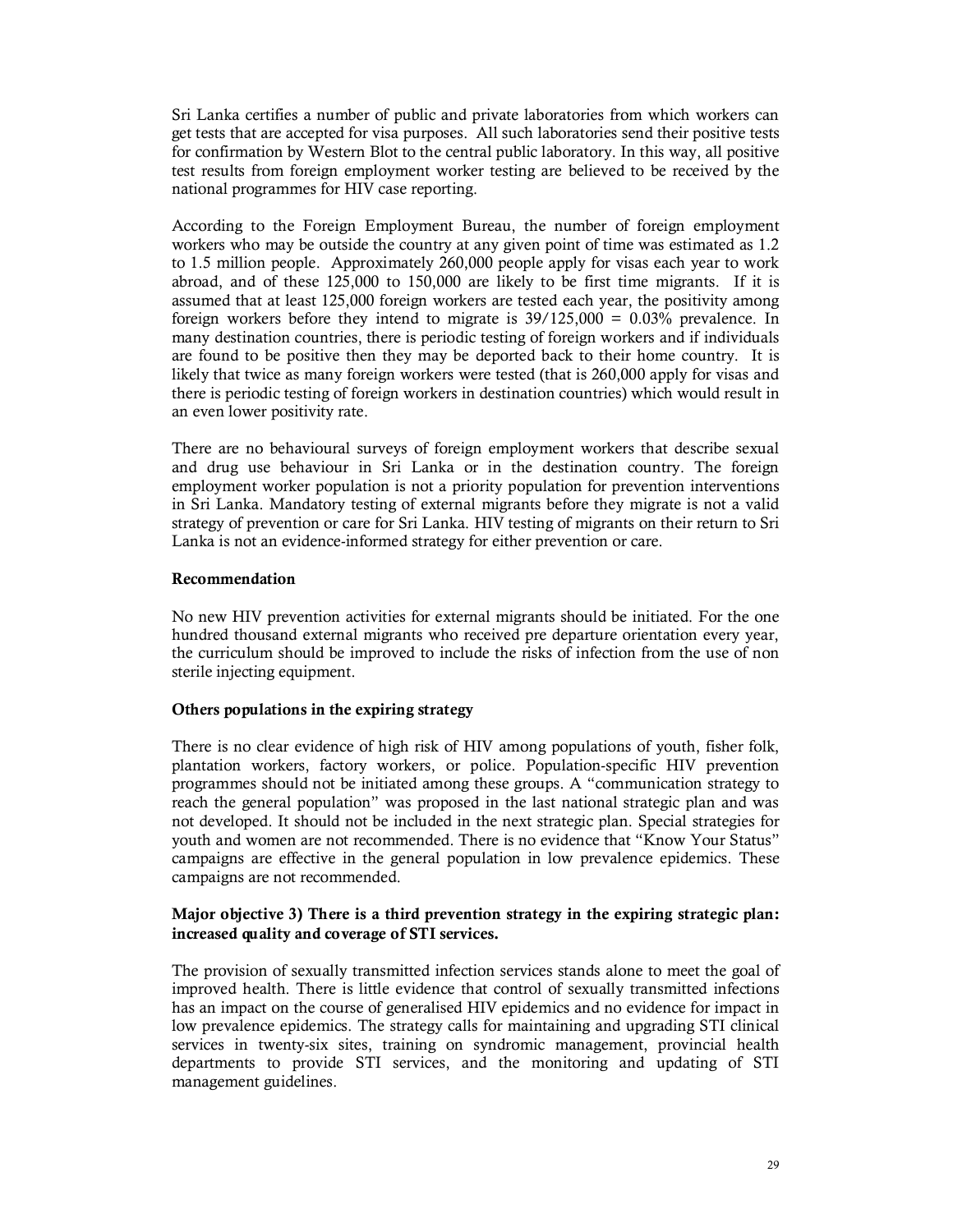Sri Lanka certifies a number of public and private laboratories from which workers can get tests that are accepted for visa purposes. All such laboratories send their positive tests for confirmation by Western Blot to the central public laboratory. In this way, all positive test results from foreign employment worker testing are believed to be received by the national programmes for HIV case reporting.

According to the Foreign Employment Bureau, the number of foreign employment workers who may be outside the country at any given point of time was estimated as 1.2 to 1.5 million people. Approximately 260,000 people apply for visas each year to work abroad, and of these 125,000 to 150,000 are likely to be first time migrants. If it is assumed that at least 125,000 foreign workers are tested each year, the positivity among foreign workers before they intend to migrate is 39/125,000 = 0.03% prevalence. In many destination countries, there is periodic testing of foreign workers and if individuals are found to be positive then they may be deported back to their home country. It is likely that twice as many foreign workers were tested (that is 260,000 apply for visas and there is periodic testing of foreign workers in destination countries) which would result in an even lower positivity rate.

There are no behavioural surveys of foreign employment workers that describe sexual and drug use behaviour in Sri Lanka or in the destination country. The foreign employment worker population is not a priority population for prevention interventions in Sri Lanka. Mandatory testing of external migrants before they migrate is not a valid strategy of prevention or care for Sri Lanka. HIV testing of migrants on their return to Sri Lanka is not an evidence-informed strategy for either prevention or care.

**Recommendation**

No new HIV prevention activities for external migrants should be initiated. For the one hundred thousand external migrants who received pre departure orientation every year, the curriculum should be improved to include the risks of infection from the use of non sterile injecting equipment.

**Others populations in the expiring strategy**

There is no clear evidence of high risk of HIV among populations of youth, fisher folk, plantation workers, factory workers, or police. Population-specific HIV prevention programmes should not be initiated among these groups. A "communication strategy to reach the general population" was proposed in the last national strategic plan and was not developed. It should not be included in the next strategic plan. Special strategies for youth and women are not recommended. There is no evidence that "Know Your Status" campaigns are effective in the general population in low prevalence epidemics. These campaigns are not recommended.

**Major objective 3) There is a third prevention strategy in the expiring strategic plan: increased quality and coverage of STI services.**

The provision of sexually transmitted infection services stands alone to meet the goal of improved health. There is little evidence that control of sexually transmitted infections has an impact on the course of generalised HIV epidemics and no evidence for impact in low prevalence epidemics. The strategy calls for maintaining and upgrading STI clinical services in twenty-six sites, training on syndromic management, provincial health departments to provide STI services, and the monitoring and updating of STI management guidelines.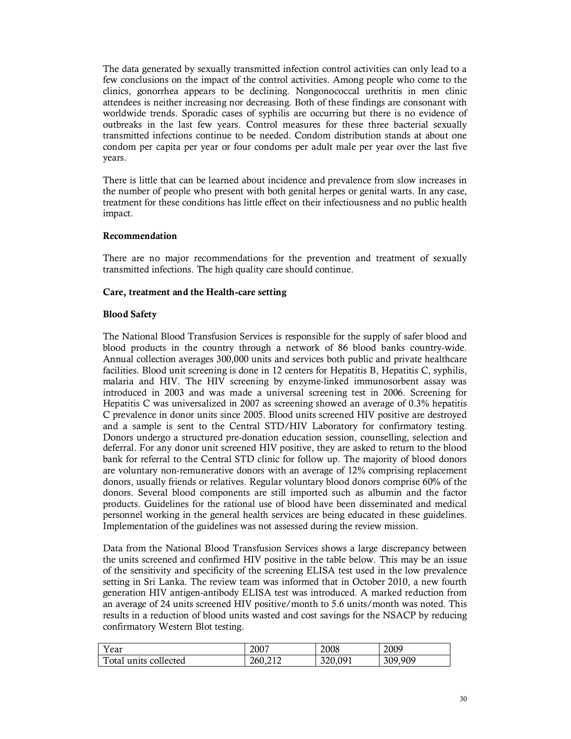The data generated by sexually transmitted infection control activities can only lead to a few conclusions on the impact of the control activities. Among people who come to the clinics, gonorrhea appears to be declining. Nongonococcal urethritis in men clinic attendees is neither increasing nor decreasing. Both of these findings are consonant with worldwide trends. Sporadic cases of syphilis are occurring but there is no evidence of outbreaks in the last few years. Control measures for these three bacterial sexually transmitted infections continue to be needed. Condom distribution stands at about one condom per capita per year or four condoms per adult male per year over the last five years.

There is little that can be learned about incidence and prevalence from slow increases in the number of people who present with both genital herpes or genital warts. In any case, treatment for these conditions has little effect on their infectiousness and no public health impact.

**Recommendation**

There are no major recommendations for the prevention and treatment of sexually transmitted infections. The high quality care should continue.

**Care, treatment and the Health-care setting**

**Blood Safety**

The National Blood Transfusion Services is responsible for the supply of safer blood and blood products in the country through a network of 86 blood banks country-wide. Annual collection averages 300,000 units and services both public and private healthcare facilities. Blood unit screening is done in 12 centers for Hepatitis B, Hepatitis C, syphilis, malaria and HIV. The HIV screening by enzyme-linked immunosorbent assay was introduced in 2003 and was made a universal screening test in 2006. Screening for Hepatitis C was universalized in 2007 as screening showed an average of 0.3% hepatitis C prevalence in donor units since 2005. Blood units screened HIV positive are destroyed and a sample is sent to the Central STD/HIV Laboratory for confirmatory testing. Donors undergo a structured pre-donation education session, counselling, selection and deferral. For any donor unit screened HIV positive, they are asked to return to the blood bank for referral to the Central STD clinic for follow up. The majority of blood donors are voluntary non-remunerative donors with an average of 12% comprising replacement donors, usually friends or relatives. Regular voluntary blood donors comprise 60% of the donors. Several blood components are still imported such as albumin and the factor products. Guidelines for the rational use of blood have been disseminated and medical personnel working in the general health services are being educated in these guidelines. Implementation of the guidelines was not assessed during the review mission.

Data from the National Blood Transfusion Services shows a large discrepancy between the units screened and confirmed HIV positive in the table below. This may be an issue of the sensitivity and specificity of the screening ELISA test used in the low prevalence setting in Sri Lanka. The review team was informed that in October 2010, a new fourth generation HIV antigen-antibody ELISA test was introduced. A marked reduction from an average of 24 units screened HIV positive/month to 5.6 units/month was noted. This results in a reduction of blood units wasted and cost savings for the NSACP by reducing confirmatory Western Blot testing.

| Year | 2007 | 2008 | 2009 |
|---|---|---|---|
| Total units collected | 260,212 | 320,091 | 309,909 |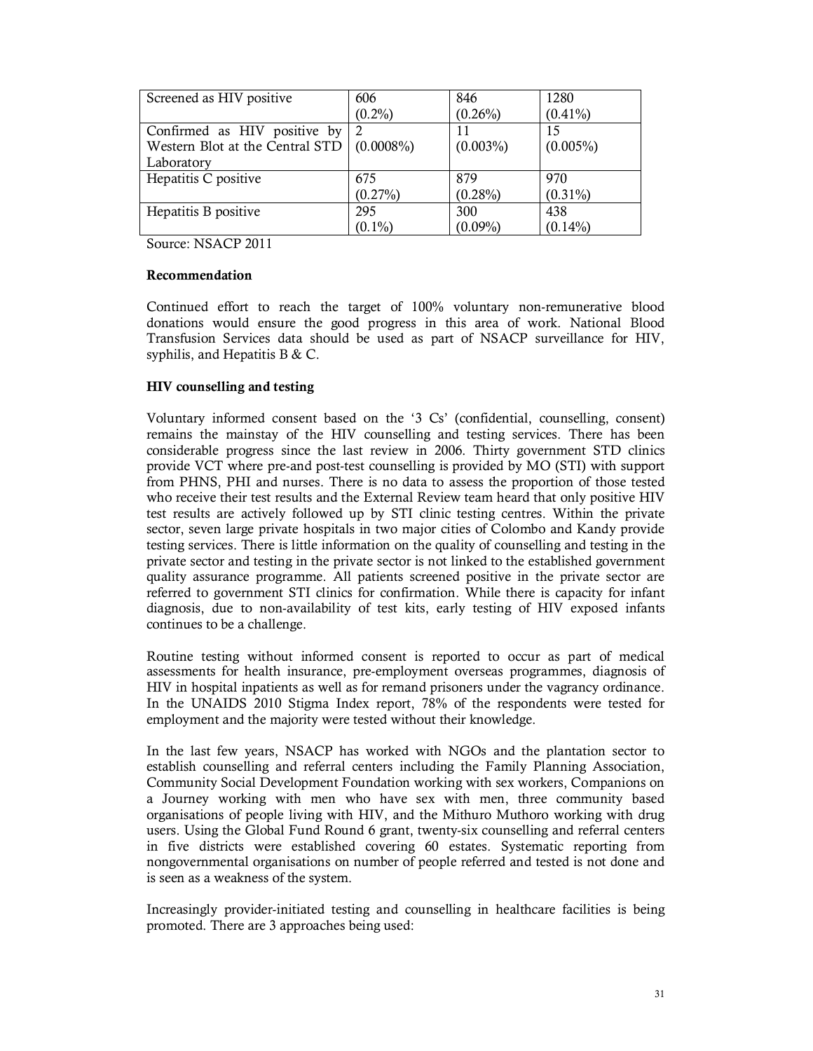| Screened as HIV positive | 606 (0.2%) | 846 (0.26%) | 1280 (0.41%) |
|---|---|---|---|
| Confirmed as HIV positive by Western Blot at the Central STD Laboratory | 2 (0.0008%) | 11 (0.003%) | 15 (0.005%) |
| Hepatitis C positive | 675 (0.27%) | 879 (0.28%) | 970 (0.31%) |
| Hepatitis B positive | 295 (0.1%) | 300 (0.09%) | 438 (0.14%) |

Source: NSACP 2011

**Recommendation**

Continued effort to reach the target of 100% voluntary non-remunerative blood donations would ensure the good progress in this area of work. National Blood Transfusion Services data should be used as part of NSACP surveillance for HIV, syphilis, and Hepatitis B & C.

**HIV counselling and testing**

Voluntary informed consent based on the '3 Cs' (confidential, counselling, consent) remains the mainstay of the HIV counselling and testing services. There has been considerable progress since the last review in 2006. Thirty government STD clinics provide VCT where pre-and post-test counselling is provided by MO (STI) with support from PHNS, PHI and nurses. There is no data to assess the proportion of those tested who receive their test results and the External Review team heard that only positive HIV test results are actively followed up by STI clinic testing centres. Within the private sector, seven large private hospitals in two major cities of Colombo and Kandy provide testing services. There is little information on the quality of counselling and testing in the private sector and testing in the private sector is not linked to the established government quality assurance programme. All patients screened positive in the private sector are referred to government STI clinics for confirmation. While there is capacity for infant diagnosis, due to non-availability of test kits, early testing of HIV exposed infants continues to be a challenge.

Routine testing without informed consent is reported to occur as part of medical assessments for health insurance, pre-employment overseas programmes, diagnosis of HIV in hospital inpatients as well as for remand prisoners under the vagrancy ordinance. In the UNAIDS 2010 Stigma Index report, 78% of the respondents were tested for employment and the majority were tested without their knowledge.

In the last few years, NSACP has worked with NGOs and the plantation sector to establish counselling and referral centers including the Family Planning Association, Community Social Development Foundation working with sex workers, Companions on a Journey working with men who have sex with men, three community based organisations of people living with HIV, and the Mithuro Muthoro working with drug users. Using the Global Fund Round 6 grant, twenty-six counselling and referral centers in five districts were established covering 60 estates. Systematic reporting from nongovernmental organisations on number of people referred and tested is not done and is seen as a weakness of the system.

Increasingly provider-initiated testing and counselling in healthcare facilities is being promoted. There are 3 approaches being used: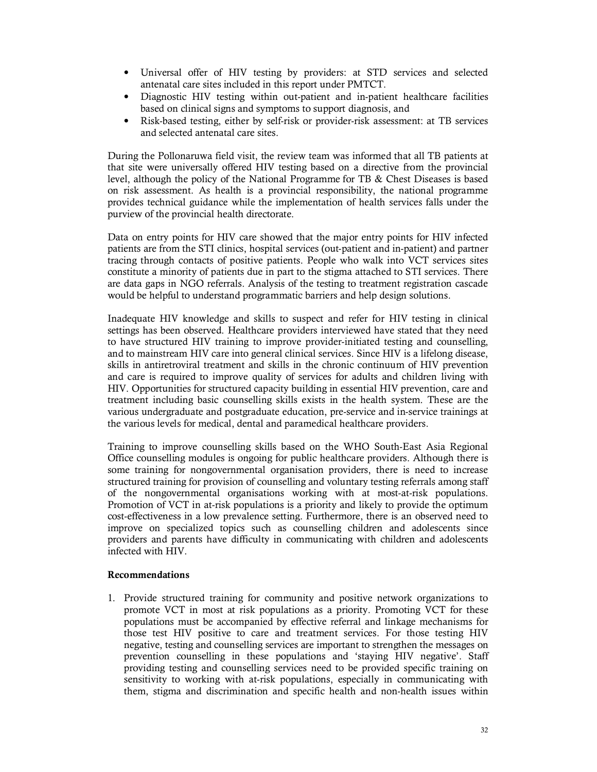- Universal offer of HIV testing by providers: at STD services and selected antenatal care sites included in this report under PMTCT.
- Diagnostic HIV testing within out-patient and in-patient healthcare facilities based on clinical signs and symptoms to support diagnosis, and
- Risk-based testing, either by self-risk or provider-risk assessment: at TB services and selected antenatal care sites.

During the Pollonaruwa field visit, the review team was informed that all TB patients at that site were universally offered HIV testing based on a directive from the provincial level, although the policy of the National Programme for TB & Chest Diseases is based on risk assessment. As health is a provincial responsibility, the national programme provides technical guidance while the implementation of health services falls under the purview of the provincial health directorate.

Data on entry points for HIV care showed that the major entry points for HIV infected patients are from the STI clinics, hospital services (out-patient and in-patient) and partner tracing through contacts of positive patients. People who walk into VCT services sites constitute a minority of patients due in part to the stigma attached to STI services. There are data gaps in NGO referrals. Analysis of the testing to treatment registration cascade would be helpful to understand programmatic barriers and help design solutions.

Inadequate HIV knowledge and skills to suspect and refer for HIV testing in clinical settings has been observed. Healthcare providers interviewed have stated that they need to have structured HIV training to improve provider-initiated testing and counselling, and to mainstream HIV care into general clinical services. Since HIV is a lifelong disease, skills in antiretroviral treatment and skills in the chronic continuum of HIV prevention and care is required to improve quality of services for adults and children living with HIV. Opportunities for structured capacity building in essential HIV prevention, care and treatment including basic counselling skills exists in the health system. These are the various undergraduate and postgraduate education, pre-service and in-service trainings at the various levels for medical, dental and paramedical healthcare providers.

Training to improve counselling skills based on the WHO South-East Asia Regional Office counselling modules is ongoing for public healthcare providers. Although there is some training for nongovernmental organisation providers, there is need to increase structured training for provision of counselling and voluntary testing referrals among staff of the nongovernmental organisations working with at most-at-risk populations. Promotion of VCT in at-risk populations is a priority and likely to provide the optimum cost-effectiveness in a low prevalence setting. Furthermore, there is an observed need to improve on specialized topics such as counselling children and adolescents since providers and parents have difficulty in communicating with children and adolescents infected with HIV.

**Recommendations**

1. Provide structured training for community and positive network organizations to promote VCT in most at risk populations as a priority. Promoting VCT for these populations must be accompanied by effective referral and linkage mechanisms for those test HIV positive to care and treatment services. For those testing HIV negative, testing and counselling services are important to strengthen the messages on prevention counselling in these populations and 'staying HIV negative'. Staff providing testing and counselling services need to be provided specific training on sensitivity to working with at-risk populations, especially in communicating with them, stigma and discrimination and specific health and non-health issues within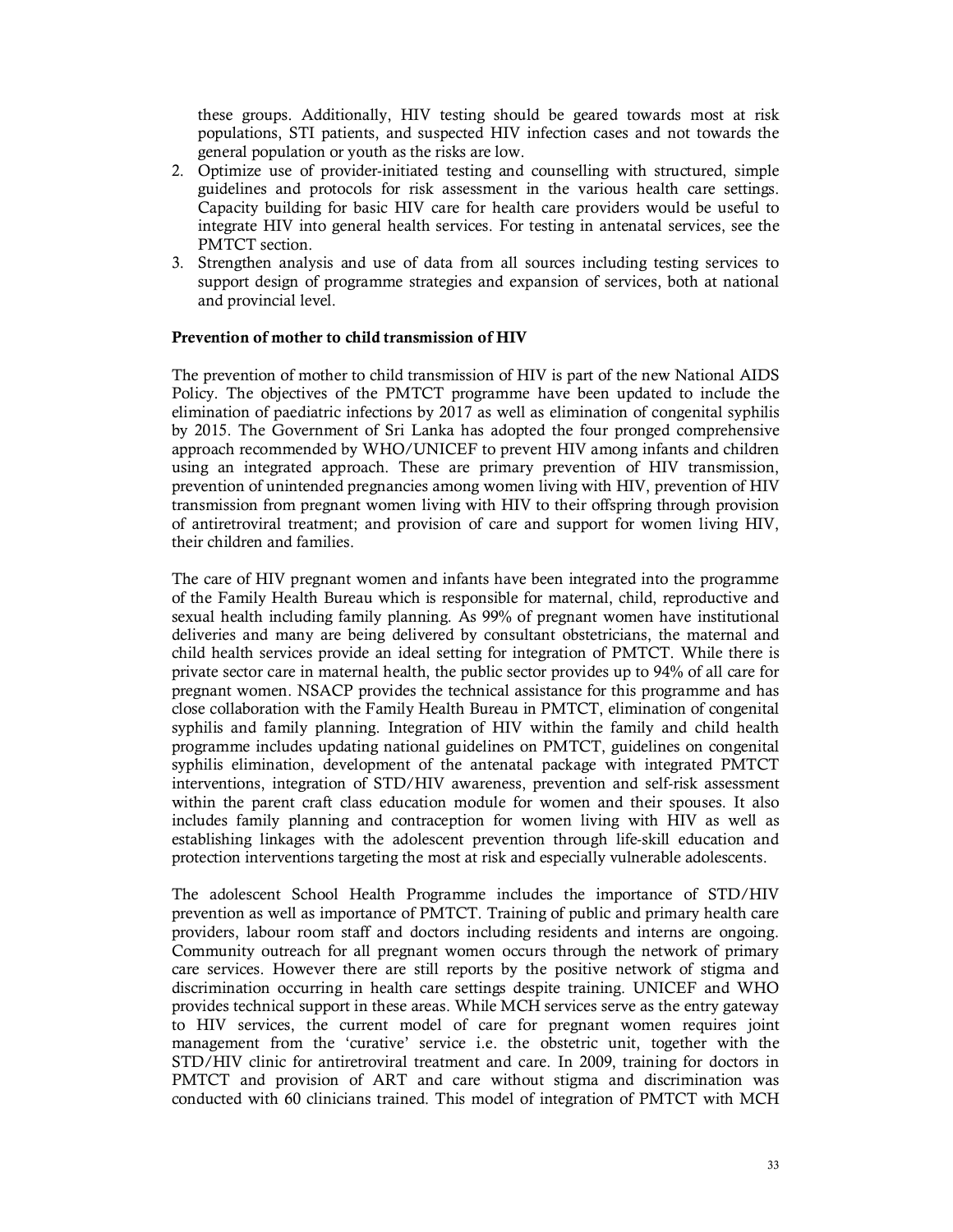these groups. Additionally, HIV testing should be geared towards most at risk populations, STI patients, and suspected HIV infection cases and not towards the general population or youth as the risks are low.

2. Optimize use of provider-initiated testing and counselling with structured, simple guidelines and protocols for risk assessment in the various health care settings. Capacity building for basic HIV care for health care providers would be useful to integrate HIV into general health services. For testing in antenatal services, see the PMTCT section.
3. Strengthen analysis and use of data from all sources including testing services to support design of programme strategies and expansion of services, both at national and provincial level.

**Prevention of mother to child transmission of HIV**

The prevention of mother to child transmission of HIV is part of the new National AIDS Policy. The objectives of the PMTCT programme have been updated to include the elimination of paediatric infections by 2017 as well as elimination of congenital syphilis by 2015. The Government of Sri Lanka has adopted the four pronged comprehensive approach recommended by WHO/UNICEF to prevent HIV among infants and children using an integrated approach. These are primary prevention of HIV transmission, prevention of unintended pregnancies among women living with HIV, prevention of HIV transmission from pregnant women living with HIV to their offspring through provision of antiretroviral treatment; and provision of care and support for women living HIV, their children and families.

The care of HIV pregnant women and infants have been integrated into the programme of the Family Health Bureau which is responsible for maternal, child, reproductive and sexual health including family planning. As 99% of pregnant women have institutional deliveries and many are being delivered by consultant obstetricians, the maternal and child health services provide an ideal setting for integration of PMTCT. While there is private sector care in maternal health, the public sector provides up to 94% of all care for pregnant women. NSACP provides the technical assistance for this programme and has close collaboration with the Family Health Bureau in PMTCT, elimination of congenital syphilis and family planning. Integration of HIV within the family and child health programme includes updating national guidelines on PMTCT, guidelines on congenital syphilis elimination, development of the antenatal package with integrated PMTCT interventions, integration of STD/HIV awareness, prevention and self-risk assessment within the parent craft class education module for women and their spouses. It also includes family planning and contraception for women living with HIV as well as establishing linkages with the adolescent prevention through life-skill education and protection interventions targeting the most at risk and especially vulnerable adolescents.

The adolescent School Health Programme includes the importance of STD/HIV prevention as well as importance of PMTCT. Training of public and primary health care providers, labour room staff and doctors including residents and interns are ongoing. Community outreach for all pregnant women occurs through the network of primary care services. However there are still reports by the positive network of stigma and discrimination occurring in health care settings despite training. UNICEF and WHO provides technical support in these areas. While MCH services serve as the entry gateway to HIV services, the current model of care for pregnant women requires joint management from the 'curative' service i.e. the obstetric unit, together with the STD/HIV clinic for antiretroviral treatment and care. In 2009, training for doctors in PMTCT and provision of ART and care without stigma and discrimination was conducted with 60 clinicians trained. This model of integration of PMTCT with MCH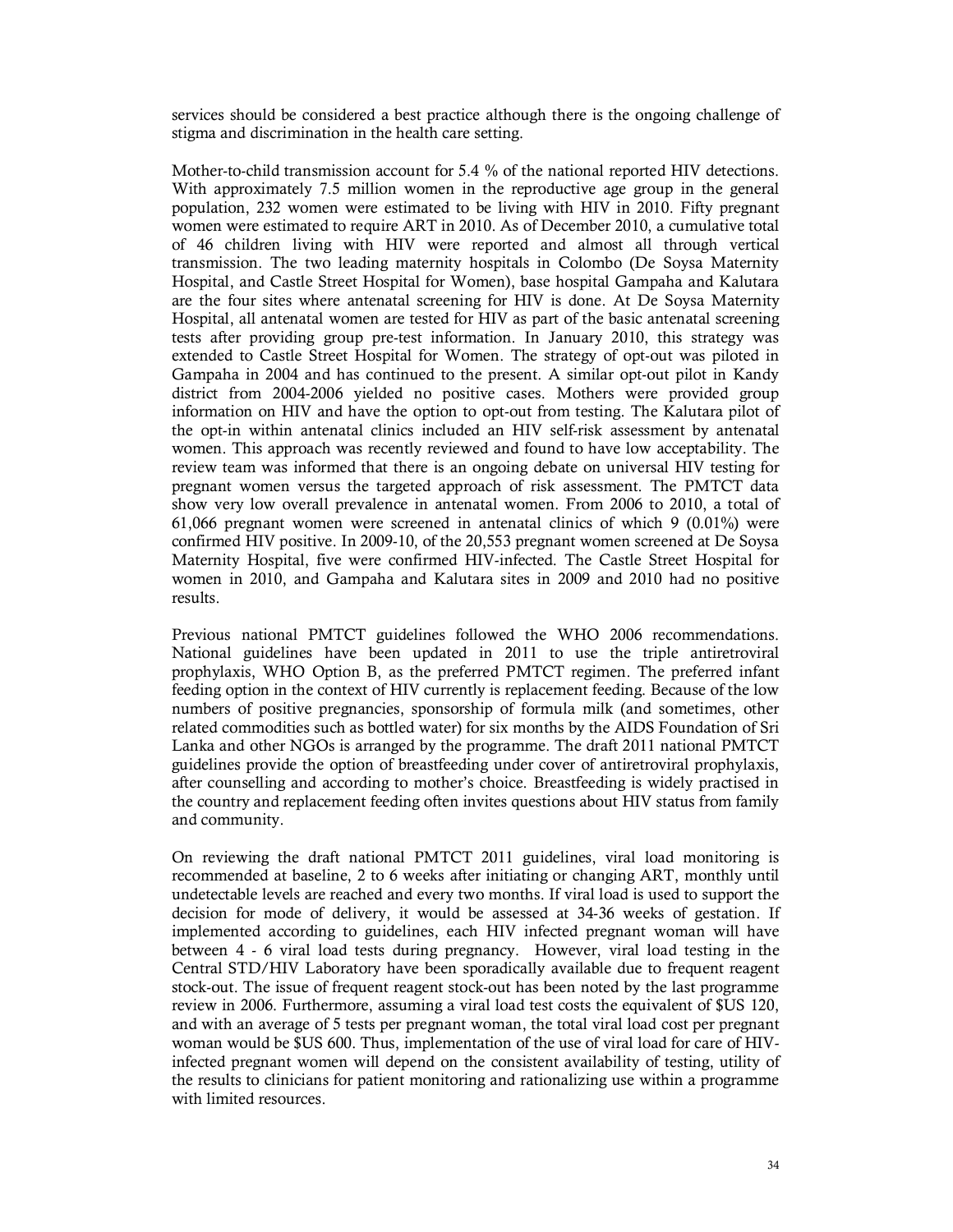services should be considered a best practice although there is the ongoing challenge of stigma and discrimination in the health care setting.

Mother-to-child transmission account for 5.4 % of the national reported HIV detections. With approximately 7.5 million women in the reproductive age group in the general population, 232 women were estimated to be living with HIV in 2010. Fifty pregnant women were estimated to require ART in 2010. As of December 2010, a cumulative total of 46 children living with HIV were reported and almost all through vertical transmission. The two leading maternity hospitals in Colombo (De Soysa Maternity Hospital, and Castle Street Hospital for Women), base hospital Gampaha and Kalutara are the four sites where antenatal screening for HIV is done. At De Soysa Maternity Hospital, all antenatal women are tested for HIV as part of the basic antenatal screening tests after providing group pre-test information. In January 2010, this strategy was extended to Castle Street Hospital for Women. The strategy of opt-out was piloted in Gampaha in 2004 and has continued to the present. A similar opt-out pilot in Kandy district from 2004-2006 yielded no positive cases. Mothers were provided group information on HIV and have the option to opt-out from testing. The Kalutara pilot of the opt-in within antenatal clinics included an HIV self-risk assessment by antenatal women. This approach was recently reviewed and found to have low acceptability. The review team was informed that there is an ongoing debate on universal HIV testing for pregnant women versus the targeted approach of risk assessment. The PMTCT data show very low overall prevalence in antenatal women. From 2006 to 2010, a total of 61,066 pregnant women were screened in antenatal clinics of which 9 (0.01%) were confirmed HIV positive. In 2009-10, of the 20,553 pregnant women screened at De Soysa Maternity Hospital, five were confirmed HIV-infected. The Castle Street Hospital for women in 2010, and Gampaha and Kalutara sites in 2009 and 2010 had no positive results.

Previous national PMTCT guidelines followed the WHO 2006 recommendations. National guidelines have been updated in 2011 to use the triple antiretroviral prophylaxis, WHO Option B, as the preferred PMTCT regimen. The preferred infant feeding option in the context of HIV currently is replacement feeding. Because of the low numbers of positive pregnancies, sponsorship of formula milk (and sometimes, other related commodities such as bottled water) for six months by the AIDS Foundation of Sri Lanka and other NGOs is arranged by the programme. The draft 2011 national PMTCT guidelines provide the option of breastfeeding under cover of antiretroviral prophylaxis, after counselling and according to mother's choice. Breastfeeding is widely practised in the country and replacement feeding often invites questions about HIV status from family and community.

On reviewing the draft national PMTCT 2011 guidelines, viral load monitoring is recommended at baseline, 2 to 6 weeks after initiating or changing ART, monthly until undetectable levels are reached and every two months. If viral load is used to support the decision for mode of delivery, it would be assessed at 34-36 weeks of gestation. If implemented according to guidelines, each HIV infected pregnant woman will have between 4 - 6 viral load tests during pregnancy. However, viral load testing in the Central STD/HIV Laboratory have been sporadically available due to frequent reagent stock-out. The issue of frequent reagent stock-out has been noted by the last programme review in 2006. Furthermore, assuming a viral load test costs the equivalent of $US 120, and with an average of 5 tests per pregnant woman, the total viral load cost per pregnant woman would be $US 600. Thus, implementation of the use of viral load for care of HIV-infected pregnant women will depend on the consistent availability of testing, utility of the results to clinicians for patient monitoring and rationalizing use within a programme with limited resources.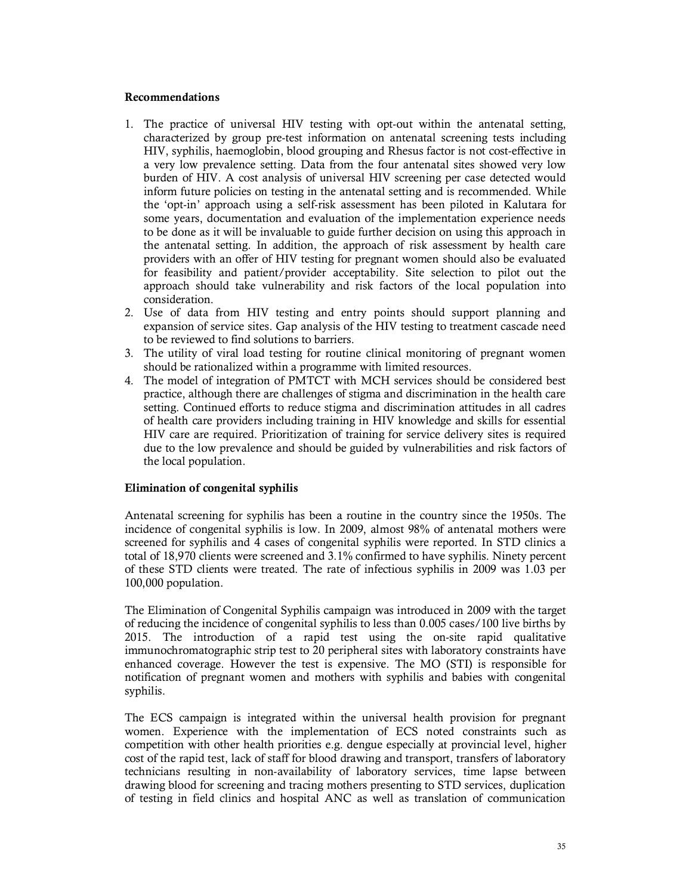**Recommendations**

1. The practice of universal HIV testing with opt-out within the antenatal setting, characterized by group pre-test information on antenatal screening tests including HIV, syphilis, haemoglobin, blood grouping and Rhesus factor is not cost-effective in a very low prevalence setting. Data from the four antenatal sites showed very low burden of HIV. A cost analysis of universal HIV screening per case detected would inform future policies on testing in the antenatal setting and is recommended. While the 'opt-in' approach using a self-risk assessment has been piloted in Kalutara for some years, documentation and evaluation of the implementation experience needs to be done as it will be invaluable to guide further decision on using this approach in the antenatal setting. In addition, the approach of risk assessment by health care providers with an offer of HIV testing for pregnant women should also be evaluated for feasibility and patient/provider acceptability. Site selection to pilot out the approach should take vulnerability and risk factors of the local population into consideration.
2. Use of data from HIV testing and entry points should support planning and expansion of service sites. Gap analysis of the HIV testing to treatment cascade need to be reviewed to find solutions to barriers.
3. The utility of viral load testing for routine clinical monitoring of pregnant women should be rationalized within a programme with limited resources.
4. The model of integration of PMTCT with MCH services should be considered best practice, although there are challenges of stigma and discrimination in the health care setting. Continued efforts to reduce stigma and discrimination attitudes in all cadres of health care providers including training in HIV knowledge and skills for essential HIV care are required. Prioritization of training for service delivery sites is required due to the low prevalence and should be guided by vulnerabilities and risk factors of the local population.

**Elimination of congenital syphilis**

Antenatal screening for syphilis has been a routine in the country since the 1950s. The incidence of congenital syphilis is low. In 2009, almost 98% of antenatal mothers were screened for syphilis and 4 cases of congenital syphilis were reported. In STD clinics a total of 18,970 clients were screened and 3.1% confirmed to have syphilis. Ninety percent of these STD clients were treated. The rate of infectious syphilis in 2009 was 1.03 per 100,000 population.

The Elimination of Congenital Syphilis campaign was introduced in 2009 with the target of reducing the incidence of congenital syphilis to less than 0.005 cases/100 live births by 2015. The introduction of a rapid test using the on-site rapid qualitative immunochromatographic strip test to 20 peripheral sites with laboratory constraints have enhanced coverage. However the test is expensive. The MO (STI) is responsible for notification of pregnant women and mothers with syphilis and babies with congenital syphilis.

The ECS campaign is integrated within the universal health provision for pregnant women. Experience with the implementation of ECS noted constraints such as competition with other health priorities e.g. dengue especially at provincial level, higher cost of the rapid test, lack of staff for blood drawing and transport, transfers of laboratory technicians resulting in non-availability of laboratory services, time lapse between drawing blood for screening and tracing mothers presenting to STD services, duplication of testing in field clinics and hospital ANC as well as translation of communication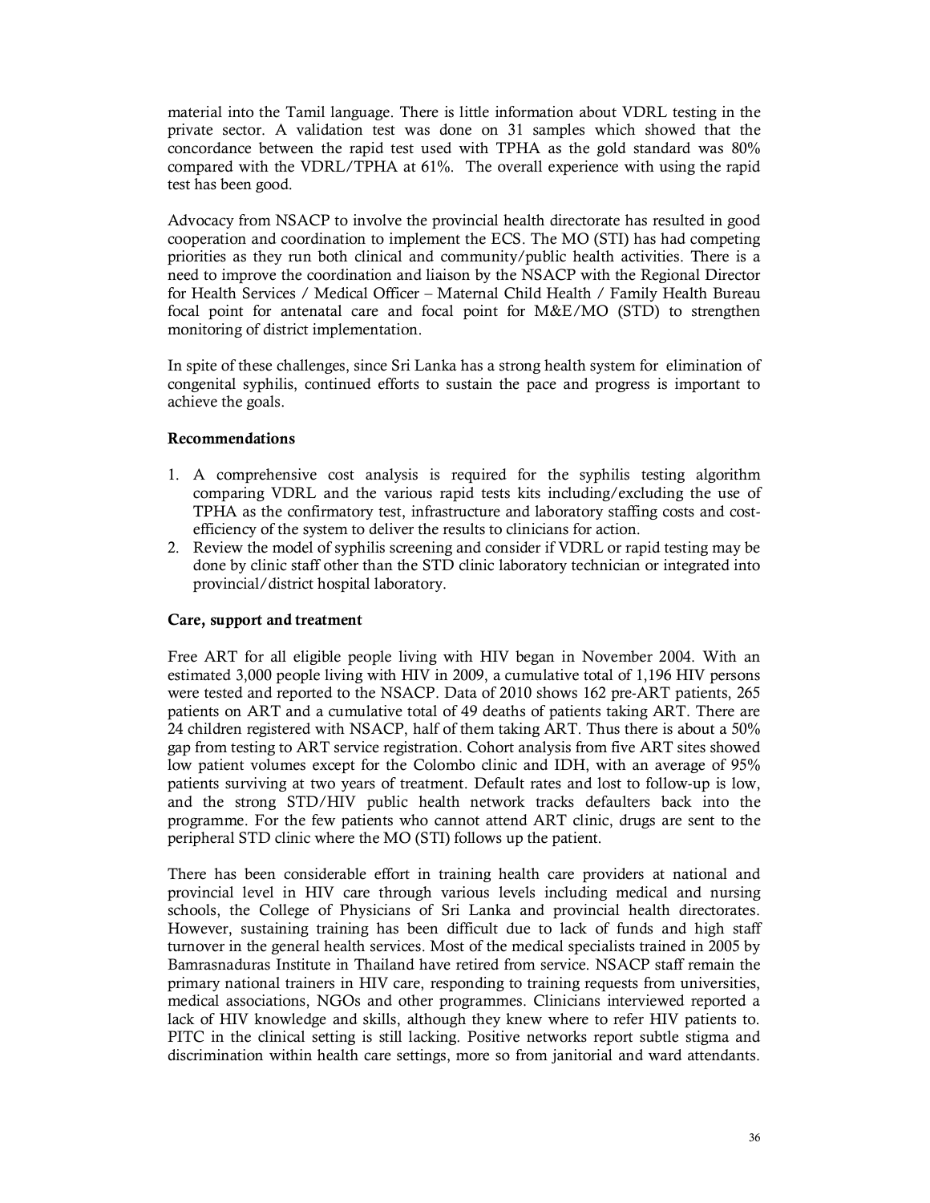material into the Tamil language. There is little information about VDRL testing in the private sector. A validation test was done on 31 samples which showed that the concordance between the rapid test used with TPHA as the gold standard was 80% compared with the VDRL/TPHA at 61%. The overall experience with using the rapid test has been good.

Advocacy from NSACP to involve the provincial health directorate has resulted in good cooperation and coordination to implement the ECS. The MO (STI) has had competing priorities as they run both clinical and community/public health activities. There is a need to improve the coordination and liaison by the NSACP with the Regional Director for Health Services / Medical Officer – Maternal Child Health / Family Health Bureau focal point for antenatal care and focal point for M&E/MO (STD) to strengthen monitoring of district implementation.

In spite of these challenges, since Sri Lanka has a strong health system for elimination of congenital syphilis, continued efforts to sustain the pace and progress is important to achieve the goals.

**Recommendations**

1. A comprehensive cost analysis is required for the syphilis testing algorithm comparing VDRL and the various rapid tests kits including/excluding the use of TPHA as the confirmatory test, infrastructure and laboratory staffing costs and cost-efficiency of the system to deliver the results to clinicians for action.
2. Review the model of syphilis screening and consider if VDRL or rapid testing may be done by clinic staff other than the STD clinic laboratory technician or integrated into provincial/district hospital laboratory.

**Care, support and treatment**

Free ART for all eligible people living with HIV began in November 2004. With an estimated 3,000 people living with HIV in 2009, a cumulative total of 1,196 HIV persons were tested and reported to the NSACP. Data of 2010 shows 162 pre-ART patients, 265 patients on ART and a cumulative total of 49 deaths of patients taking ART. There are 24 children registered with NSACP, half of them taking ART. Thus there is about a 50% gap from testing to ART service registration. Cohort analysis from five ART sites showed low patient volumes except for the Colombo clinic and IDH, with an average of 95% patients surviving at two years of treatment. Default rates and lost to follow-up is low, and the strong STD/HIV public health network tracks defaulters back into the programme. For the few patients who cannot attend ART clinic, drugs are sent to the peripheral STD clinic where the MO (STI) follows up the patient.

There has been considerable effort in training health care providers at national and provincial level in HIV care through various levels including medical and nursing schools, the College of Physicians of Sri Lanka and provincial health directorates. However, sustaining training has been difficult due to lack of funds and high staff turnover in the general health services. Most of the medical specialists trained in 2005 by Bamrasnaduras Institute in Thailand have retired from service. NSACP staff remain the primary national trainers in HIV care, responding to training requests from universities, medical associations, NGOs and other programmes. Clinicians interviewed reported a lack of HIV knowledge and skills, although they knew where to refer HIV patients to. PITC in the clinical setting is still lacking. Positive networks report subtle stigma and discrimination within health care settings, more so from janitorial and ward attendants.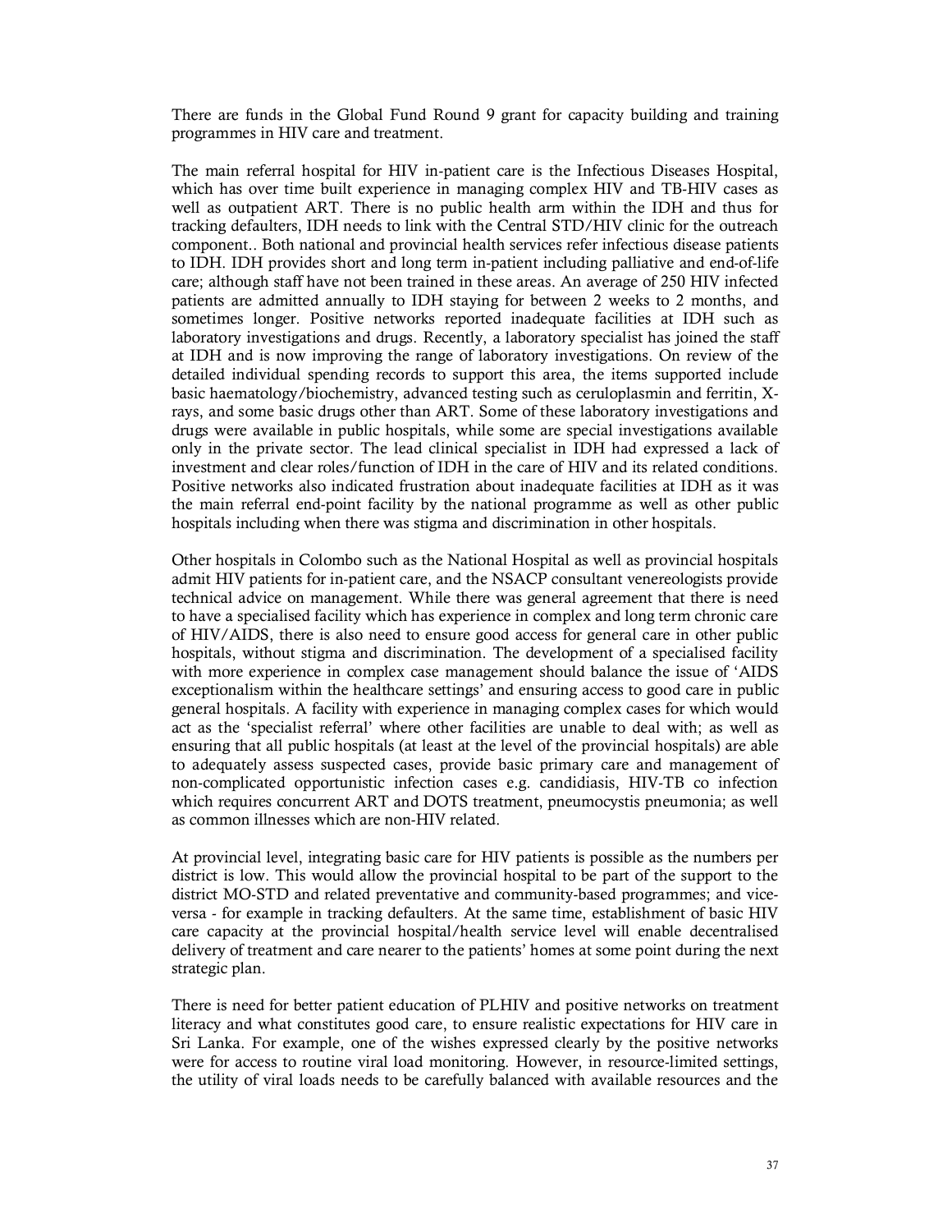There are funds in the Global Fund Round 9 grant for capacity building and training programmes in HIV care and treatment.

The main referral hospital for HIV in-patient care is the Infectious Diseases Hospital, which has over time built experience in managing complex HIV and TB-HIV cases as well as outpatient ART. There is no public health arm within the IDH and thus for tracking defaulters, IDH needs to link with the Central STD/HIV clinic for the outreach component.. Both national and provincial health services refer infectious disease patients to IDH. IDH provides short and long term in-patient including palliative and end-of-life care; although staff have not been trained in these areas. An average of 250 HIV infected patients are admitted annually to IDH staying for between 2 weeks to 2 months, and sometimes longer. Positive networks reported inadequate facilities at IDH such as laboratory investigations and drugs. Recently, a laboratory specialist has joined the staff at IDH and is now improving the range of laboratory investigations. On review of the detailed individual spending records to support this area, the items supported include basic haematology/biochemistry, advanced testing such as ceruloplasmin and ferritin, X-rays, and some basic drugs other than ART. Some of these laboratory investigations and drugs were available in public hospitals, while some are special investigations available only in the private sector. The lead clinical specialist in IDH had expressed a lack of investment and clear roles/function of IDH in the care of HIV and its related conditions. Positive networks also indicated frustration about inadequate facilities at IDH as it was the main referral end-point facility by the national programme as well as other public hospitals including when there was stigma and discrimination in other hospitals.

Other hospitals in Colombo such as the National Hospital as well as provincial hospitals admit HIV patients for in-patient care, and the NSACP consultant venereologists provide technical advice on management. While there was general agreement that there is need to have a specialised facility which has experience in complex and long term chronic care of HIV/AIDS, there is also need to ensure good access for general care in other public hospitals, without stigma and discrimination. The development of a specialised facility with more experience in complex case management should balance the issue of 'AIDS exceptionalism within the healthcare settings' and ensuring access to good care in public general hospitals. A facility with experience in managing complex cases for which would act as the 'specialist referral' where other facilities are unable to deal with; as well as ensuring that all public hospitals (at least at the level of the provincial hospitals) are able to adequately assess suspected cases, provide basic primary care and management of non-complicated opportunistic infection cases e.g. candidiasis, HIV-TB co infection which requires concurrent ART and DOTS treatment, pneumocystis pneumonia; as well as common illnesses which are non-HIV related.

At provincial level, integrating basic care for HIV patients is possible as the numbers per district is low. This would allow the provincial hospital to be part of the support to the district MO-STD and related preventative and community-based programmes; and vice-versa - for example in tracking defaulters. At the same time, establishment of basic HIV care capacity at the provincial hospital/health service level will enable decentralised delivery of treatment and care nearer to the patients' homes at some point during the next strategic plan.

There is need for better patient education of PLHIV and positive networks on treatment literacy and what constitutes good care, to ensure realistic expectations for HIV care in Sri Lanka. For example, one of the wishes expressed clearly by the positive networks were for access to routine viral load monitoring. However, in resource-limited settings, the utility of viral loads needs to be carefully balanced with available resources and the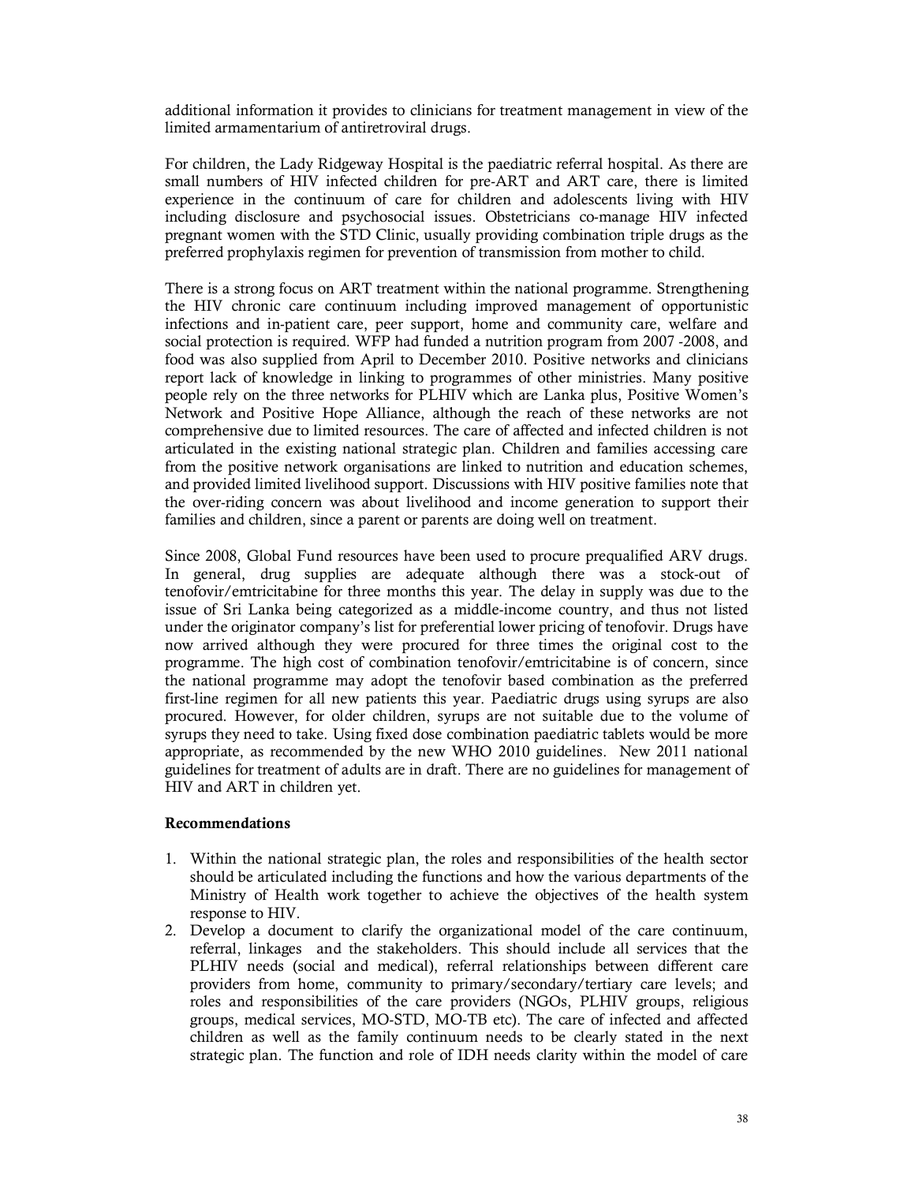additional information it provides to clinicians for treatment management in view of the limited armamentarium of antiretroviral drugs.

For children, the Lady Ridgeway Hospital is the paediatric referral hospital. As there are small numbers of HIV infected children for pre-ART and ART care, there is limited experience in the continuum of care for children and adolescents living with HIV including disclosure and psychosocial issues. Obstetricians co-manage HIV infected pregnant women with the STD Clinic, usually providing combination triple drugs as the preferred prophylaxis regimen for prevention of transmission from mother to child.

There is a strong focus on ART treatment within the national programme. Strengthening the HIV chronic care continuum including improved management of opportunistic infections and in-patient care, peer support, home and community care, welfare and social protection is required. WFP had funded a nutrition program from 2007 -2008, and food was also supplied from April to December 2010. Positive networks and clinicians report lack of knowledge in linking to programmes of other ministries. Many positive people rely on the three networks for PLHIV which are Lanka plus, Positive Women's Network and Positive Hope Alliance, although the reach of these networks are not comprehensive due to limited resources. The care of affected and infected children is not articulated in the existing national strategic plan. Children and families accessing care from the positive network organisations are linked to nutrition and education schemes, and provided limited livelihood support. Discussions with HIV positive families note that the over-riding concern was about livelihood and income generation to support their families and children, since a parent or parents are doing well on treatment.

Since 2008, Global Fund resources have been used to procure prequalified ARV drugs. In general, drug supplies are adequate although there was a stock-out of tenofovir/emtricitabine for three months this year. The delay in supply was due to the issue of Sri Lanka being categorized as a middle-income country, and thus not listed under the originator company's list for preferential lower pricing of tenofovir. Drugs have now arrived although they were procured for three times the original cost to the programme. The high cost of combination tenofovir/emtricitabine is of concern, since the national programme may adopt the tenofovir based combination as the preferred first-line regimen for all new patients this year. Paediatric drugs using syrups are also procured. However, for older children, syrups are not suitable due to the volume of syrups they need to take. Using fixed dose combination paediatric tablets would be more appropriate, as recommended by the new WHO 2010 guidelines. New 2011 national guidelines for treatment of adults are in draft. There are no guidelines for management of HIV and ART in children yet.

**Recommendations**

1. Within the national strategic plan, the roles and responsibilities of the health sector should be articulated including the functions and how the various departments of the Ministry of Health work together to achieve the objectives of the health system response to HIV.
2. Develop a document to clarify the organizational model of the care continuum, referral, linkages and the stakeholders. This should include all services that the PLHIV needs (social and medical), referral relationships between different care providers from home, community to primary/secondary/tertiary care levels; and roles and responsibilities of the care providers (NGOs, PLHIV groups, religious groups, medical services, MO-STD, MO-TB etc). The care of infected and affected children as well as the family continuum needs to be clearly stated in the next strategic plan. The function and role of IDH needs clarity within the model of care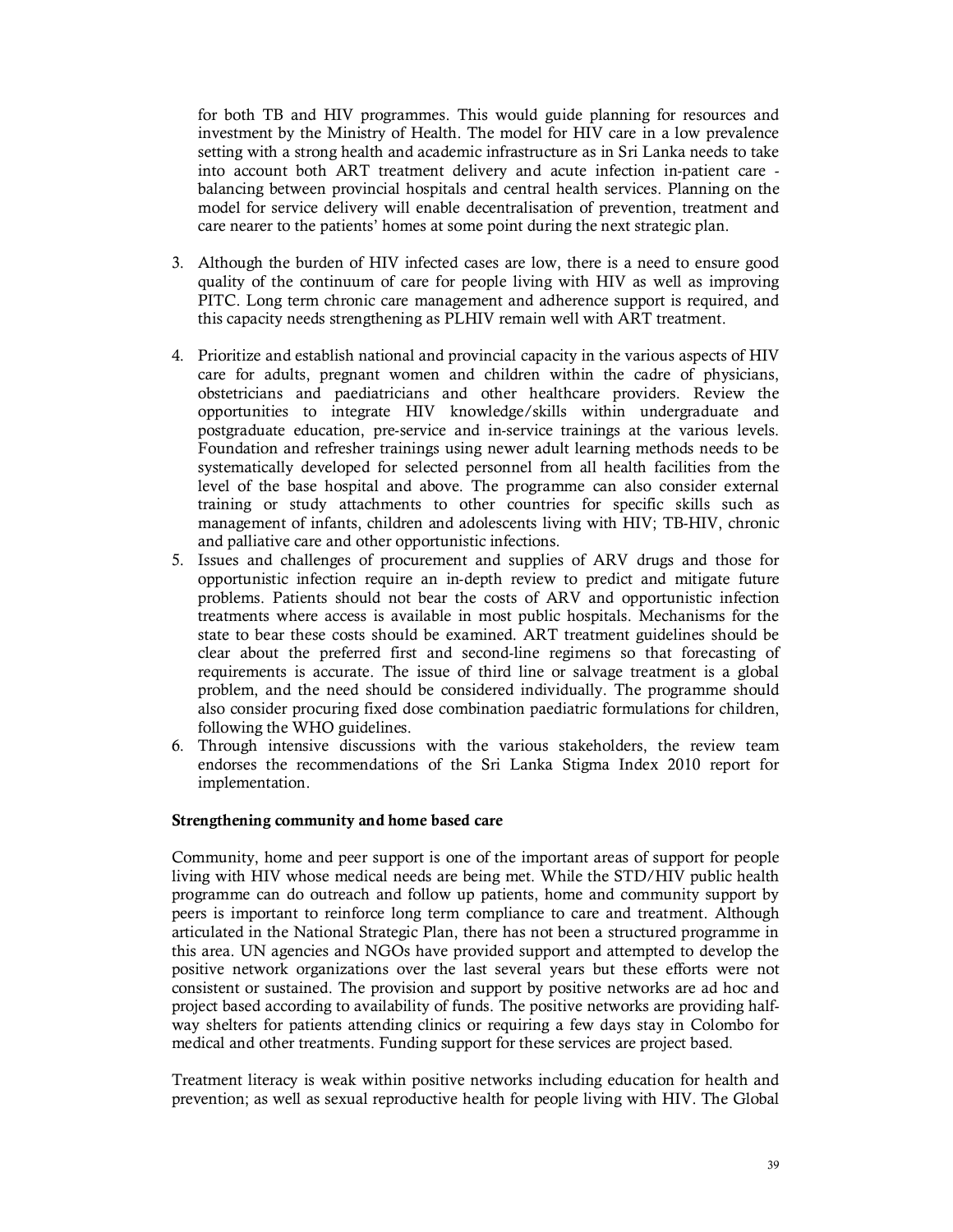for both TB and HIV programmes. This would guide planning for resources and investment by the Ministry of Health. The model for HIV care in a low prevalence setting with a strong health and academic infrastructure as in Sri Lanka needs to take into account both ART treatment delivery and acute infection in-patient care - balancing between provincial hospitals and central health services. Planning on the model for service delivery will enable decentralisation of prevention, treatment and care nearer to the patients' homes at some point during the next strategic plan.

3. Although the burden of HIV infected cases are low, there is a need to ensure good quality of the continuum of care for people living with HIV as well as improving PITC. Long term chronic care management and adherence support is required, and this capacity needs strengthening as PLHIV remain well with ART treatment.

4. Prioritize and establish national and provincial capacity in the various aspects of HIV care for adults, pregnant women and children within the cadre of physicians, obstetricians and paediatricians and other healthcare providers. Review the opportunities to integrate HIV knowledge/skills within undergraduate and postgraduate education, pre-service and in-service trainings at the various levels. Foundation and refresher trainings using newer adult learning methods needs to be systematically developed for selected personnel from all health facilities from the level of the base hospital and above. The programme can also consider external training or study attachments to other countries for specific skills such as management of infants, children and adolescents living with HIV; TB-HIV, chronic and palliative care and other opportunistic infections.
5. Issues and challenges of procurement and supplies of ARV drugs and those for opportunistic infection require an in-depth review to predict and mitigate future problems. Patients should not bear the costs of ARV and opportunistic infection treatments where access is available in most public hospitals. Mechanisms for the state to bear these costs should be examined. ART treatment guidelines should be clear about the preferred first and second-line regimens so that forecasting of requirements is accurate. The issue of third line or salvage treatment is a global problem, and the need should be considered individually. The programme should also consider procuring fixed dose combination paediatric formulations for children, following the WHO guidelines.
6. Through intensive discussions with the various stakeholders, the review team endorses the recommendations of the Sri Lanka Stigma Index 2010 report for implementation.

**Strengthening community and home based care**

Community, home and peer support is one of the important areas of support for people living with HIV whose medical needs are being met. While the STD/HIV public health programme can do outreach and follow up patients, home and community support by peers is important to reinforce long term compliance to care and treatment. Although articulated in the National Strategic Plan, there has not been a structured programme in this area. UN agencies and NGOs have provided support and attempted to develop the positive network organizations over the last several years but these efforts were not consistent or sustained. The provision and support by positive networks are ad hoc and project based according to availability of funds. The positive networks are providing half-way shelters for patients attending clinics or requiring a few days stay in Colombo for medical and other treatments. Funding support for these services are project based.

Treatment literacy is weak within positive networks including education for health and prevention; as well as sexual reproductive health for people living with HIV. The Global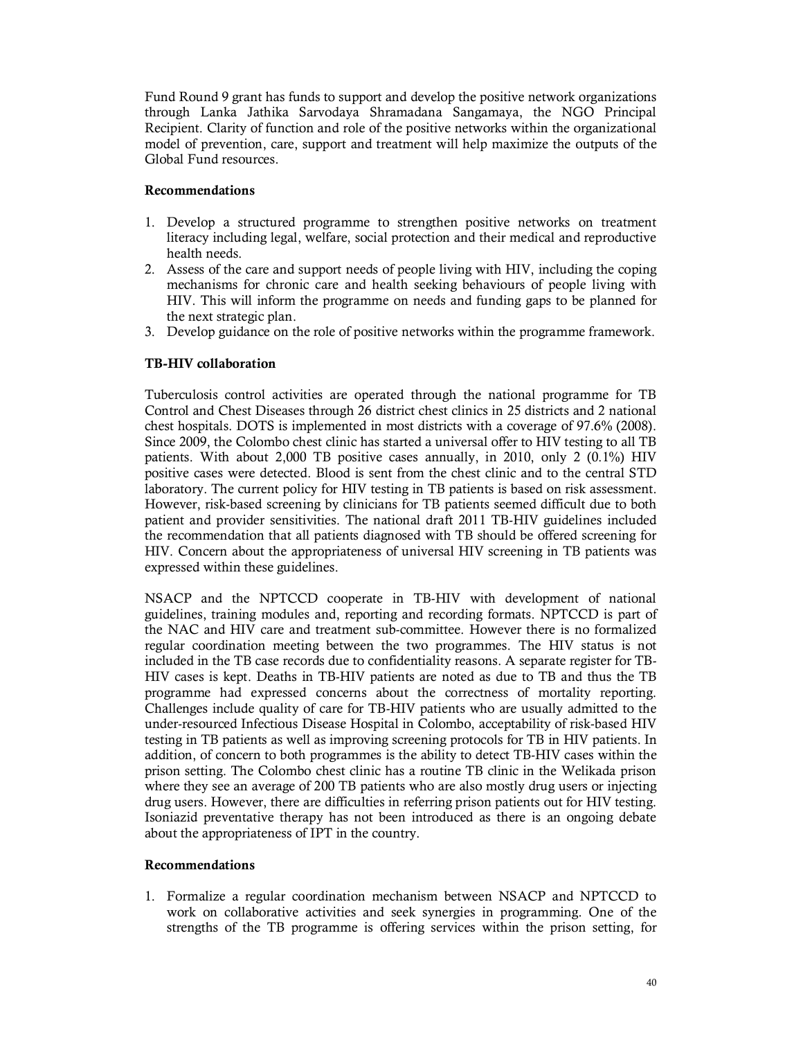Fund Round 9 grant has funds to support and develop the positive network organizations through Lanka Jathika Sarvodaya Shramadana Sangamaya, the NGO Principal Recipient. Clarity of function and role of the positive networks within the organizational model of prevention, care, support and treatment will help maximize the outputs of the Global Fund resources.

**Recommendations**

1. Develop a structured programme to strengthen positive networks on treatment literacy including legal, welfare, social protection and their medical and reproductive health needs.
2. Assess of the care and support needs of people living with HIV, including the coping mechanisms for chronic care and health seeking behaviours of people living with HIV. This will inform the programme on needs and funding gaps to be planned for the next strategic plan.
3. Develop guidance on the role of positive networks within the programme framework.

**TB-HIV collaboration**

Tuberculosis control activities are operated through the national programme for TB Control and Chest Diseases through 26 district chest clinics in 25 districts and 2 national chest hospitals. DOTS is implemented in most districts with a coverage of 97.6% (2008). Since 2009, the Colombo chest clinic has started a universal offer to HIV testing to all TB patients. With about 2,000 TB positive cases annually, in 2010, only 2 (0.1%) HIV positive cases were detected. Blood is sent from the chest clinic and to the central STD laboratory. The current policy for HIV testing in TB patients is based on risk assessment. However, risk-based screening by clinicians for TB patients seemed difficult due to both patient and provider sensitivities. The national draft 2011 TB-HIV guidelines included the recommendation that all patients diagnosed with TB should be offered screening for HIV. Concern about the appropriateness of universal HIV screening in TB patients was expressed within these guidelines.

NSACP and the NPTCCD cooperate in TB-HIV with development of national guidelines, training modules and, reporting and recording formats. NPTCCD is part of the NAC and HIV care and treatment sub-committee. However there is no formalized regular coordination meeting between the two programmes. The HIV status is not included in the TB case records due to confidentiality reasons. A separate register for TB-HIV cases is kept. Deaths in TB-HIV patients are noted as due to TB and thus the TB programme had expressed concerns about the correctness of mortality reporting. Challenges include quality of care for TB-HIV patients who are usually admitted to the under-resourced Infectious Disease Hospital in Colombo, acceptability of risk-based HIV testing in TB patients as well as improving screening protocols for TB in HIV patients. In addition, of concern to both programmes is the ability to detect TB-HIV cases within the prison setting. The Colombo chest clinic has a routine TB clinic in the Welikada prison where they see an average of 200 TB patients who are also mostly drug users or injecting drug users. However, there are difficulties in referring prison patients out for HIV testing. Isoniazid preventative therapy has not been introduced as there is an ongoing debate about the appropriateness of IPT in the country.

**Recommendations**

1. Formalize a regular coordination mechanism between NSACP and NPTCCD to work on collaborative activities and seek synergies in programming. One of the strengths of the TB programme is offering services within the prison setting, for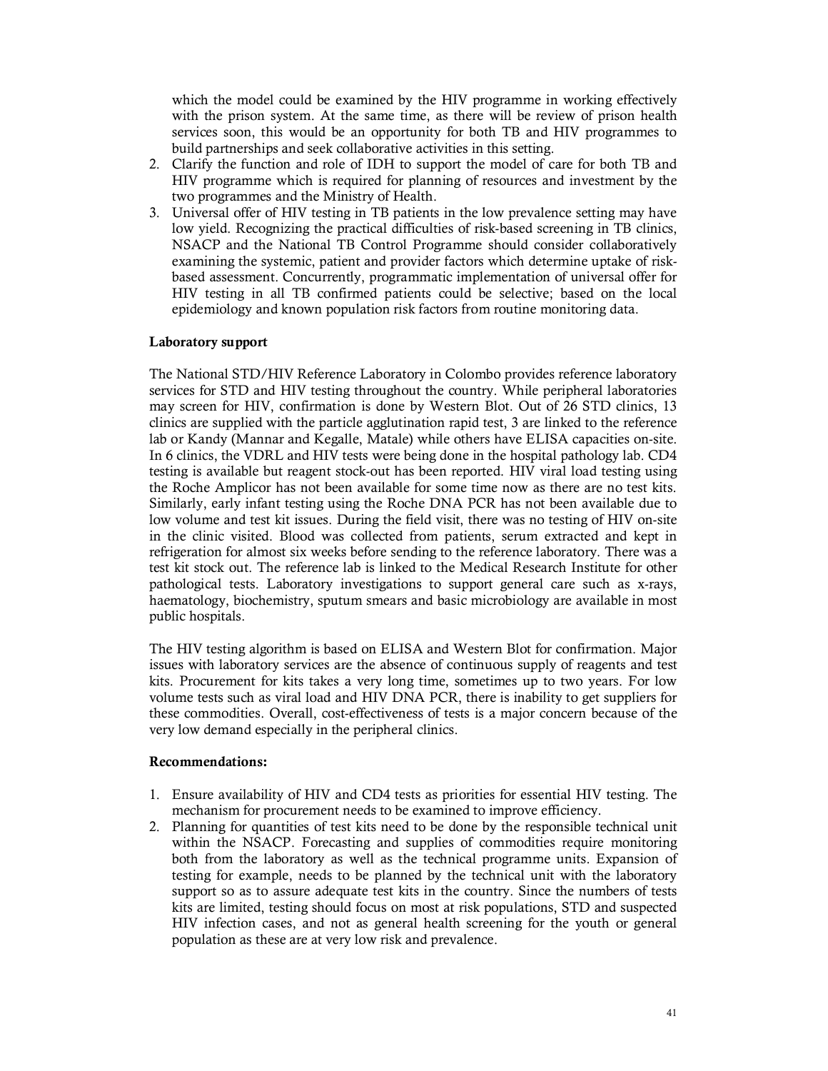which the model could be examined by the HIV programme in working effectively with the prison system. At the same time, as there will be review of prison health services soon, this would be an opportunity for both TB and HIV programmes to build partnerships and seek collaborative activities in this setting.

2. Clarify the function and role of IDH to support the model of care for both TB and HIV programme which is required for planning of resources and investment by the two programmes and the Ministry of Health.
3. Universal offer of HIV testing in TB patients in the low prevalence setting may have low yield. Recognizing the practical difficulties of risk-based screening in TB clinics, NSACP and the National TB Control Programme should consider collaboratively examining the systemic, patient and provider factors which determine uptake of risk-based assessment. Concurrently, programmatic implementation of universal offer for HIV testing in all TB confirmed patients could be selective; based on the local epidemiology and known population risk factors from routine monitoring data.

**Laboratory support**

The National STD/HIV Reference Laboratory in Colombo provides reference laboratory services for STD and HIV testing throughout the country. While peripheral laboratories may screen for HIV, confirmation is done by Western Blot. Out of 26 STD clinics, 13 clinics are supplied with the particle agglutination rapid test, 3 are linked to the reference lab or Kandy (Mannar and Kegalle, Matale) while others have ELISA capacities on-site. In 6 clinics, the VDRL and HIV tests were being done in the hospital pathology lab. CD4 testing is available but reagent stock-out has been reported. HIV viral load testing using the Roche Amplicor has not been available for some time now as there are no test kits. Similarly, early infant testing using the Roche DNA PCR has not been available due to low volume and test kit issues. During the field visit, there was no testing of HIV on-site in the clinic visited. Blood was collected from patients, serum extracted and kept in refrigeration for almost six weeks before sending to the reference laboratory. There was a test kit stock out. The reference lab is linked to the Medical Research Institute for other pathological tests. Laboratory investigations to support general care such as x-rays, haematology, biochemistry, sputum smears and basic microbiology are available in most public hospitals.

The HIV testing algorithm is based on ELISA and Western Blot for confirmation. Major issues with laboratory services are the absence of continuous supply of reagents and test kits. Procurement for kits takes a very long time, sometimes up to two years. For low volume tests such as viral load and HIV DNA PCR, there is inability to get suppliers for these commodities. Overall, cost-effectiveness of tests is a major concern because of the very low demand especially in the peripheral clinics.

**Recommendations:**

1. Ensure availability of HIV and CD4 tests as priorities for essential HIV testing. The mechanism for procurement needs to be examined to improve efficiency.
2. Planning for quantities of test kits need to be done by the responsible technical unit within the NSACP. Forecasting and supplies of commodities require monitoring both from the laboratory as well as the technical programme units. Expansion of testing for example, needs to be planned by the technical unit with the laboratory support so as to assure adequate test kits in the country. Since the numbers of tests kits are limited, testing should focus on most at risk populations, STD and suspected HIV infection cases, and not as general health screening for the youth or general population as these are at very low risk and prevalence.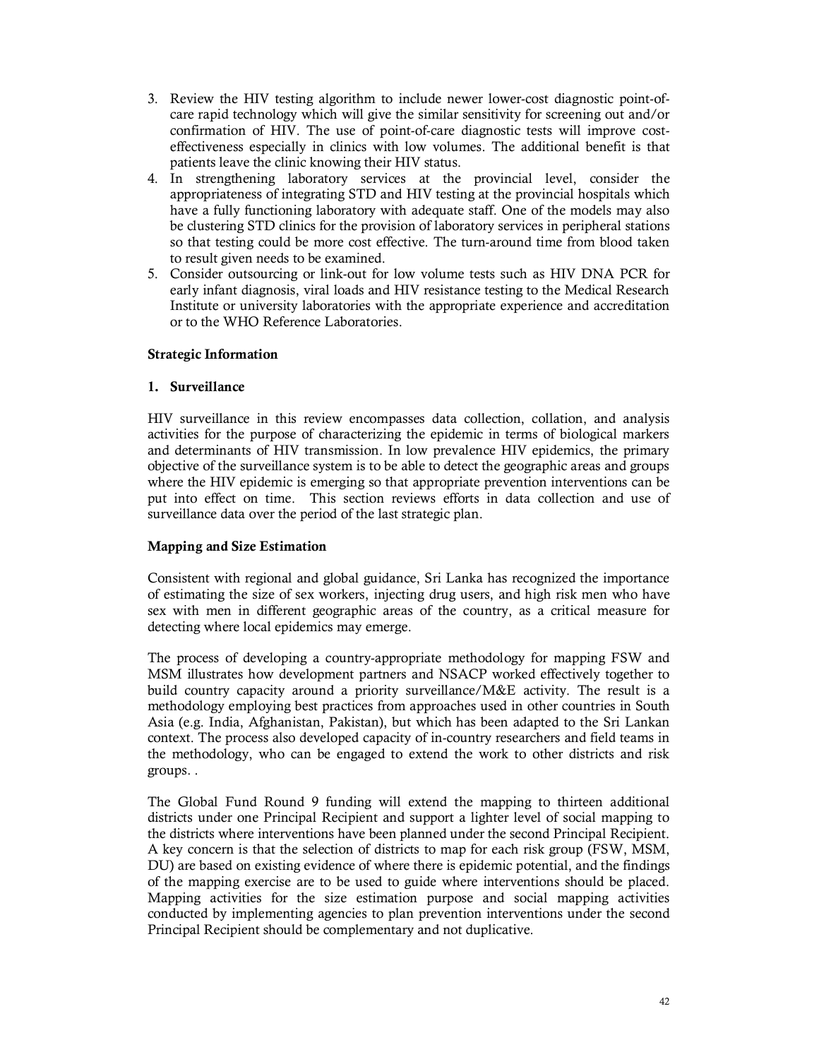3. Review the HIV testing algorithm to include newer lower-cost diagnostic point-of-care rapid technology which will give the similar sensitivity for screening out and/or confirmation of HIV. The use of point-of-care diagnostic tests will improve cost-effectiveness especially in clinics with low volumes. The additional benefit is that patients leave the clinic knowing their HIV status.
4. In strengthening laboratory services at the provincial level, consider the appropriateness of integrating STD and HIV testing at the provincial hospitals which have a fully functioning laboratory with adequate staff. One of the models may also be clustering STD clinics for the provision of laboratory services in peripheral stations so that testing could be more cost effective. The turn-around time from blood taken to result given needs to be examined.
5. Consider outsourcing or link-out for low volume tests such as HIV DNA PCR for early infant diagnosis, viral loads and HIV resistance testing to the Medical Research Institute or university laboratories with the appropriate experience and accreditation or to the WHO Reference Laboratories.

**Strategic Information**

**1. Surveillance**

HIV surveillance in this review encompasses data collection, collation, and analysis activities for the purpose of characterizing the epidemic in terms of biological markers and determinants of HIV transmission. In low prevalence HIV epidemics, the primary objective of the surveillance system is to be able to detect the geographic areas and groups where the HIV epidemic is emerging so that appropriate prevention interventions can be put into effect on time. This section reviews efforts in data collection and use of surveillance data over the period of the last strategic plan.

**Mapping and Size Estimation**

Consistent with regional and global guidance, Sri Lanka has recognized the importance of estimating the size of sex workers, injecting drug users, and high risk men who have sex with men in different geographic areas of the country, as a critical measure for detecting where local epidemics may emerge.

The process of developing a country-appropriate methodology for mapping FSW and MSM illustrates how development partners and NSACP worked effectively together to build country capacity around a priority surveillance/M&E activity. The result is a methodology employing best practices from approaches used in other countries in South Asia (e.g. India, Afghanistan, Pakistan), but which has been adapted to the Sri Lankan context. The process also developed capacity of in-country researchers and field teams in the methodology, who can be engaged to extend the work to other districts and risk groups. .

The Global Fund Round 9 funding will extend the mapping to thirteen additional districts under one Principal Recipient and support a lighter level of social mapping to the districts where interventions have been planned under the second Principal Recipient. A key concern is that the selection of districts to map for each risk group (FSW, MSM, DU) are based on existing evidence of where there is epidemic potential, and the findings of the mapping exercise are to be used to guide where interventions should be placed. Mapping activities for the size estimation purpose and social mapping activities conducted by implementing agencies to plan prevention interventions under the second Principal Recipient should be complementary and not duplicative.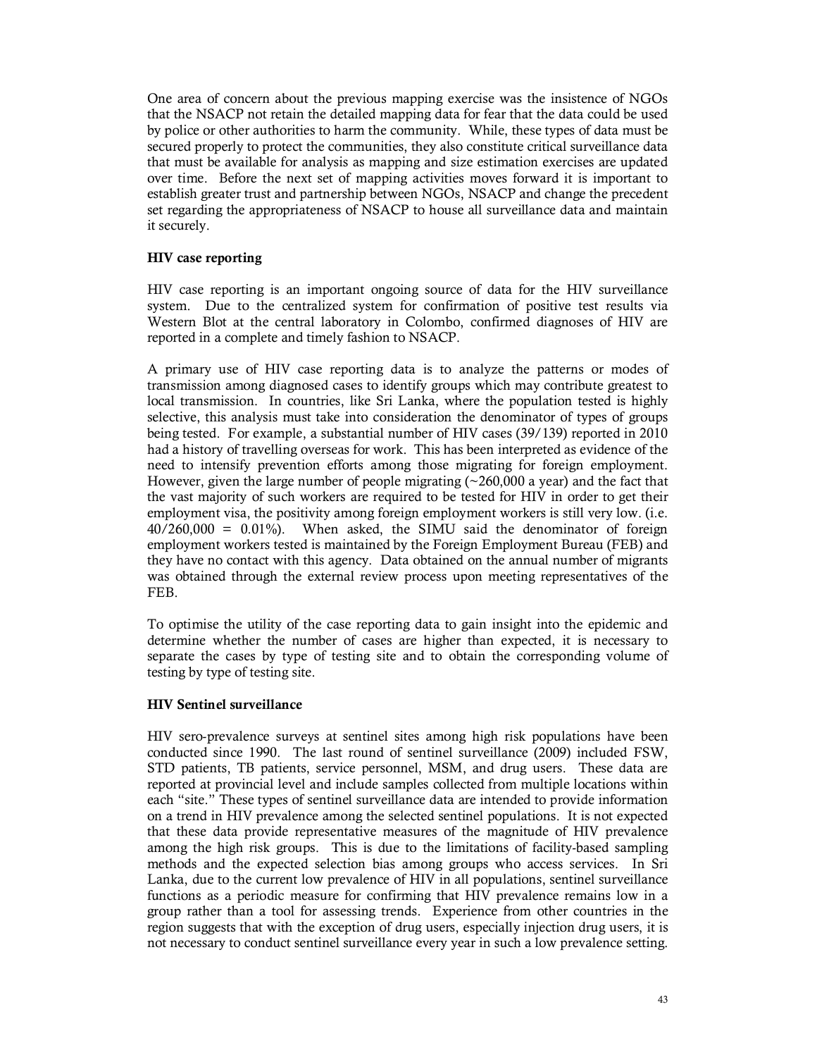One area of concern about the previous mapping exercise was the insistence of NGOs that the NSACP not retain the detailed mapping data for fear that the data could be used by police or other authorities to harm the community. While, these types of data must be secured properly to protect the communities, they also constitute critical surveillance data that must be available for analysis as mapping and size estimation exercises are updated over time. Before the next set of mapping activities moves forward it is important to establish greater trust and partnership between NGOs, NSACP and change the precedent set regarding the appropriateness of NSACP to house all surveillance data and maintain it securely.

### HIV case reporting

HIV case reporting is an important ongoing source of data for the HIV surveillance system. Due to the centralized system for confirmation of positive test results via Western Blot at the central laboratory in Colombo, confirmed diagnoses of HIV are reported in a complete and timely fashion to NSACP.

A primary use of HIV case reporting data is to analyze the patterns or modes of transmission among diagnosed cases to identify groups which may contribute greatest to local transmission. In countries, like Sri Lanka, where the population tested is highly selective, this analysis must take into consideration the denominator of types of groups being tested. For example, a substantial number of HIV cases (39/139) reported in 2010 had a history of travelling overseas for work. This has been interpreted as evidence of the need to intensify prevention efforts among those migrating for foreign employment. However, given the large number of people migrating (~260,000 a year) and the fact that the vast majority of such workers are required to be tested for HIV in order to get their employment visa, the positivity among foreign employment workers is still very low. (i.e. 40/260,000 = 0.01%). When asked, the SIMU said the denominator of foreign employment workers tested is maintained by the Foreign Employment Bureau (FEB) and they have no contact with this agency. Data obtained on the annual number of migrants was obtained through the external review process upon meeting representatives of the FEB.

To optimise the utility of the case reporting data to gain insight into the epidemic and determine whether the number of cases are higher than expected, it is necessary to separate the cases by type of testing site and to obtain the corresponding volume of testing by type of testing site.

### HIV Sentinel surveillance

HIV sero-prevalence surveys at sentinel sites among high risk populations have been conducted since 1990. The last round of sentinel surveillance (2009) included FSW, STD patients, TB patients, service personnel, MSM, and drug users. These data are reported at provincial level and include samples collected from multiple locations within each "site." These types of sentinel surveillance data are intended to provide information on a trend in HIV prevalence among the selected sentinel populations. It is not expected that these data provide representative measures of the magnitude of HIV prevalence among the high risk groups. This is due to the limitations of facility-based sampling methods and the expected selection bias among groups who access services. In Sri Lanka, due to the current low prevalence of HIV in all populations, sentinel surveillance functions as a periodic measure for confirming that HIV prevalence remains low in a group rather than a tool for assessing trends. Experience from other countries in the region suggests that with the exception of drug users, especially injection drug users, it is not necessary to conduct sentinel surveillance every year in such a low prevalence setting.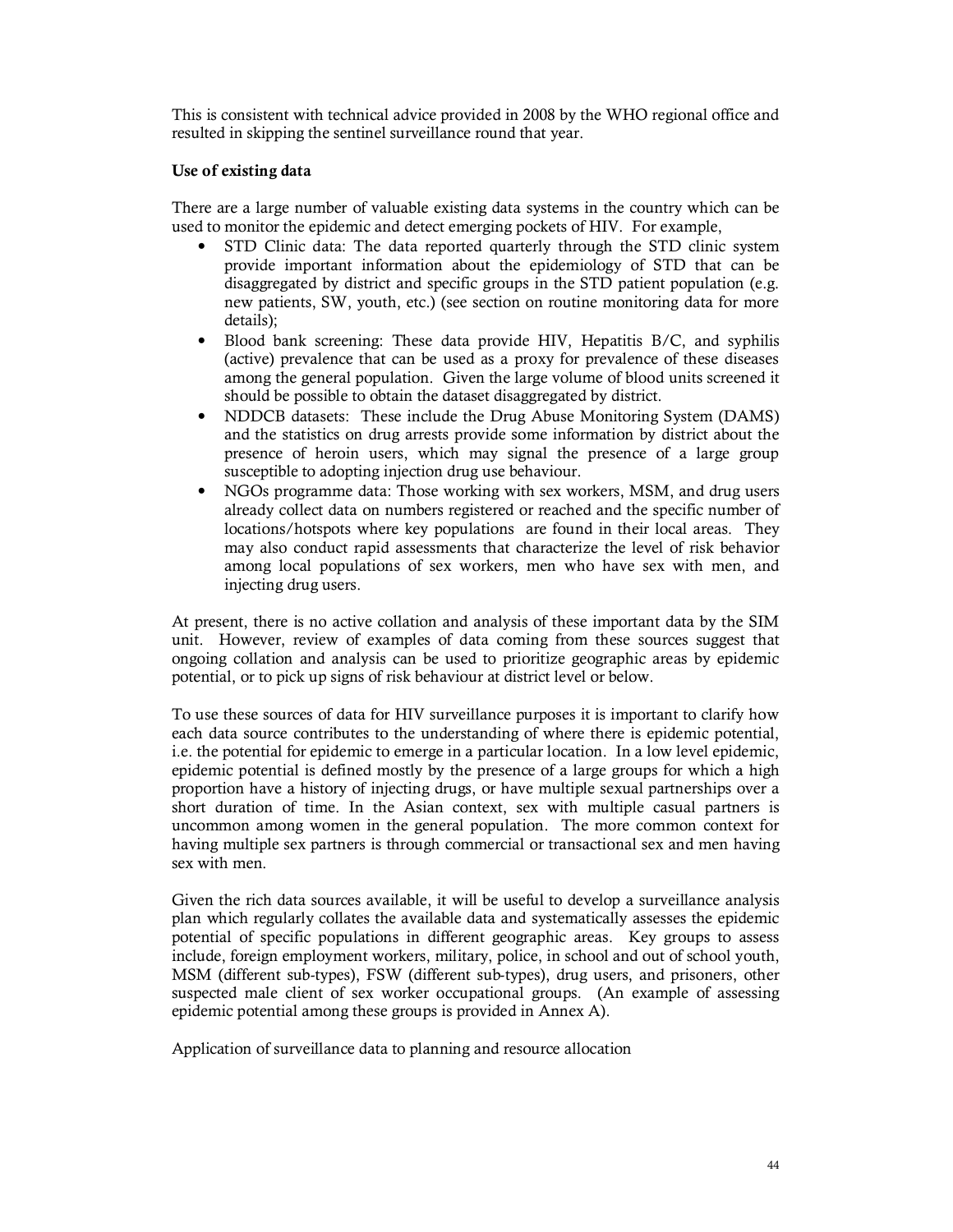This is consistent with technical advice provided in 2008 by the WHO regional office and resulted in skipping the sentinel surveillance round that year.

**Use of existing data**

There are a large number of valuable existing data systems in the country which can be used to monitor the epidemic and detect emerging pockets of HIV. For example,

- STD Clinic data: The data reported quarterly through the STD clinic system provide important information about the epidemiology of STD that can be disaggregated by district and specific groups in the STD patient population (e.g. new patients, SW, youth, etc.) (see section on routine monitoring data for more details);
- Blood bank screening: These data provide HIV, Hepatitis B/C, and syphilis (active) prevalence that can be used as a proxy for prevalence of these diseases among the general population. Given the large volume of blood units screened it should be possible to obtain the dataset disaggregated by district.
- NDDCB datasets: These include the Drug Abuse Monitoring System (DAMS) and the statistics on drug arrests provide some information by district about the presence of heroin users, which may signal the presence of a large group susceptible to adopting injection drug use behaviour.
- NGOs programme data: Those working with sex workers, MSM, and drug users already collect data on numbers registered or reached and the specific number of locations/hotspots where key populations are found in their local areas. They may also conduct rapid assessments that characterize the level of risk behavior among local populations of sex workers, men who have sex with men, and injecting drug users.

At present, there is no active collation and analysis of these important data by the SIM unit. However, review of examples of data coming from these sources suggest that ongoing collation and analysis can be used to prioritize geographic areas by epidemic potential, or to pick up signs of risk behaviour at district level or below.

To use these sources of data for HIV surveillance purposes it is important to clarify how each data source contributes to the understanding of where there is epidemic potential, i.e. the potential for epidemic to emerge in a particular location. In a low level epidemic, epidemic potential is defined mostly by the presence of a large groups for which a high proportion have a history of injecting drugs, or have multiple sexual partnerships over a short duration of time. In the Asian context, sex with multiple casual partners is uncommon among women in the general population. The more common context for having multiple sex partners is through commercial or transactional sex and men having sex with men.

Given the rich data sources available, it will be useful to develop a surveillance analysis plan which regularly collates the available data and systematically assesses the epidemic potential of specific populations in different geographic areas. Key groups to assess include, foreign employment workers, military, police, in school and out of school youth, MSM (different sub-types), FSW (different sub-types), drug users, and prisoners, other suspected male client of sex worker occupational groups. (An example of assessing epidemic potential among these groups is provided in Annex A).

Application of surveillance data to planning and resource allocation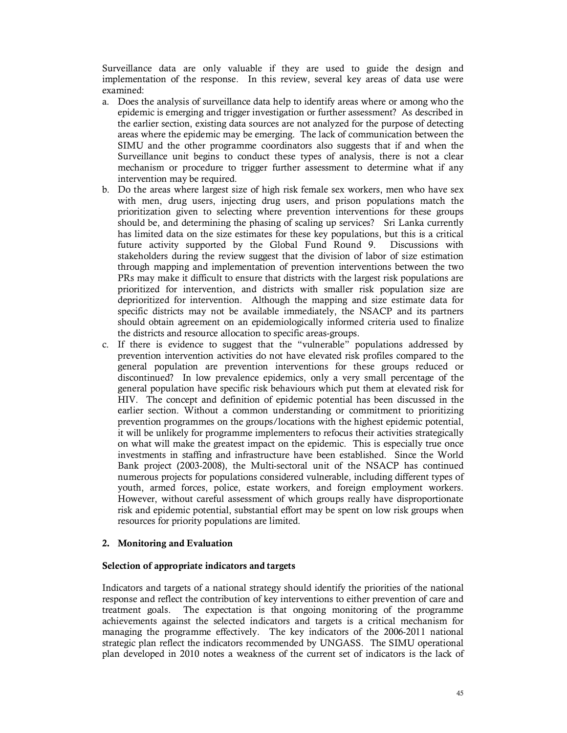Surveillance data are only valuable if they are used to guide the design and implementation of the response. In this review, several key areas of data use were examined:

a. Does the analysis of surveillance data help to identify areas where or among who the epidemic is emerging and trigger investigation or further assessment? As described in the earlier section, existing data sources are not analyzed for the purpose of detecting areas where the epidemic may be emerging. The lack of communication between the SIMU and the other programme coordinators also suggests that if and when the Surveillance unit begins to conduct these types of analysis, there is not a clear mechanism or procedure to trigger further assessment to determine what if any intervention may be required.
b. Do the areas where largest size of high risk female sex workers, men who have sex with men, drug users, injecting drug users, and prison populations match the prioritization given to selecting where prevention interventions for these groups should be, and determining the phasing of scaling up services? Sri Lanka currently has limited data on the size estimates for these key populations, but this is a critical future activity supported by the Global Fund Round 9. Discussions with stakeholders during the review suggest that the division of labor of size estimation through mapping and implementation of prevention interventions between the two PRs may make it difficult to ensure that districts with the largest risk populations are prioritized for intervention, and districts with smaller risk population size are deprioritized for intervention. Although the mapping and size estimate data for specific districts may not be available immediately, the NSACP and its partners should obtain agreement on an epidemiologically informed criteria used to finalize the districts and resource allocation to specific areas-groups.
c. If there is evidence to suggest that the "vulnerable" populations addressed by prevention intervention activities do not have elevated risk profiles compared to the general population are prevention interventions for these groups reduced or discontinued? In low prevalence epidemics, only a very small percentage of the general population have specific risk behaviours which put them at elevated risk for HIV. The concept and definition of epidemic potential has been discussed in the earlier section. Without a common understanding or commitment to prioritizing prevention programmes on the groups/locations with the highest epidemic potential, it will be unlikely for programme implementers to refocus their activities strategically on what will make the greatest impact on the epidemic. This is especially true once investments in staffing and infrastructure have been established. Since the World Bank project (2003-2008), the Multi-sectoral unit of the NSACP has continued numerous projects for populations considered vulnerable, including different types of youth, armed forces, police, estate workers, and foreign employment workers. However, without careful assessment of which groups really have disproportionate risk and epidemic potential, substantial effort may be spent on low risk groups when resources for priority populations are limited.

## 2. Monitoring and Evaluation

### Selection of appropriate indicators and targets

Indicators and targets of a national strategy should identify the priorities of the national response and reflect the contribution of key interventions to either prevention of care and treatment goals. The expectation is that ongoing monitoring of the programme achievements against the selected indicators and targets is a critical mechanism for managing the programme effectively. The key indicators of the 2006-2011 national strategic plan reflect the indicators recommended by UNGASS. The SIMU operational plan developed in 2010 notes a weakness of the current set of indicators is the lack of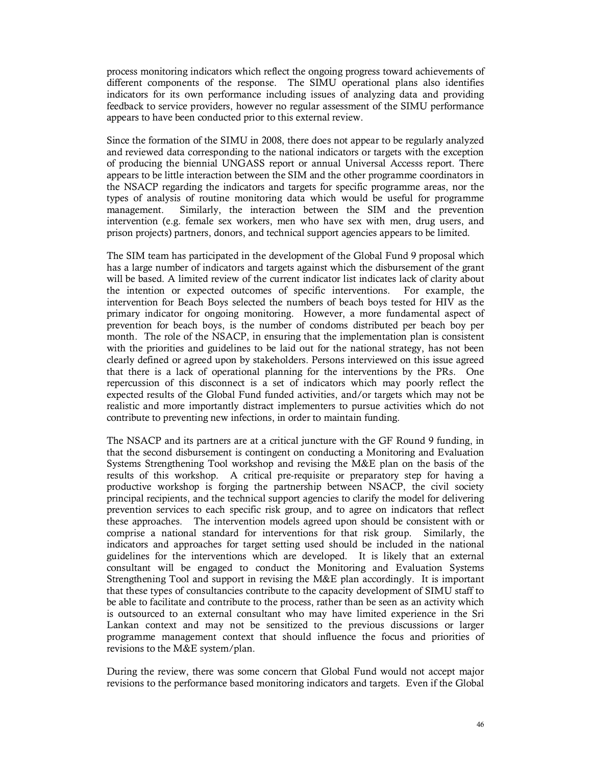process monitoring indicators which reflect the ongoing progress toward achievements of different components of the response. The SIMU operational plans also identifies indicators for its own performance including issues of analyzing data and providing feedback to service providers, however no regular assessment of the SIMU performance appears to have been conducted prior to this external review.

Since the formation of the SIMU in 2008, there does not appear to be regularly analyzed and reviewed data corresponding to the national indicators or targets with the exception of producing the biennial UNGASS report or annual Universal Accesss report. There appears to be little interaction between the SIM and the other programme coordinators in the NSACP regarding the indicators and targets for specific programme areas, nor the types of analysis of routine monitoring data which would be useful for programme management. Similarly, the interaction between the SIM and the prevention intervention (e.g. female sex workers, men who have sex with men, drug users, and prison projects) partners, donors, and technical support agencies appears to be limited.

The SIM team has participated in the development of the Global Fund 9 proposal which has a large number of indicators and targets against which the disbursement of the grant will be based. A limited review of the current indicator list indicates lack of clarity about the intention or expected outcomes of specific interventions. For example, the intervention for Beach Boys selected the numbers of beach boys tested for HIV as the primary indicator for ongoing monitoring. However, a more fundamental aspect of prevention for beach boys, is the number of condoms distributed per beach boy per month. The role of the NSACP, in ensuring that the implementation plan is consistent with the priorities and guidelines to be laid out for the national strategy, has not been clearly defined or agreed upon by stakeholders. Persons interviewed on this issue agreed that there is a lack of operational planning for the interventions by the PRs. One repercussion of this disconnect is a set of indicators which may poorly reflect the expected results of the Global Fund funded activities, and/or targets which may not be realistic and more importantly distract implementers to pursue activities which do not contribute to preventing new infections, in order to maintain funding.

The NSACP and its partners are at a critical juncture with the GF Round 9 funding, in that the second disbursement is contingent on conducting a Monitoring and Evaluation Systems Strengthening Tool workshop and revising the M&E plan on the basis of the results of this workshop. A critical pre-requisite or preparatory step for having a productive workshop is forging the partnership between NSACP, the civil society principal recipients, and the technical support agencies to clarify the model for delivering prevention services to each specific risk group, and to agree on indicators that reflect these approaches. The intervention models agreed upon should be consistent with or comprise a national standard for interventions for that risk group. Similarly, the indicators and approaches for target setting used should be included in the national guidelines for the interventions which are developed. It is likely that an external consultant will be engaged to conduct the Monitoring and Evaluation Systems Strengthening Tool and support in revising the M&E plan accordingly. It is important that these types of consultancies contribute to the capacity development of SIMU staff to be able to facilitate and contribute to the process, rather than be seen as an activity which is outsourced to an external consultant who may have limited experience in the Sri Lankan context and may not be sensitized to the previous discussions or larger programme management context that should influence the focus and priorities of revisions to the M&E system/plan.

During the review, there was some concern that Global Fund would not accept major revisions to the performance based monitoring indicators and targets. Even if the Global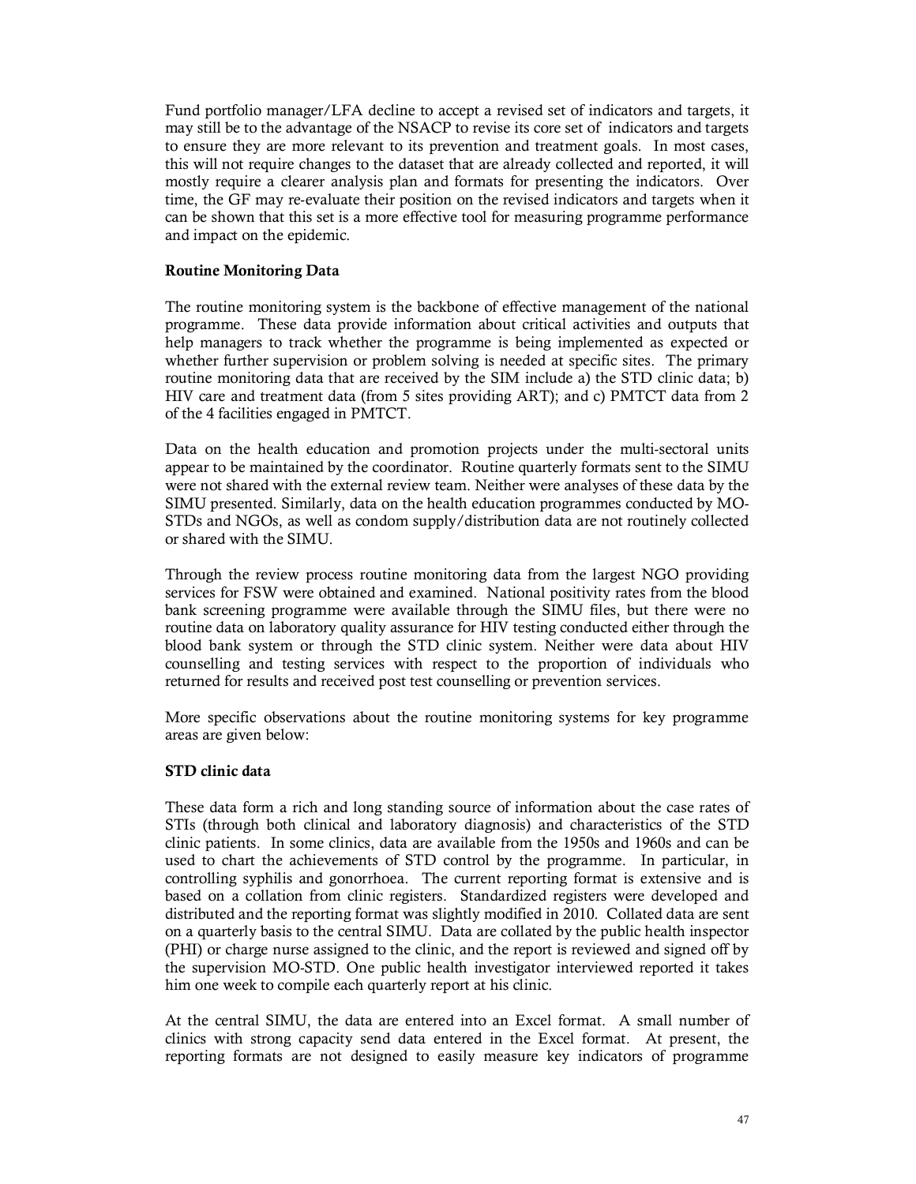Fund portfolio manager/LFA decline to accept a revised set of indicators and targets, it may still be to the advantage of the NSACP to revise its core set of indicators and targets to ensure they are more relevant to its prevention and treatment goals. In most cases, this will not require changes to the dataset that are already collected and reported, it will mostly require a clearer analysis plan and formats for presenting the indicators. Over time, the GF may re-evaluate their position on the revised indicators and targets when it can be shown that this set is a more effective tool for measuring programme performance and impact on the epidemic.

**Routine Monitoring Data**

The routine monitoring system is the backbone of effective management of the national programme. These data provide information about critical activities and outputs that help managers to track whether the programme is being implemented as expected or whether further supervision or problem solving is needed at specific sites. The primary routine monitoring data that are received by the SIM include a) the STD clinic data; b) HIV care and treatment data (from 5 sites providing ART); and c) PMTCT data from 2 of the 4 facilities engaged in PMTCT.

Data on the health education and promotion projects under the multi-sectoral units appear to be maintained by the coordinator. Routine quarterly formats sent to the SIMU were not shared with the external review team. Neither were analyses of these data by the SIMU presented. Similarly, data on the health education programmes conducted by MO-STDs and NGOs, as well as condom supply/distribution data are not routinely collected or shared with the SIMU.

Through the review process routine monitoring data from the largest NGO providing services for FSW were obtained and examined. National positivity rates from the blood bank screening programme were available through the SIMU files, but there were no routine data on laboratory quality assurance for HIV testing conducted either through the blood bank system or through the STD clinic system. Neither were data about HIV counselling and testing services with respect to the proportion of individuals who returned for results and received post test counselling or prevention services.

More specific observations about the routine monitoring systems for key programme areas are given below:

**STD clinic data**

These data form a rich and long standing source of information about the case rates of STIs (through both clinical and laboratory diagnosis) and characteristics of the STD clinic patients. In some clinics, data are available from the 1950s and 1960s and can be used to chart the achievements of STD control by the programme. In particular, in controlling syphilis and gonorrhoea. The current reporting format is extensive and is based on a collation from clinic registers. Standardized registers were developed and distributed and the reporting format was slightly modified in 2010. Collated data are sent on a quarterly basis to the central SIMU. Data are collated by the public health inspector (PHI) or charge nurse assigned to the clinic, and the report is reviewed and signed off by the supervision MO-STD. One public health investigator interviewed reported it takes him one week to compile each quarterly report at his clinic.

At the central SIMU, the data are entered into an Excel format. A small number of clinics with strong capacity send data entered in the Excel format. At present, the reporting formats are not designed to easily measure key indicators of programme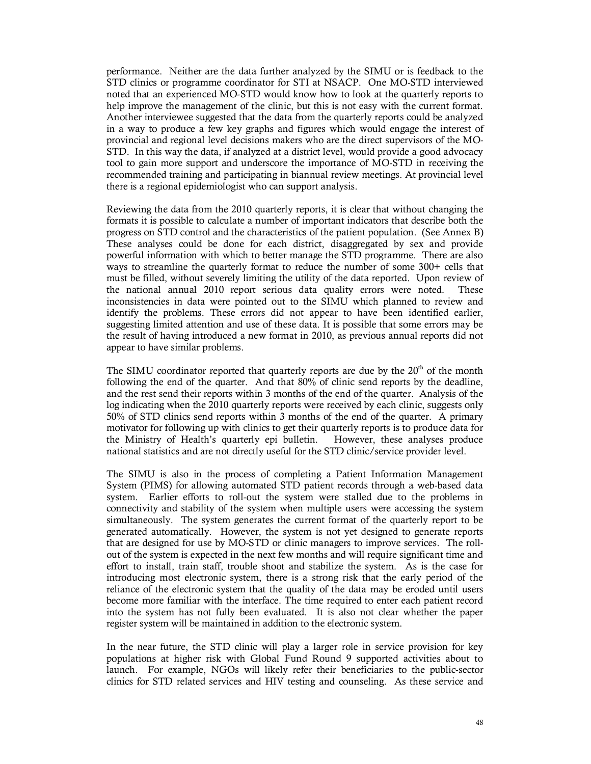performance. Neither are the data further analyzed by the SIMU or is feedback to the STD clinics or programme coordinator for STI at NSACP. One MO-STD interviewed noted that an experienced MO-STD would know how to look at the quarterly reports to help improve the management of the clinic, but this is not easy with the current format. Another interviewee suggested that the data from the quarterly reports could be analyzed in a way to produce a few key graphs and figures which would engage the interest of provincial and regional level decisions makers who are the direct supervisors of the MO-STD. In this way the data, if analyzed at a district level, would provide a good advocacy tool to gain more support and underscore the importance of MO-STD in receiving the recommended training and participating in biannual review meetings. At provincial level there is a regional epidemiologist who can support analysis.

Reviewing the data from the 2010 quarterly reports, it is clear that without changing the formats it is possible to calculate a number of important indicators that describe both the progress on STD control and the characteristics of the patient population. (See Annex B) These analyses could be done for each district, disaggregated by sex and provide powerful information with which to better manage the STD programme. There are also ways to streamline the quarterly format to reduce the number of some 300+ cells that must be filled, without severely limiting the utility of the data reported. Upon review of the national annual 2010 report serious data quality errors were noted. These inconsistencies in data were pointed out to the SIMU which planned to review and identify the problems. These errors did not appear to have been identified earlier, suggesting limited attention and use of these data. It is possible that some errors may be the result of having introduced a new format in 2010, as previous annual reports did not appear to have similar problems.

The SIMU coordinator reported that quarterly reports are due by the 20th of the month following the end of the quarter. And that 80% of clinic send reports by the deadline, and the rest send their reports within 3 months of the end of the quarter. Analysis of the log indicating when the 2010 quarterly reports were received by each clinic, suggests only 50% of STD clinics send reports within 3 months of the end of the quarter. A primary motivator for following up with clinics to get their quarterly reports is to produce data for the Ministry of Health's quarterly epi bulletin. However, these analyses produce national statistics and are not directly useful for the STD clinic/service provider level.

The SIMU is also in the process of completing a Patient Information Management System (PIMS) for allowing automated STD patient records through a web-based data system. Earlier efforts to roll-out the system were stalled due to the problems in connectivity and stability of the system when multiple users were accessing the system simultaneously. The system generates the current format of the quarterly report to be generated automatically. However, the system is not yet designed to generate reports that are designed for use by MO-STD or clinic managers to improve services. The roll-out of the system is expected in the next few months and will require significant time and effort to install, train staff, trouble shoot and stabilize the system. As is the case for introducing most electronic system, there is a strong risk that the early period of the reliance of the electronic system that the quality of the data may be eroded until users become more familiar with the interface. The time required to enter each patient record into the system has not fully been evaluated. It is also not clear whether the paper register system will be maintained in addition to the electronic system.

In the near future, the STD clinic will play a larger role in service provision for key populations at higher risk with Global Fund Round 9 supported activities about to launch. For example, NGOs will likely refer their beneficiaries to the public-sector clinics for STD related services and HIV testing and counseling. As these service and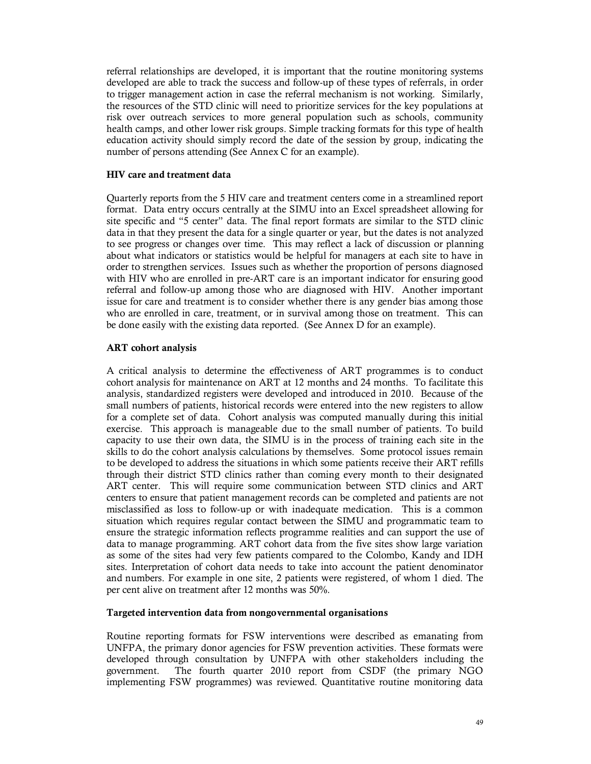referral relationships are developed, it is important that the routine monitoring systems developed are able to track the success and follow-up of these types of referrals, in order to trigger management action in case the referral mechanism is not working. Similarly, the resources of the STD clinic will need to prioritize services for the key populations at risk over outreach services to more general population such as schools, community health camps, and other lower risk groups. Simple tracking formats for this type of health education activity should simply record the date of the session by group, indicating the number of persons attending (See Annex C for an example).

**HIV care and treatment data**

Quarterly reports from the 5 HIV care and treatment centers come in a streamlined report format. Data entry occurs centrally at the SIMU into an Excel spreadsheet allowing for site specific and "5 center" data. The final report formats are similar to the STD clinic data in that they present the data for a single quarter or year, but the dates is not analyzed to see progress or changes over time. This may reflect a lack of discussion or planning about what indicators or statistics would be helpful for managers at each site to have in order to strengthen services. Issues such as whether the proportion of persons diagnosed with HIV who are enrolled in pre-ART care is an important indicator for ensuring good referral and follow-up among those who are diagnosed with HIV. Another important issue for care and treatment is to consider whether there is any gender bias among those who are enrolled in care, treatment, or in survival among those on treatment. This can be done easily with the existing data reported. (See Annex D for an example).

**ART cohort analysis**

A critical analysis to determine the effectiveness of ART programmes is to conduct cohort analysis for maintenance on ART at 12 months and 24 months. To facilitate this analysis, standardized registers were developed and introduced in 2010. Because of the small numbers of patients, historical records were entered into the new registers to allow for a complete set of data. Cohort analysis was computed manually during this initial exercise. This approach is manageable due to the small number of patients. To build capacity to use their own data, the SIMU is in the process of training each site in the skills to do the cohort analysis calculations by themselves. Some protocol issues remain to be developed to address the situations in which some patients receive their ART refills through their district STD clinics rather than coming every month to their designated ART center. This will require some communication between STD clinics and ART centers to ensure that patient management records can be completed and patients are not misclassified as loss to follow-up or with inadequate medication. This is a common situation which requires regular contact between the SIMU and programmatic team to ensure the strategic information reflects programme realities and can support the use of data to manage programming. ART cohort data from the five sites show large variation as some of the sites had very few patients compared to the Colombo, Kandy and IDH sites. Interpretation of cohort data needs to take into account the patient denominator and numbers. For example in one site, 2 patients were registered, of whom 1 died. The per cent alive on treatment after 12 months was 50%.

**Targeted intervention data from nongovernmental organisations**

Routine reporting formats for FSW interventions were described as emanating from UNFPA, the primary donor agencies for FSW prevention activities. These formats were developed through consultation by UNFPA with other stakeholders including the government. The fourth quarter 2010 report from CSDF (the primary NGO implementing FSW programmes) was reviewed. Quantitative routine monitoring data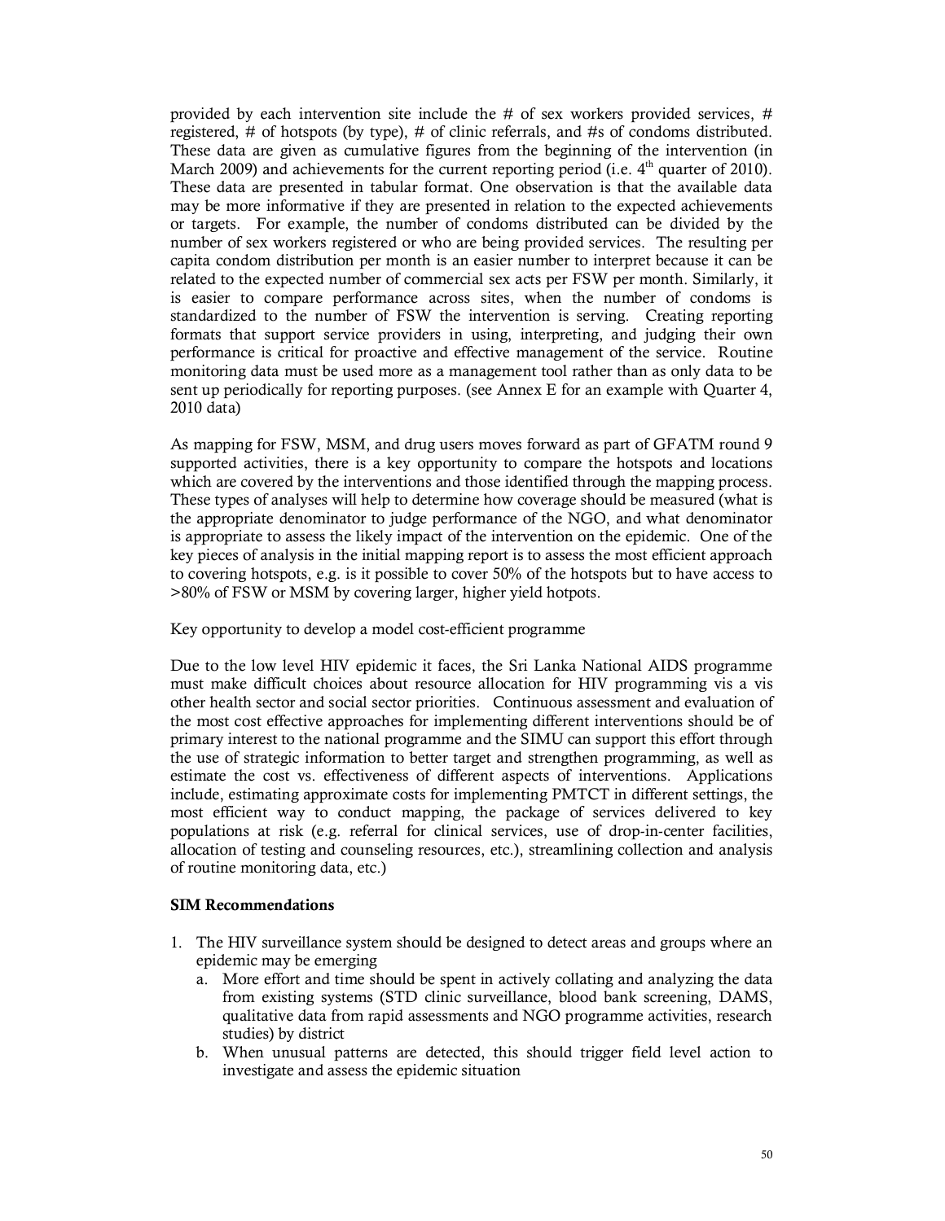provided by each intervention site include the # of sex workers provided services, # registered, # of hotspots (by type), # of clinic referrals, and #s of condoms distributed. These data are given as cumulative figures from the beginning of the intervention (in March 2009) and achievements for the current reporting period (i.e. 4th quarter of 2010). These data are presented in tabular format. One observation is that the available data may be more informative if they are presented in relation to the expected achievements or targets. For example, the number of condoms distributed can be divided by the number of sex workers registered or who are being provided services. The resulting per capita condom distribution per month is an easier number to interpret because it can be related to the expected number of commercial sex acts per FSW per month. Similarly, it is easier to compare performance across sites, when the number of condoms is standardized to the number of FSW the intervention is serving. Creating reporting formats that support service providers in using, interpreting, and judging their own performance is critical for proactive and effective management of the service. Routine monitoring data must be used more as a management tool rather than as only data to be sent up periodically for reporting purposes. (see Annex E for an example with Quarter 4, 2010 data)

As mapping for FSW, MSM, and drug users moves forward as part of GFATM round 9 supported activities, there is a key opportunity to compare the hotspots and locations which are covered by the interventions and those identified through the mapping process. These types of analyses will help to determine how coverage should be measured (what is the appropriate denominator to judge performance of the NGO, and what denominator is appropriate to assess the likely impact of the intervention on the epidemic. One of the key pieces of analysis in the initial mapping report is to assess the most efficient approach to covering hotspots, e.g. is it possible to cover 50% of the hotspots but to have access to >80% of FSW or MSM by covering larger, higher yield hotpots.

Key opportunity to develop a model cost-efficient programme

Due to the low level HIV epidemic it faces, the Sri Lanka National AIDS programme must make difficult choices about resource allocation for HIV programming vis a vis other health sector and social sector priorities. Continuous assessment and evaluation of the most cost effective approaches for implementing different interventions should be of primary interest to the national programme and the SIMU can support this effort through the use of strategic information to better target and strengthen programming, as well as estimate the cost vs. effectiveness of different aspects of interventions. Applications include, estimating approximate costs for implementing PMTCT in different settings, the most efficient way to conduct mapping, the package of services delivered to key populations at risk (e.g. referral for clinical services, use of drop-in-center facilities, allocation of testing and counseling resources, etc.), streamlining collection and analysis of routine monitoring data, etc.)

**SIM Recommendations**

1. The HIV surveillance system should be designed to detect areas and groups where an epidemic may be emerging
   a. More effort and time should be spent in actively collating and analyzing the data from existing systems (STD clinic surveillance, blood bank screening, DAMS, qualitative data from rapid assessments and NGO programme activities, research studies) by district
   b. When unusual patterns are detected, this should trigger field level action to investigate and assess the epidemic situation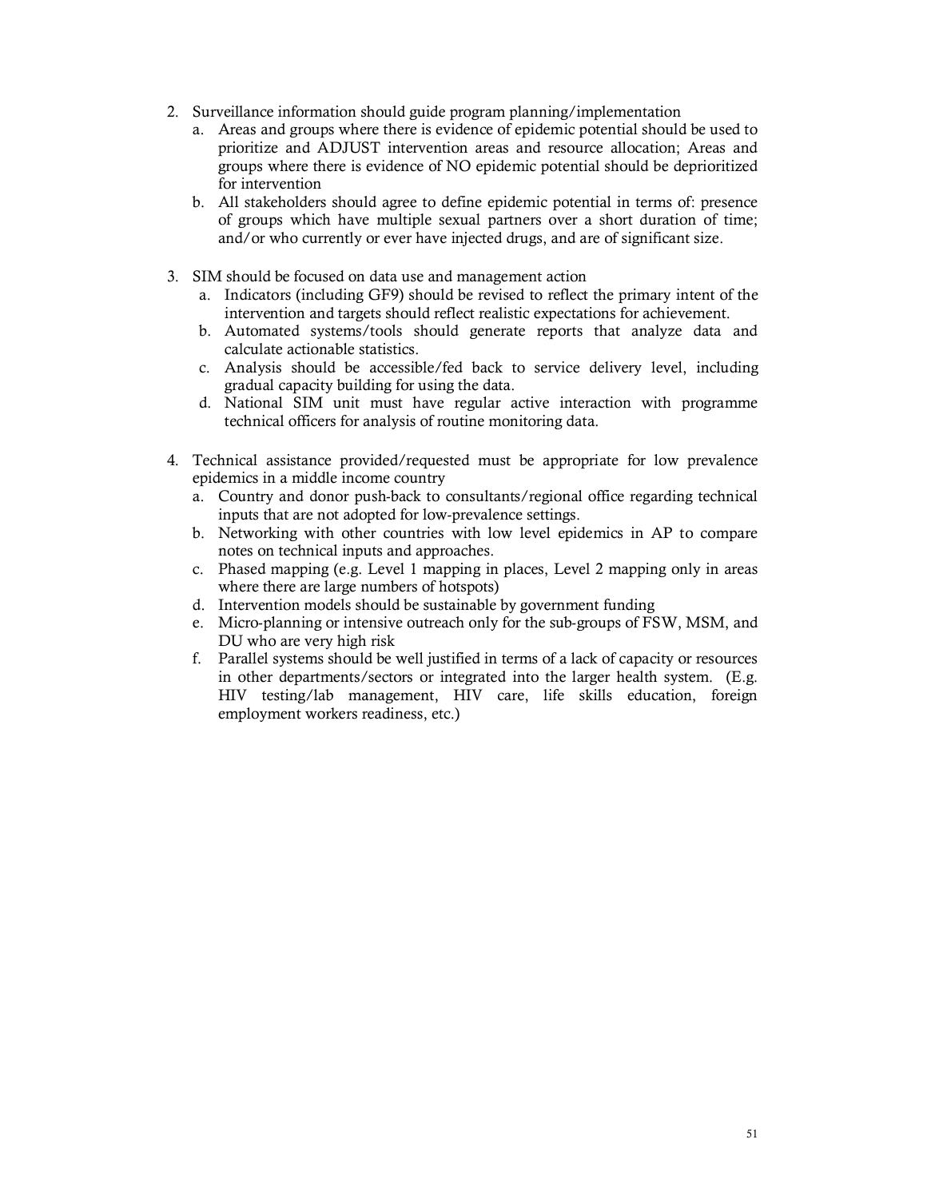2. Surveillance information should guide program planning/implementation
   a. Areas and groups where there is evidence of epidemic potential should be used to prioritize and ADJUST intervention areas and resource allocation; Areas and groups where there is evidence of NO epidemic potential should be deprioritized for intervention
   b. All stakeholders should agree to define epidemic potential in terms of: presence of groups which have multiple sexual partners over a short duration of time; and/or who currently or ever have injected drugs, and are of significant size.

3. SIM should be focused on data use and management action
   a. Indicators (including GF9) should be revised to reflect the primary intent of the intervention and targets should reflect realistic expectations for achievement.
   b. Automated systems/tools should generate reports that analyze data and calculate actionable statistics.
   c. Analysis should be accessible/fed back to service delivery level, including gradual capacity building for using the data.
   d. National SIM unit must have regular active interaction with programme technical officers for analysis of routine monitoring data.

4. Technical assistance provided/requested must be appropriate for low prevalence epidemics in a middle income country
   a. Country and donor push-back to consultants/regional office regarding technical inputs that are not adopted for low-prevalence settings.
   b. Networking with other countries with low level epidemics in AP to compare notes on technical inputs and approaches.
   c. Phased mapping (e.g. Level 1 mapping in places, Level 2 mapping only in areas where there are large numbers of hotspots)
   d. Intervention models should be sustainable by government funding
   e. Micro-planning or intensive outreach only for the sub-groups of FSW, MSM, and DU who are very high risk
   f. Parallel systems should be well justified in terms of a lack of capacity or resources in other departments/sectors or integrated into the larger health system. (E.g. HIV testing/lab management, HIV care, life skills education, foreign employment workers readiness, etc.)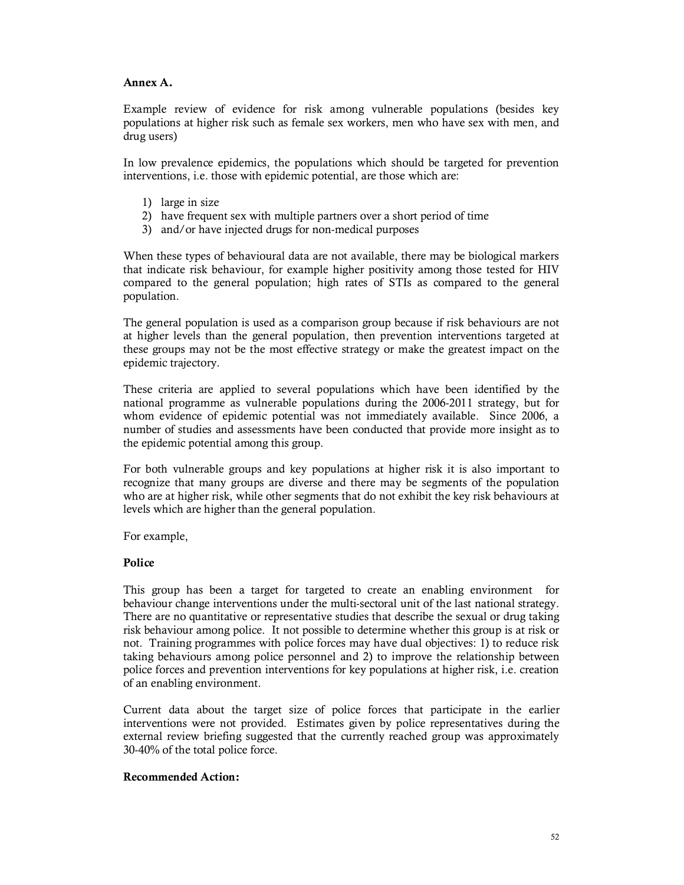**Annex A.**

Example review of evidence for risk among vulnerable populations (besides key populations at higher risk such as female sex workers, men who have sex with men, and drug users)

In low prevalence epidemics, the populations which should be targeted for prevention interventions, i.e. those with epidemic potential, are those which are:

1) large in size
2) have frequent sex with multiple partners over a short period of time
3) and/or have injected drugs for non-medical purposes

When these types of behavioural data are not available, there may be biological markers that indicate risk behaviour, for example higher positivity among those tested for HIV compared to the general population; high rates of STIs as compared to the general population.

The general population is used as a comparison group because if risk behaviours are not at higher levels than the general population, then prevention interventions targeted at these groups may not be the most effective strategy or make the greatest impact on the epidemic trajectory.

These criteria are applied to several populations which have been identified by the national programme as vulnerable populations during the 2006-2011 strategy, but for whom evidence of epidemic potential was not immediately available. Since 2006, a number of studies and assessments have been conducted that provide more insight as to the epidemic potential among this group.

For both vulnerable groups and key populations at higher risk it is also important to recognize that many groups are diverse and there may be segments of the population who are at higher risk, while other segments that do not exhibit the key risk behaviours at levels which are higher than the general population.

For example,

**Police**

This group has been a target for targeted to create an enabling environment for behaviour change interventions under the multi-sectoral unit of the last national strategy. There are no quantitative or representative studies that describe the sexual or drug taking risk behaviour among police. It not possible to determine whether this group is at risk or not. Training programmes with police forces may have dual objectives: 1) to reduce risk taking behaviours among police personnel and 2) to improve the relationship between police forces and prevention interventions for key populations at higher risk, i.e. creation of an enabling environment.

Current data about the target size of police forces that participate in the earlier interventions were not provided. Estimates given by police representatives during the external review briefing suggested that the currently reached group was approximately 30-40% of the total police force.

**Recommended Action:**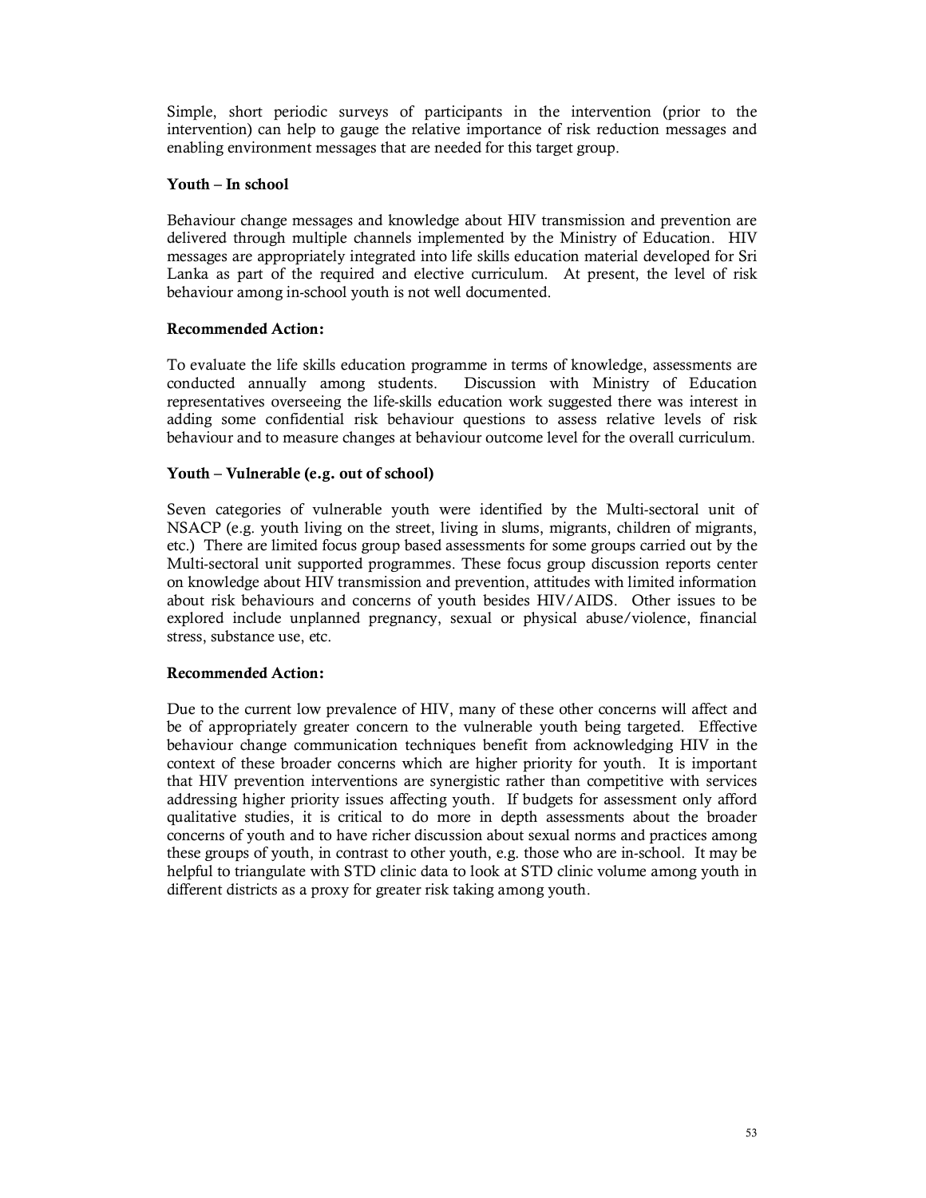Simple, short periodic surveys of participants in the intervention (prior to the intervention) can help to gauge the relative importance of risk reduction messages and enabling environment messages that are needed for this target group.

**Youth – In school**

Behaviour change messages and knowledge about HIV transmission and prevention are delivered through multiple channels implemented by the Ministry of Education. HIV messages are appropriately integrated into life skills education material developed for Sri Lanka as part of the required and elective curriculum. At present, the level of risk behaviour among in-school youth is not well documented.

**Recommended Action:**

To evaluate the life skills education programme in terms of knowledge, assessments are conducted annually among students. Discussion with Ministry of Education representatives overseeing the life-skills education work suggested there was interest in adding some confidential risk behaviour questions to assess relative levels of risk behaviour and to measure changes at behaviour outcome level for the overall curriculum.

**Youth – Vulnerable (e.g. out of school)**

Seven categories of vulnerable youth were identified by the Multi-sectoral unit of NSACP (e.g. youth living on the street, living in slums, migrants, children of migrants, etc.) There are limited focus group based assessments for some groups carried out by the Multi-sectoral unit supported programmes. These focus group discussion reports center on knowledge about HIV transmission and prevention, attitudes with limited information about risk behaviours and concerns of youth besides HIV/AIDS. Other issues to be explored include unplanned pregnancy, sexual or physical abuse/violence, financial stress, substance use, etc.

**Recommended Action:**

Due to the current low prevalence of HIV, many of these other concerns will affect and be of appropriately greater concern to the vulnerable youth being targeted. Effective behaviour change communication techniques benefit from acknowledging HIV in the context of these broader concerns which are higher priority for youth. It is important that HIV prevention interventions are synergistic rather than competitive with services addressing higher priority issues affecting youth. If budgets for assessment only afford qualitative studies, it is critical to do more in depth assessments about the broader concerns of youth and to have richer discussion about sexual norms and practices among these groups of youth, in contrast to other youth, e.g. those who are in-school. It may be helpful to triangulate with STD clinic data to look at STD clinic volume among youth in different districts as a proxy for greater risk taking among youth.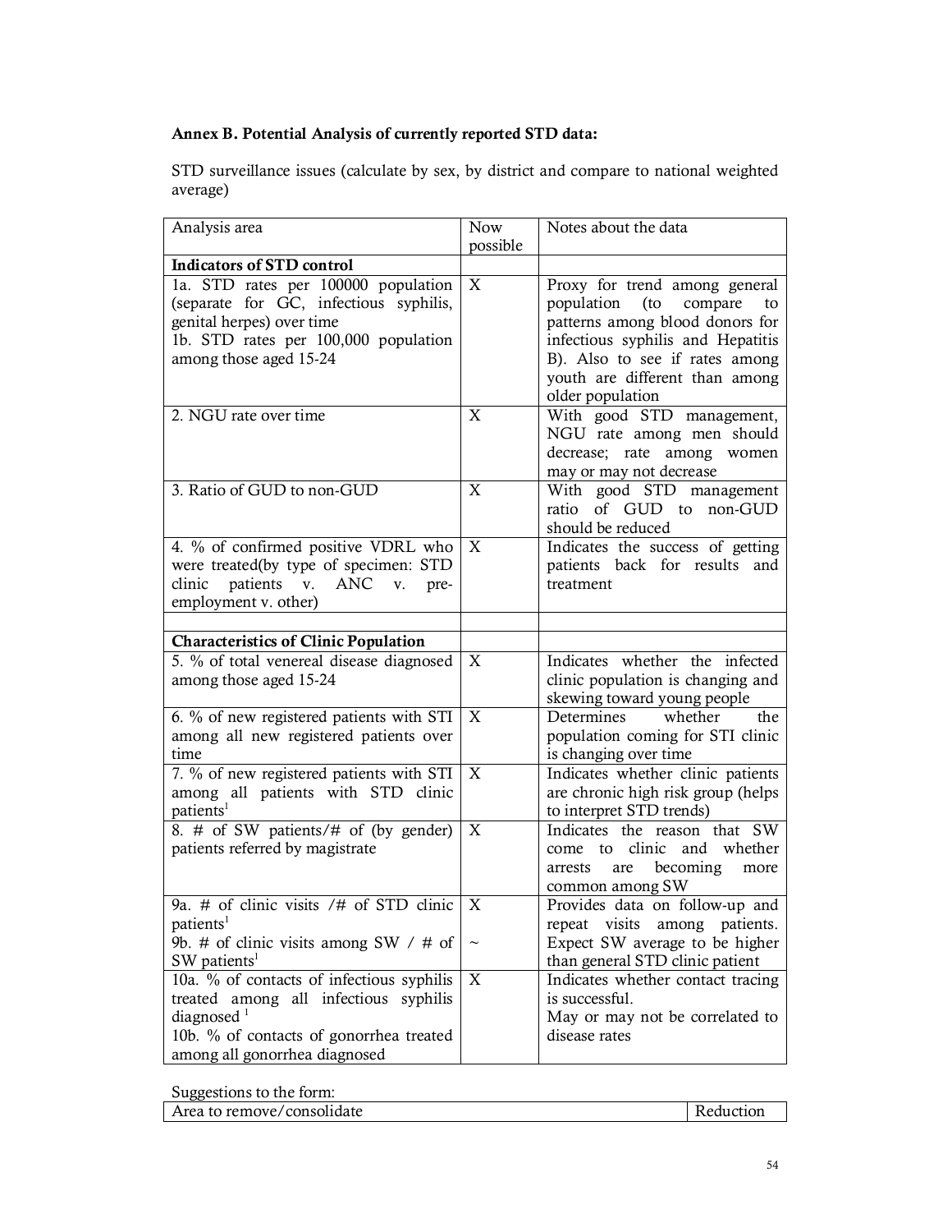**Annex B. Potential Analysis of currently reported STD data:**

STD surveillance issues (calculate by sex, by district and compare to national weighted average)

| Analysis area | Now possible | Notes about the data |
|---|---|---|
| **Indicators of STD control** | | |
| 1a. STD rates per 100000 population (separate for GC, infectious syphilis, genital herpes) over time<br>1b. STD rates per 100,000 population among those aged 15-24 | X | Proxy for trend among general population (to compare to patterns among blood donors for infectious syphilis and Hepatitis B). Also to see if rates among youth are different than among older population |
| 2. NGU rate over time | X | With good STD management, NGU rate among men should decrease; rate among women may or may not decrease |
| 3. Ratio of GUD to non-GUD | X | With good STD management ratio of GUD to non-GUD should be reduced |
| 4. % of confirmed positive VDRL who were treated(by type of specimen: STD clinic patients v. ANC v. pre-employment v. other) | X | Indicates the success of getting patients back for results and treatment |
| | | |
| **Characteristics of Clinic Population** | | |
| 5. % of total venereal disease diagnosed among those aged 15-24 | X | Indicates whether the infected clinic population is changing and skewing toward young people |
| 6. % of new registered patients with STI among all new registered patients over time | X | Determines whether the population coming for STI clinic is changing over time |
| 7. % of new registered patients with STI among all patients with STD clinic patients[1] | X | Indicates whether clinic patients are chronic high risk group (helps to interpret STD trends) |
| 8. # of SW patients/# of (by gender) patients referred by magistrate | X | Indicates the reason that SW come to clinic and whether arrests are becoming more common among SW |
| 9a. # of clinic visits /# of STD clinic patients[1]<br>9b. # of clinic visits among SW / # of SW patients[1] | X<br><br>~ | Provides data on follow-up and repeat visits among patients. Expect SW average to be higher than general STD clinic patient |
| 10a. % of contacts of infectious syphilis treated among all infectious syphilis diagnosed [1]<br>10b. % of contacts of gonorrhea treated among all gonorrhea diagnosed | X | Indicates whether contact tracing is successful.<br>May or may not be correlated to disease rates |

Suggestions to the form:

| Area to remove/consolidate | Reduction |
|---|---|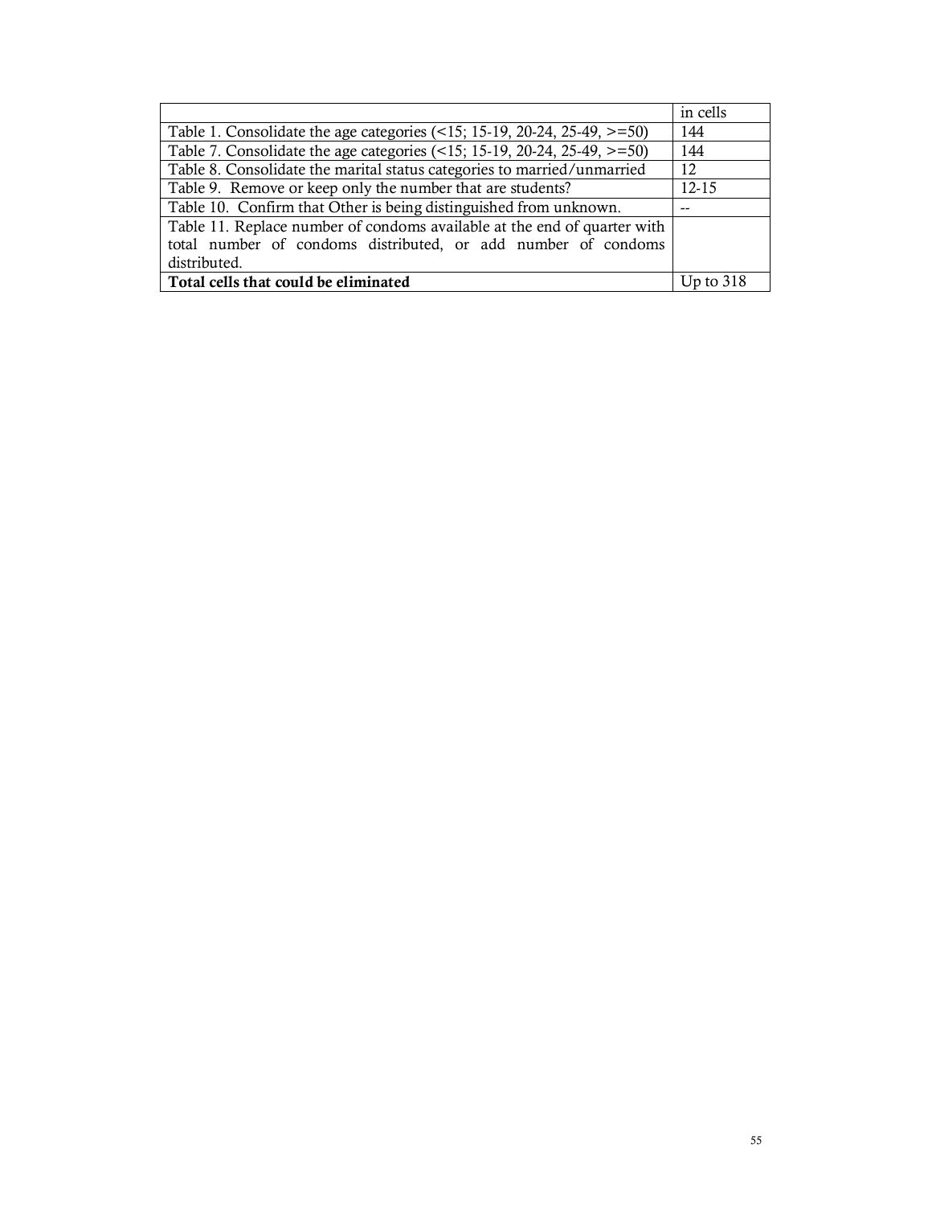| | in cells |
|---|---|
| Table 1. Consolidate the age categories (<15; 15-19, 20-24, 25-49, >=50) | 144 |
| Table 7. Consolidate the age categories (<15; 15-19, 20-24, 25-49, >=50) | 144 |
| Table 8. Consolidate the marital status categories to married/unmarried | 12 |
| Table 9. Remove or keep only the number that are students? | 12-15 |
| Table 10. Confirm that Other is being distinguished from unknown. | -- |
| Table 11. Replace number of condoms available at the end of quarter with total number of condoms distributed, or add number of condoms distributed. | |
| **Total cells that could be eliminated** | Up to 318 |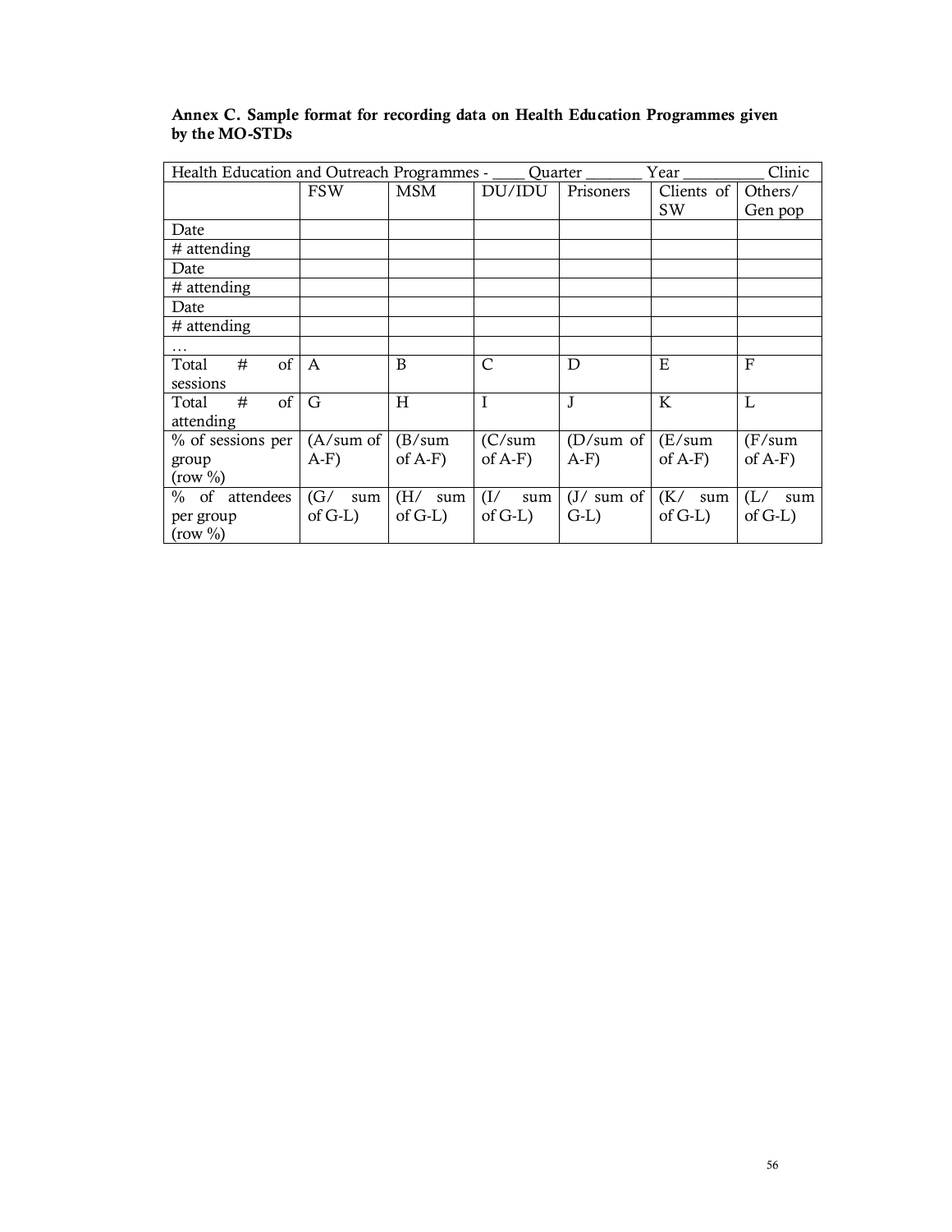**Annex C. Sample format for recording data on Health Education Programmes given by the MO-STDs**

| Health Education and Outreach Programmes - ____ Quarter _______ Year __________ Clinic | | | | | | |
|---|---|---|---|---|---|---|
| | FSW | MSM | DU/IDU | Prisoners | Clients of SW | Others/ Gen pop |
| Date | | | | | | |
| # attending | | | | | | |
| Date | | | | | | |
| # attending | | | | | | |
| Date | | | | | | |
| # attending | | | | | | |
| … | | | | | | |
| Total # of sessions | A | B | C | D | E | F |
| Total # of attending | G | H | I | J | K | L |
| % of sessions per group (row %) | (A/sum of A-F) | (B/sum of A-F) | (C/sum of A-F) | (D/sum of A-F) | (E/sum of A-F) | (F/sum of A-F) |
| % of attendees per group (row %) | (G/ sum of G-L) | (H/ sum of G-L) | (I/ sum of G-L) | (J/ sum of G-L) | (K/ sum of G-L) | (L/ sum of G-L) |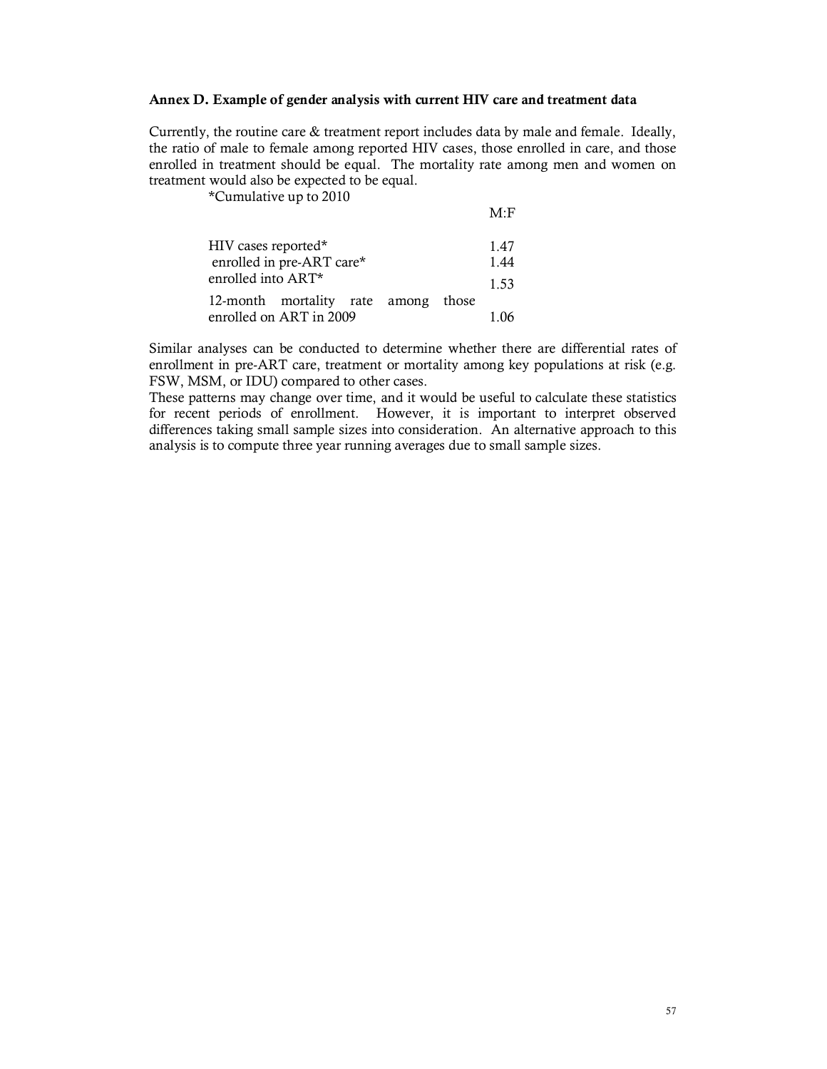**Annex D. Example of gender analysis with current HIV care and treatment data**

Currently, the routine care & treatment report includes data by male and female. Ideally, the ratio of male to female among reported HIV cases, those enrolled in care, and those enrolled in treatment should be equal. The mortality rate among men and women on treatment would also be expected to be equal.

*Cumulative up to 2010

| | M:F |
|---|---|
| HIV cases reported* | 1.47 |
| enrolled in pre-ART care* | 1.44 |
| enrolled into ART* | 1.53 |
| 12-month mortality rate among those enrolled on ART in 2009 | 1.06 |

Similar analyses can be conducted to determine whether there are differential rates of enrollment in pre-ART care, treatment or mortality among key populations at risk (e.g. FSW, MSM, or IDU) compared to other cases.

These patterns may change over time, and it would be useful to calculate these statistics for recent periods of enrollment. However, it is important to interpret observed differences taking small sample sizes into consideration. An alternative approach to this analysis is to compute three year running averages due to small sample sizes.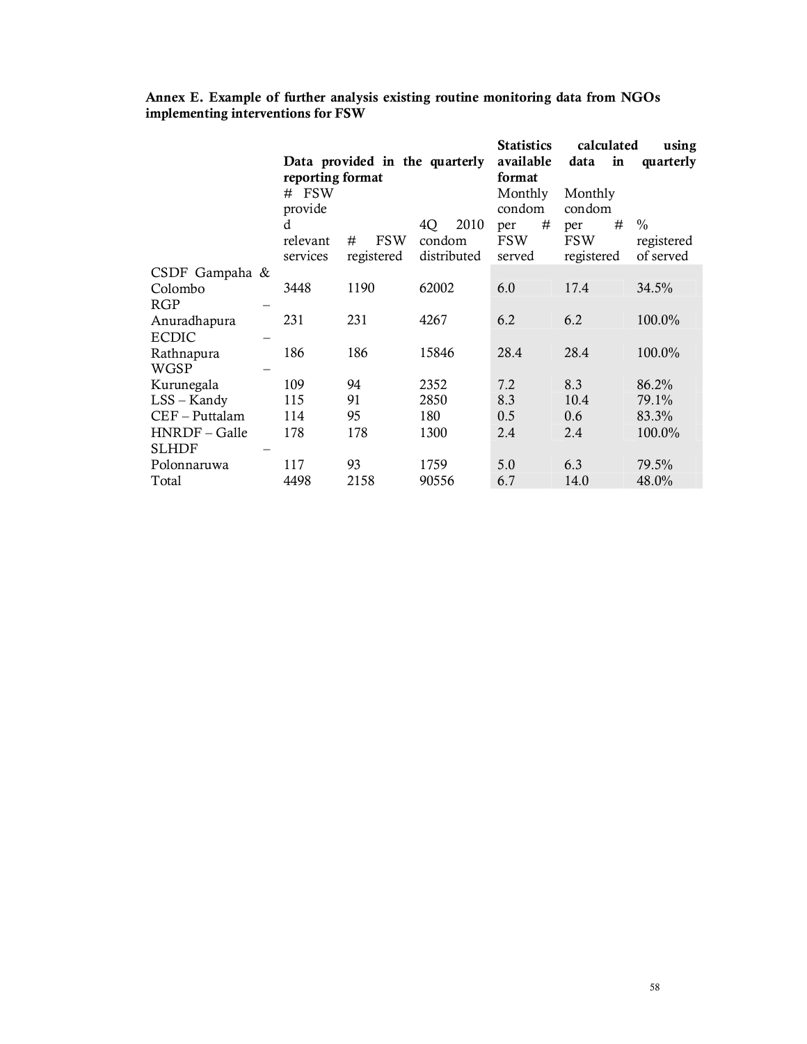**Annex E. Example of further analysis existing routine monitoring data from NGOs implementing interventions for FSW**

| | Data provided in the quarterly reporting format | | | Statistics calculated using available data in quarterly format | | |
|---|---|---|---|---|---|---|
| | # FSW provided relevant services | # FSW registered | 4Q 2010 condom distributed | Monthly condom per # FSW served | Monthly condom per # FSW registered | % registered of served |
| CSDF Gampaha & Colombo | 3448 | 1190 | 62002 | 6.0 | 17.4 | 34.5% |
| RGP – Anuradhapura | 231 | 231 | 4267 | 6.2 | 6.2 | 100.0% |
| ECDIC – Rathnapura | 186 | 186 | 15846 | 28.4 | 28.4 | 100.0% |
| WGSP – Kurunegala | 109 | 94 | 2352 | 7.2 | 8.3 | 86.2% |
| LSS – Kandy | 115 | 91 | 2850 | 8.3 | 10.4 | 79.1% |
| CEF – Puttalam | 114 | 95 | 180 | 0.5 | 0.6 | 83.3% |
| HNRDF – Galle | 178 | 178 | 1300 | 2.4 | 2.4 | 100.0% |
| SLHDF – Polonnaruwa | 117 | 93 | 1759 | 5.0 | 6.3 | 79.5% |
| Total | 4498 | 2158 | 90556 | 6.7 | 14.0 | 48.0% |